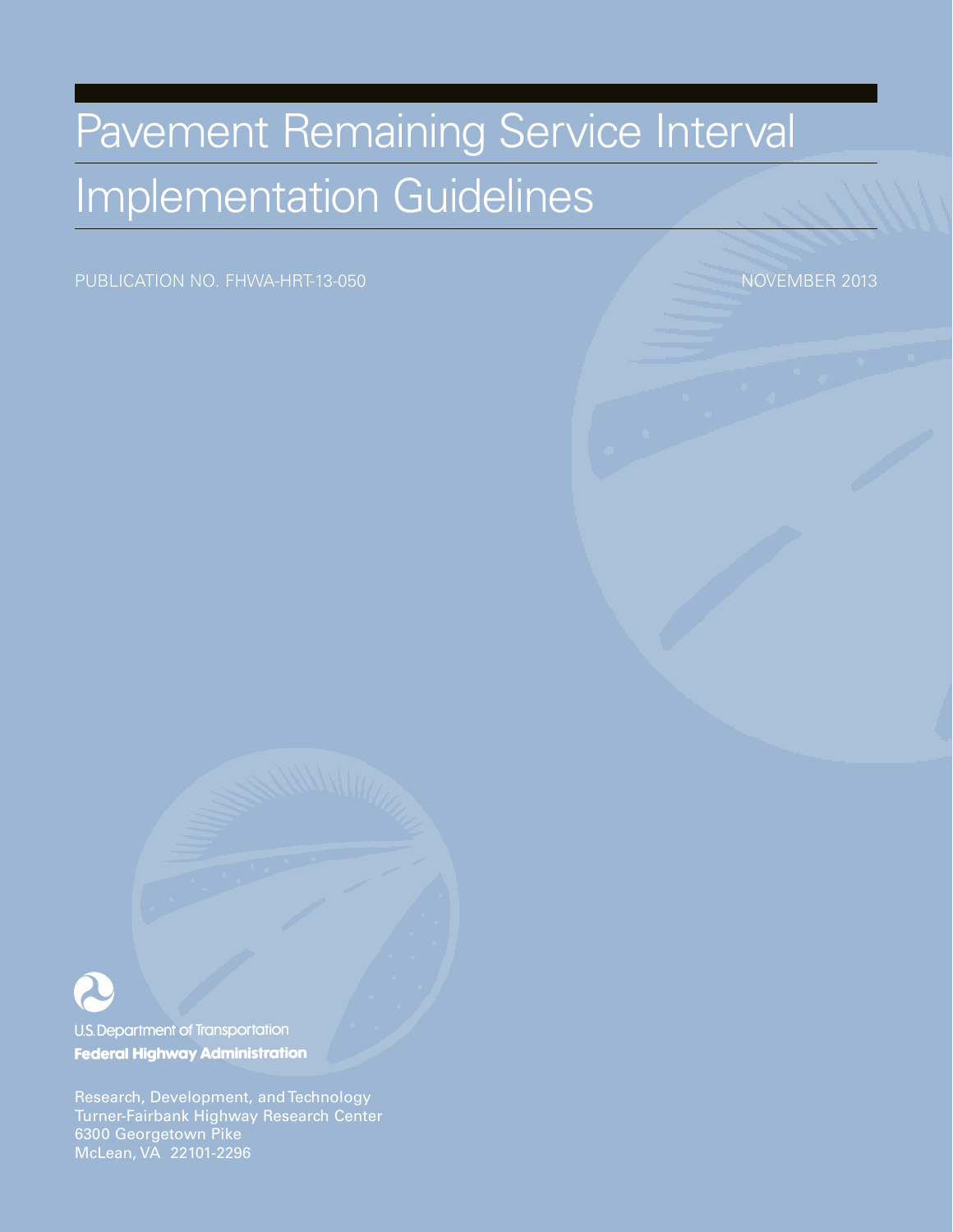# Pavement Remaining Service Interval Implementation Guidelines

PUBLICATION NO. FHWA-HRT-13-050

NOVEMBER 2013

U.S. Department of Transportation
**Federal Highway Administration**

Research, Development, and Technology
Turner-Fairbank Highway Research Center
6300 Georgetown Pike
McLean, VA 22101-2296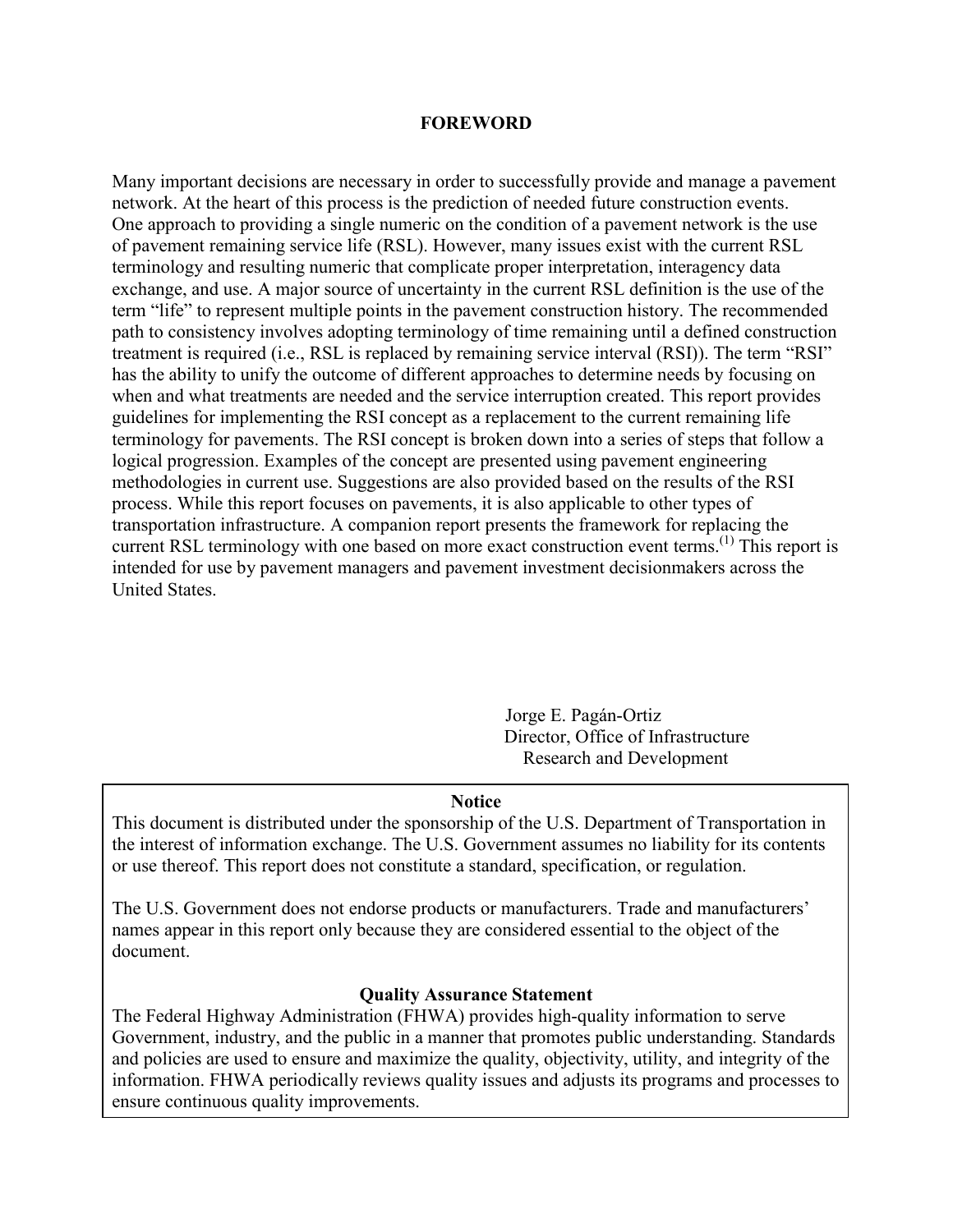# FOREWORD

Many important decisions are necessary in order to successfully provide and manage a pavement network. At the heart of this process is the prediction of needed future construction events. One approach to providing a single numeric on the condition of a pavement network is the use of pavement remaining service life (RSL). However, many issues exist with the current RSL terminology and resulting numeric that complicate proper interpretation, interagency data exchange, and use. A major source of uncertainty in the current RSL definition is the use of the term "life" to represent multiple points in the pavement construction history. The recommended path to consistency involves adopting terminology of time remaining until a defined construction treatment is required (i.e., RSL is replaced by remaining service interval (RSI)). The term "RSI" has the ability to unify the outcome of different approaches to determine needs by focusing on when and what treatments are needed and the service interruption created. This report provides guidelines for implementing the RSI concept as a replacement to the current remaining life terminology for pavements. The RSI concept is broken down into a series of steps that follow a logical progression. Examples of the concept are presented using pavement engineering methodologies in current use. Suggestions are also provided based on the results of the RSI process. While this report focuses on pavements, it is also applicable to other types of transportation infrastructure. A companion report presents the framework for replacing the current RSL terminology with one based on more exact construction event terms.[1] This report is intended for use by pavement managers and pavement investment decisionmakers across the United States.

Jorge E. Pagán-Ortiz
Director, Office of Infrastructure
Research and Development

**Notice**

This document is distributed under the sponsorship of the U.S. Department of Transportation in the interest of information exchange. The U.S. Government assumes no liability for its contents or use thereof. This report does not constitute a standard, specification, or regulation.

The U.S. Government does not endorse products or manufacturers. Trade and manufacturers' names appear in this report only because they are considered essential to the object of the document.

**Quality Assurance Statement**

The Federal Highway Administration (FHWA) provides high-quality information to serve Government, industry, and the public in a manner that promotes public understanding. Standards and policies are used to ensure and maximize the quality, objectivity, utility, and integrity of the information. FHWA periodically reviews quality issues and adjusts its programs and processes to ensure continuous quality improvements.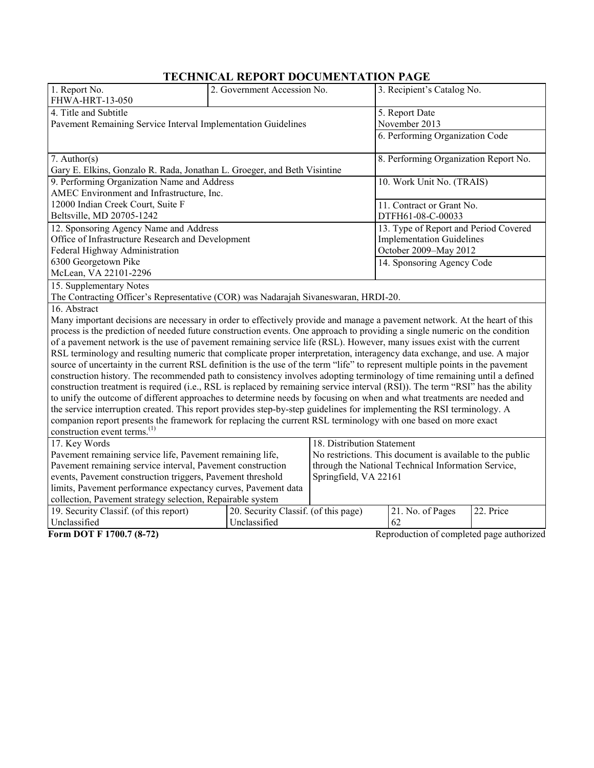# TECHNICAL REPORT DOCUMENTATION PAGE

| 1. Report No.<br>FHWA-HRT-13-050 | 2. Government Accession No. | 3. Recipient's Catalog No. |
|---|---|---|
| 4. Title and Subtitle<br>Pavement Remaining Service Interval Implementation Guidelines | | 5. Report Date<br>November 2013<br>6. Performing Organization Code |
| 7. Author(s)<br>Gary E. Elkins, Gonzalo R. Rada, Jonathan L. Groeger, and Beth Visintine | | 8. Performing Organization Report No. |
| 9. Performing Organization Name and Address<br>AMEC Environment and Infrastructure, Inc.<br>12000 Indian Creek Court, Suite F<br>Beltsville, MD 20705-1242 | | 10. Work Unit No. (TRAIS)<br>11. Contract or Grant No.<br>DTFH61-08-C-00033 |
| 12. Sponsoring Agency Name and Address<br>Office of Infrastructure Research and Development<br>Federal Highway Administration<br>6300 Georgetown Pike<br>McLean, VA 22101-2296 | | 13. Type of Report and Period Covered<br>Implementation Guidelines<br>October 2009–May 2012<br>14. Sponsoring Agency Code |

15. Supplementary Notes

The Contracting Officer's Representative (COR) was Nadarajah Sivaneswaran, HRDI-20.

16. Abstract

Many important decisions are necessary in order to effectively provide and manage a pavement network. At the heart of this process is the prediction of needed future construction events. One approach to providing a single numeric on the condition of a pavement network is the use of pavement remaining service life (RSL). However, many issues exist with the current RSL terminology and resulting numeric that complicate proper interpretation, interagency data exchange, and use. A major source of uncertainty in the current RSL definition is the use of the term "life" to represent multiple points in the pavement construction history. The recommended path to consistency involves adopting terminology of time remaining until a defined construction treatment is required (i.e., RSL is replaced by remaining service interval (RSI)). The term "RSI" has the ability to unify the outcome of different approaches to determine needs by focusing on when and what treatments are needed and the service interruption created. This report provides step-by-step guidelines for implementing the RSI terminology. A companion report presents the framework for replacing the current RSL terminology with one based on more exact construction event terms.(1)

| 17. Key Words | 18. Distribution Statement |
|---|---|
| Pavement remaining service life, Pavement remaining life, Pavement remaining service interval, Pavement construction events, Pavement construction triggers, Pavement threshold limits, Pavement performance expectancy curves, Pavement data collection, Pavement strategy selection, Repairable system | No restrictions. This document is available to the public through the National Technical Information Service, Springfield, VA 22161 |

| 19. Security Classif. (of this report) | 20. Security Classif. (of this page) | 21. No. of Pages | 22. Price |
|---|---|---|---|
| Unclassified | Unclassified | 62 | |

**Form DOT F 1700.7 (8-72)** Reproduction of completed page authorized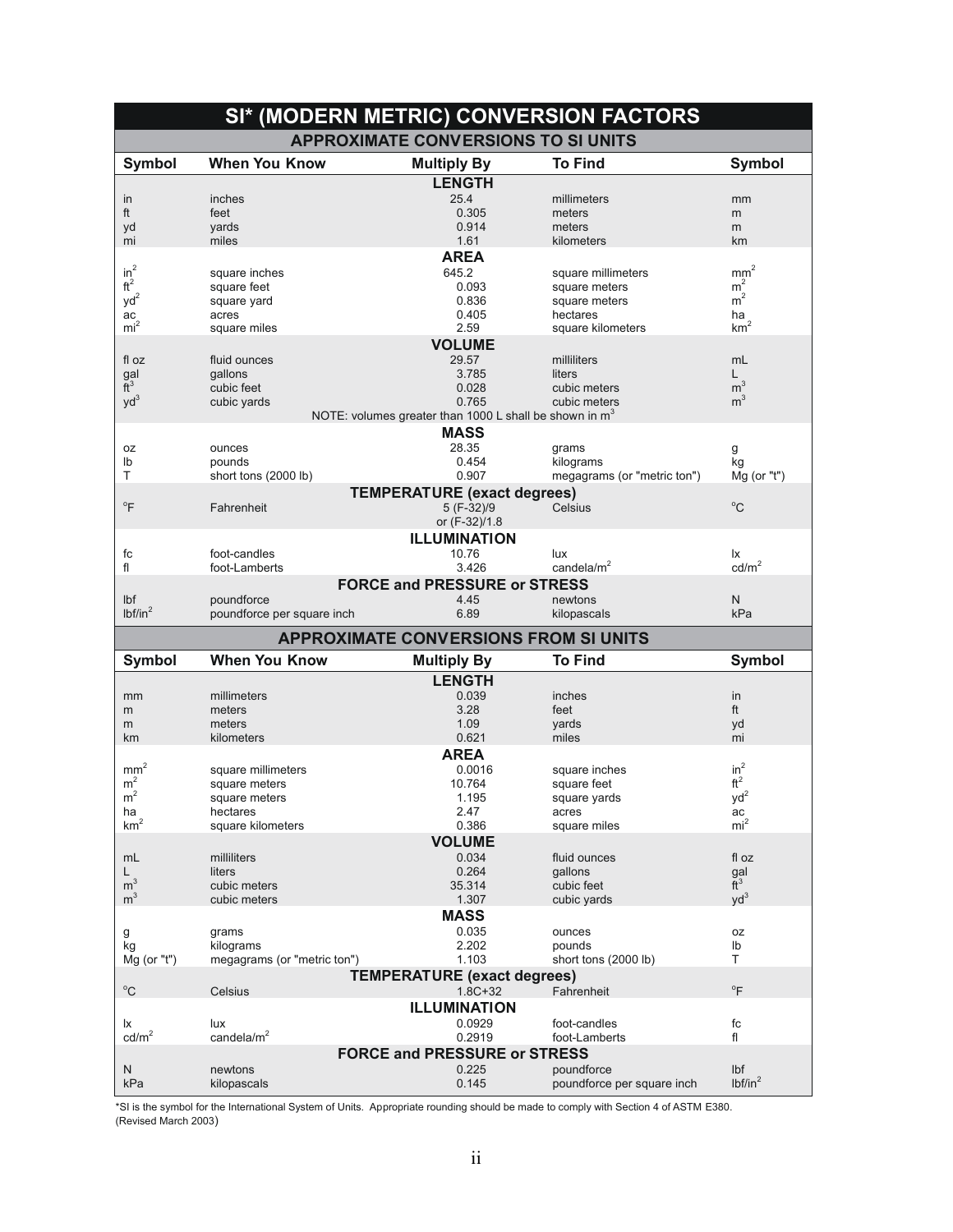# SI* (MODERN METRIC) CONVERSION FACTORS

## APPROXIMATE CONVERSIONS TO SI UNITS

| Symbol | When You Know | Multiply By | To Find | Symbol |
|---|---|---|---|---|
| | | **LENGTH** | | |
| in | inches | 25.4 | millimeters | mm |
| ft | feet | 0.305 | meters | m |
| yd | yards | 0.914 | meters | m |
| mi | miles | 1.61 | kilometers | km |
| | | **AREA** | | |
| $in^2$ | square inches | 645.2 | square millimeters | $mm^2$ |
| $ft^2$ | square feet | 0.093 | square meters | $m^2$ |
| $yd^2$ | square yard | 0.836 | square meters | $m^2$ |
| ac | acres | 0.405 | hectares | ha |
| $mi^2$ | square miles | 2.59 | square kilometers | $km^2$ |
| | | **VOLUME** | | |
| fl oz | fluid ounces | 29.57 | milliliters | mL |
| gal | gallons | 3.785 | liters | L |
| $ft^3$ | cubic feet | 0.028 | cubic meters | $m^3$ |
| $yd^3$ | cubic yards | 0.765 | cubic meters | $m^3$ |
| | | NOTE: volumes greater than 1000 L shall be shown in $m^3$ | | |
| | | **MASS** | | |
| oz | ounces | 28.35 | grams | g |
| lb | pounds | 0.454 | kilograms | kg |
| T | short tons (2000 lb) | 0.907 | megagrams (or "metric ton") | Mg (or "t") |
| | | **TEMPERATURE (exact degrees)** | | |
| °F | Fahrenheit | 5 (F-32)/9 or (F-32)/1.8 | Celsius | °C |
| | | **ILLUMINATION** | | |
| fc | foot-candles | 10.76 | lux | lx |
| fl | foot-Lamberts | 3.426 | candela/$m^2$ | cd/$m^2$ |
| | | **FORCE and PRESSURE or STRESS** | | |
| lbf | poundforce | 4.45 | newtons | N |
| lbf/$in^2$ | poundforce per square inch | 6.89 | kilopascals | kPa |

## APPROXIMATE CONVERSIONS FROM SI UNITS

| Symbol | When You Know | Multiply By | To Find | Symbol |
|---|---|---|---|---|
| | | **LENGTH** | | |
| mm | millimeters | 0.039 | inches | in |
| m | meters | 3.28 | feet | ft |
| m | meters | 1.09 | yards | yd |
| km | kilometers | 0.621 | miles | mi |
| | | **AREA** | | |
| $mm^2$ | square millimeters | 0.0016 | square inches | $in^2$ |
| $m^2$ | square meters | 10.764 | square feet | $ft^2$ |
| $m^2$ | square meters | 1.195 | square yards | $yd^2$ |
| ha | hectares | 2.47 | acres | ac |
| $km^2$ | square kilometers | 0.386 | square miles | $mi^2$ |
| | | **VOLUME** | | |
| mL | milliliters | 0.034 | fluid ounces | fl oz |
| L | liters | 0.264 | gallons | gal |
| $m^3$ | cubic meters | 35.314 | cubic feet | $ft^3$ |
| $m^3$ | cubic meters | 1.307 | cubic yards | $yd^3$ |
| | | **MASS** | | |
| g | grams | 0.035 | ounces | oz |
| kg | kilograms | 2.202 | pounds | lb |
| Mg (or "t") | megagrams (or "metric ton") | 1.103 | short tons (2000 lb) | T |
| | | **TEMPERATURE (exact degrees)** | | |
| °C | Celsius | 1.8C+32 | Fahrenheit | °F |
| | | **ILLUMINATION** | | |
| lx | lux | 0.0929 | foot-candles | fc |
| cd/$m^2$ | candela/$m^2$ | 0.2919 | foot-Lamberts | fl |
| | | **FORCE and PRESSURE or STRESS** | | |
| N | newtons | 0.225 | poundforce | lbf |
| kPa | kilopascals | 0.145 | poundforce per square inch | lbf/$in^2$ |

*SI is the symbol for the International System of Units. Appropriate rounding should be made to comply with Section 4 of ASTM E380.
(Revised March 2003)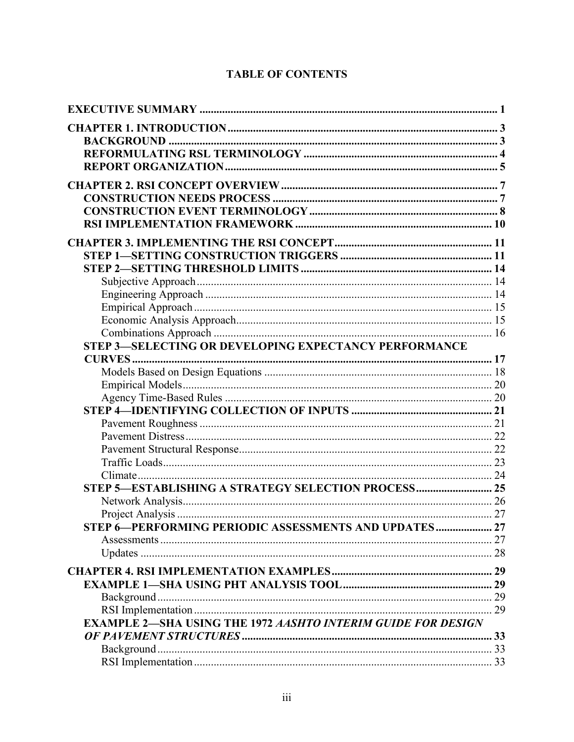# TABLE OF CONTENTS

**EXECUTIVE SUMMARY** ..... 1

**CHAPTER 1. INTRODUCTION** ..... 3
- **BACKGROUND** ..... 3
- **REFORMULATING RSL TERMINOLOGY** ..... 4
- **REPORT ORGANIZATION** ..... 5

**CHAPTER 2. RSI CONCEPT OVERVIEW** ..... 7
- **CONSTRUCTION NEEDS PROCESS** ..... 7
- **CONSTRUCTION EVENT TERMINOLOGY** ..... 8
- **RSI IMPLEMENTATION FRAMEWORK** ..... 10

**CHAPTER 3. IMPLEMENTING THE RSI CONCEPT** ..... 11
- **STEP 1—SETTING CONSTRUCTION TRIGGERS** ..... 11
- **STEP 2—SETTING THRESHOLD LIMITS** ..... 14
  - Subjective Approach ..... 14
  - Engineering Approach ..... 14
  - Empirical Approach ..... 15
  - Economic Analysis Approach ..... 15
  - Combinations Approach ..... 16
- **STEP 3—SELECTING OR DEVELOPING EXPECTANCY PERFORMANCE CURVES** ..... 17
  - Models Based on Design Equations ..... 18
  - Empirical Models ..... 20
  - Agency Time-Based Rules ..... 20
- **STEP 4—IDENTIFYING COLLECTION OF INPUTS** ..... 21
  - Pavement Roughness ..... 21
  - Pavement Distress ..... 22
  - Pavement Structural Response ..... 22
  - Traffic Loads ..... 23
  - Climate ..... 24
- **STEP 5—ESTABLISHING A STRATEGY SELECTION PROCESS** ..... 25
  - Network Analysis ..... 26
  - Project Analysis ..... 27
- **STEP 6—PERFORMING PERIODIC ASSESSMENTS AND UPDATES** ..... 27
  - Assessments ..... 27
  - Updates ..... 28

**CHAPTER 4. RSI IMPLEMENTATION EXAMPLES** ..... 29
- **EXAMPLE 1—SHA USING PHT ANALYSIS TOOL** ..... 29
  - Background ..... 29
  - RSI Implementation ..... 29
- **EXAMPLE 2—SHA USING THE 1972 *AASHTO INTERIM GUIDE FOR DESIGN OF PAVEMENT STRUCTURES*** ..... 33
  - Background ..... 33
  - RSI Implementation ..... 33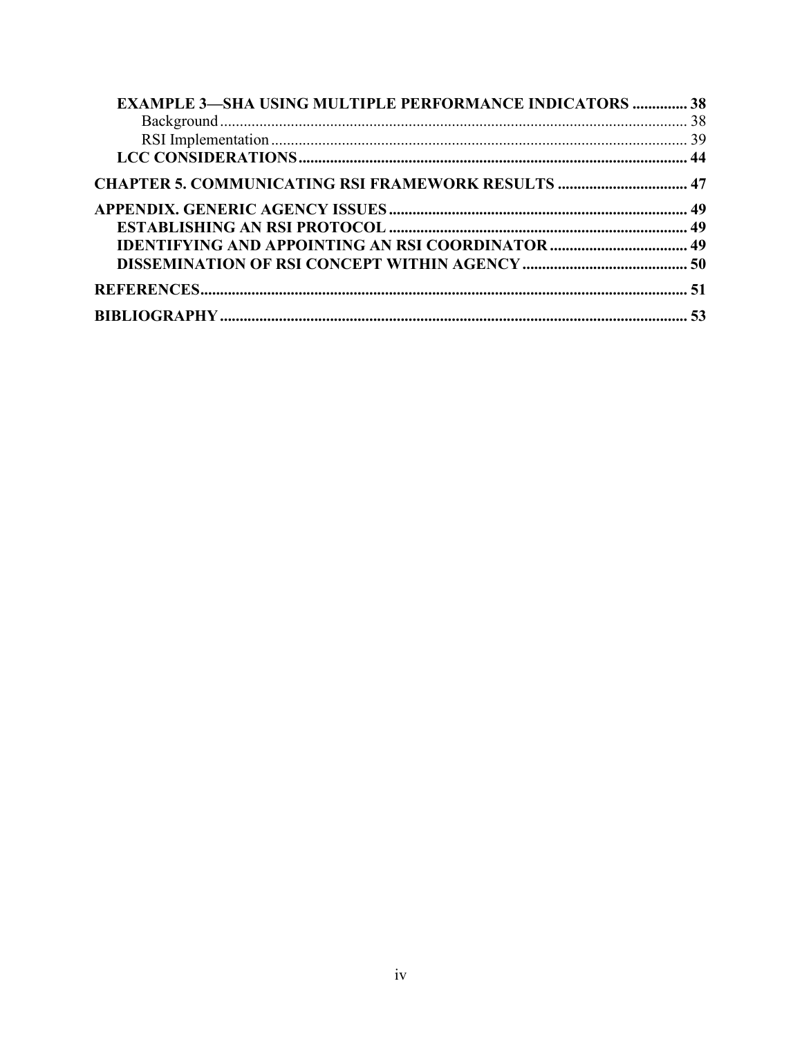**EXAMPLE 3—SHA USING MULTIPLE PERFORMANCE INDICATORS** .............. **38**
Background ........................................................................................................ 38
RSI Implementation ............................................................................................ 39
**LCC CONSIDERATIONS** .................................................................................. **44**

**CHAPTER 5. COMMUNICATING RSI FRAMEWORK RESULTS** ................................. **47**

**APPENDIX. GENERIC AGENCY ISSUES** ........................................................................ **49**
**ESTABLISHING AN RSI PROTOCOL** ......................................................................... **49**
**IDENTIFYING AND APPOINTING AN RSI COORDINATOR** ................................... **49**
**DISSEMINATION OF RSI CONCEPT WITHIN AGENCY** .......................................... **50**

**REFERENCES** ....................................................................................................................... **51**

**BIBLIOGRAPHY** .................................................................................................................. **53**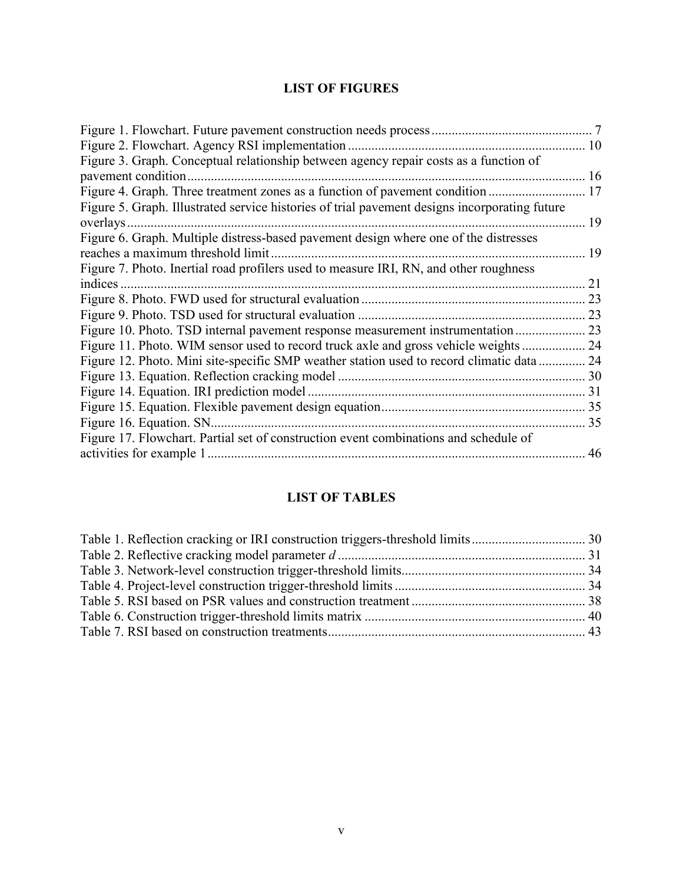## LIST OF FIGURES

Figure 1. Flowchart. Future pavement construction needs process ... 7
Figure 2. Flowchart. Agency RSI implementation ... 10
Figure 3. Graph. Conceptual relationship between agency repair costs as a function of pavement condition ... 16
Figure 4. Graph. Three treatment zones as a function of pavement condition ... 17
Figure 5. Graph. Illustrated service histories of trial pavement designs incorporating future overlays ... 19
Figure 6. Graph. Multiple distress-based pavement design where one of the distresses reaches a maximum threshold limit ... 19
Figure 7. Photo. Inertial road profilers used to measure IRI, RN, and other roughness indices ... 21
Figure 8. Photo. FWD used for structural evaluation ... 23
Figure 9. Photo. TSD used for structural evaluation ... 23
Figure 10. Photo. TSD internal pavement response measurement instrumentation ... 23
Figure 11. Photo. WIM sensor used to record truck axle and gross vehicle weights ... 24
Figure 12. Photo. Mini site-specific SMP weather station used to record climatic data ... 24
Figure 13. Equation. Reflection cracking model ... 30
Figure 14. Equation. IRI prediction model ... 31
Figure 15. Equation. Flexible pavement design equation ... 35
Figure 16. Equation. SN ... 35
Figure 17. Flowchart. Partial set of construction event combinations and schedule of activities for example 1 ... 46

## LIST OF TABLES

Table 1. Reflection cracking or IRI construction triggers-threshold limits ... 30
Table 2. Reflective cracking model parameter *d* ... 31
Table 3. Network-level construction trigger-threshold limits ... 34
Table 4. Project-level construction trigger-threshold limits ... 34
Table 5. RSI based on PSR values and construction treatment ... 38
Table 6. Construction trigger-threshold limits matrix ... 40
Table 7. RSI based on construction treatments ... 43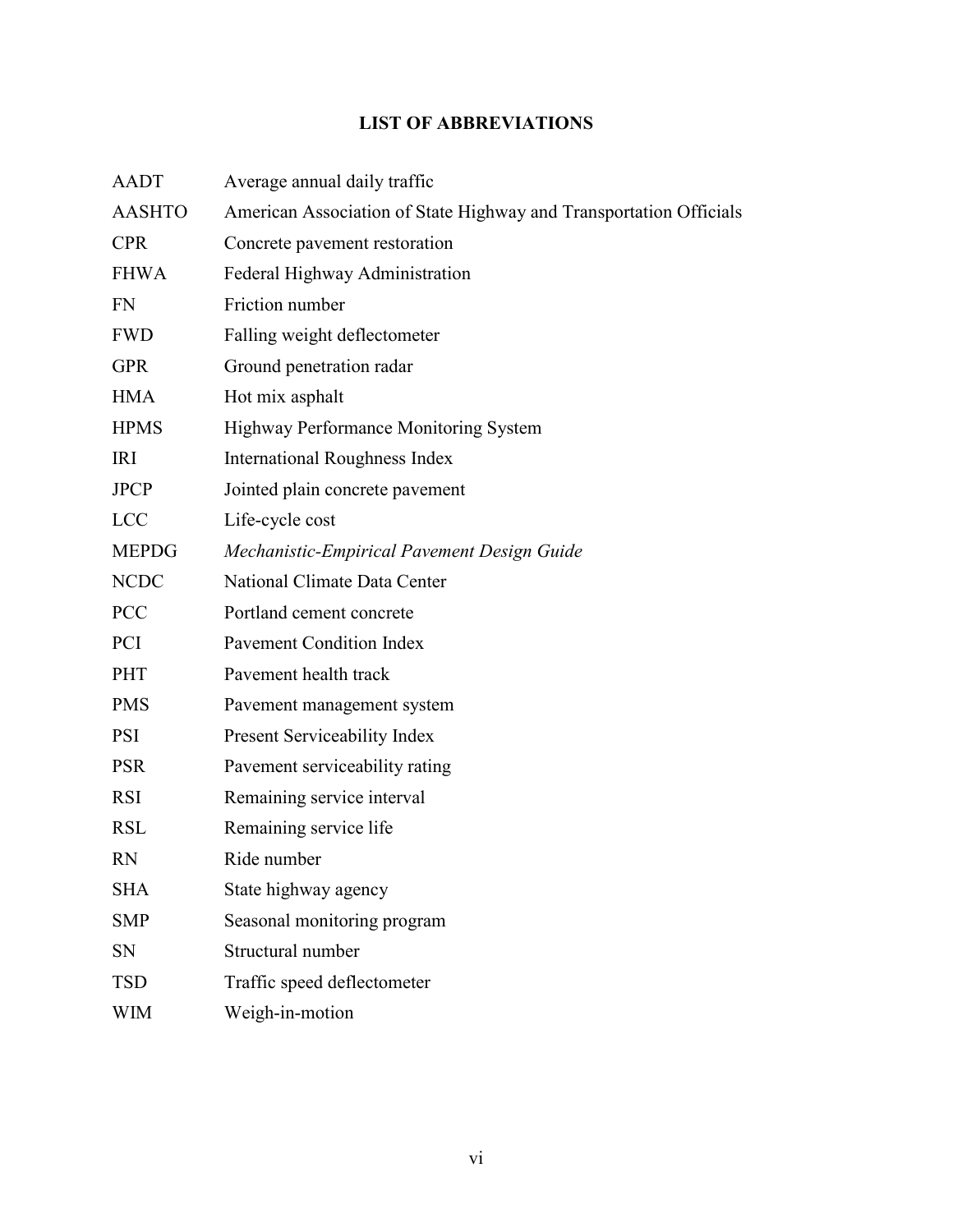# LIST OF ABBREVIATIONS

| | |
|---|---|
| AADT | Average annual daily traffic |
| AASHTO | American Association of State Highway and Transportation Officials |
| CPR | Concrete pavement restoration |
| FHWA | Federal Highway Administration |
| FN | Friction number |
| FWD | Falling weight deflectometer |
| GPR | Ground penetration radar |
| HMA | Hot mix asphalt |
| HPMS | Highway Performance Monitoring System |
| IRI | International Roughness Index |
| JPCP | Jointed plain concrete pavement |
| LCC | Life-cycle cost |
| MEPDG | *Mechanistic-Empirical Pavement Design Guide* |
| NCDC | National Climate Data Center |
| PCC | Portland cement concrete |
| PCI | Pavement Condition Index |
| PHT | Pavement health track |
| PMS | Pavement management system |
| PSI | Present Serviceability Index |
| PSR | Pavement serviceability rating |
| RSI | Remaining service interval |
| RSL | Remaining service life |
| RN | Ride number |
| SHA | State highway agency |
| SMP | Seasonal monitoring program |
| SN | Structural number |
| TSD | Traffic speed deflectometer |
| WIM | Weigh-in-motion |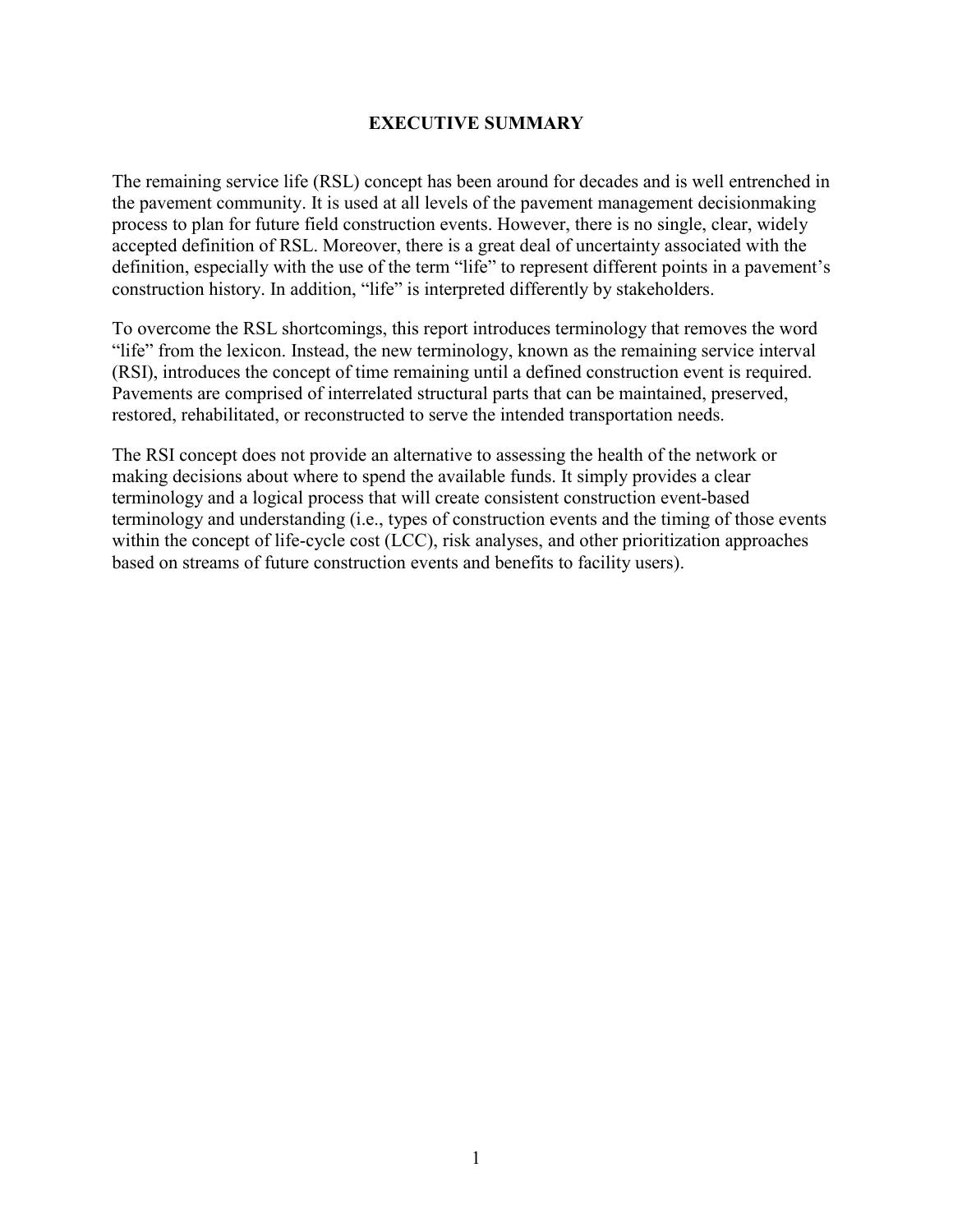# EXECUTIVE SUMMARY

The remaining service life (RSL) concept has been around for decades and is well entrenched in the pavement community. It is used at all levels of the pavement management decisionmaking process to plan for future field construction events. However, there is no single, clear, widely accepted definition of RSL. Moreover, there is a great deal of uncertainty associated with the definition, especially with the use of the term "life" to represent different points in a pavement's construction history. In addition, "life" is interpreted differently by stakeholders.

To overcome the RSL shortcomings, this report introduces terminology that removes the word "life" from the lexicon. Instead, the new terminology, known as the remaining service interval (RSI), introduces the concept of time remaining until a defined construction event is required. Pavements are comprised of interrelated structural parts that can be maintained, preserved, restored, rehabilitated, or reconstructed to serve the intended transportation needs.

The RSI concept does not provide an alternative to assessing the health of the network or making decisions about where to spend the available funds. It simply provides a clear terminology and a logical process that will create consistent construction event-based terminology and understanding (i.e., types of construction events and the timing of those events within the concept of life-cycle cost (LCC), risk analyses, and other prioritization approaches based on streams of future construction events and benefits to facility users).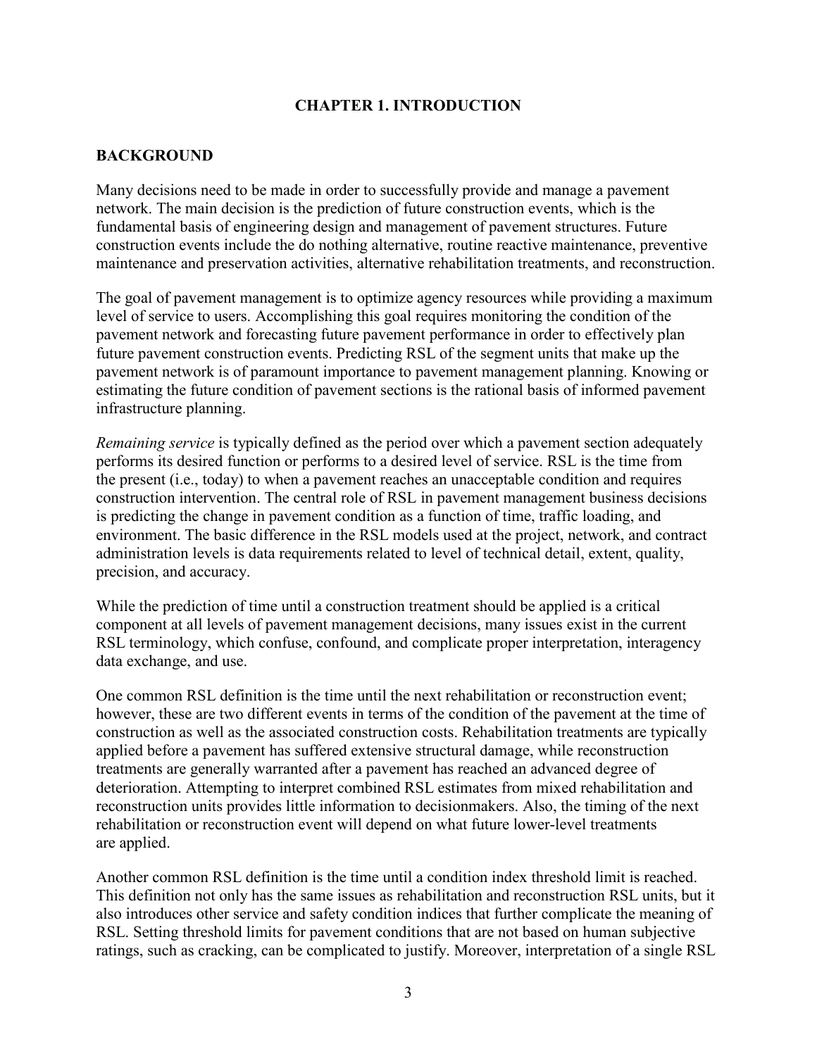# CHAPTER 1. INTRODUCTION

## BACKGROUND

Many decisions need to be made in order to successfully provide and manage a pavement network. The main decision is the prediction of future construction events, which is the fundamental basis of engineering design and management of pavement structures. Future construction events include the do nothing alternative, routine reactive maintenance, preventive maintenance and preservation activities, alternative rehabilitation treatments, and reconstruction.

The goal of pavement management is to optimize agency resources while providing a maximum level of service to users. Accomplishing this goal requires monitoring the condition of the pavement network and forecasting future pavement performance in order to effectively plan future pavement construction events. Predicting RSL of the segment units that make up the pavement network is of paramount importance to pavement management planning. Knowing or estimating the future condition of pavement sections is the rational basis of informed pavement infrastructure planning.

*Remaining service* is typically defined as the period over which a pavement section adequately performs its desired function or performs to a desired level of service. RSL is the time from the present (i.e., today) to when a pavement reaches an unacceptable condition and requires construction intervention. The central role of RSL in pavement management business decisions is predicting the change in pavement condition as a function of time, traffic loading, and environment. The basic difference in the RSL models used at the project, network, and contract administration levels is data requirements related to level of technical detail, extent, quality, precision, and accuracy.

While the prediction of time until a construction treatment should be applied is a critical component at all levels of pavement management decisions, many issues exist in the current RSL terminology, which confuse, confound, and complicate proper interpretation, interagency data exchange, and use.

One common RSL definition is the time until the next rehabilitation or reconstruction event; however, these are two different events in terms of the condition of the pavement at the time of construction as well as the associated construction costs. Rehabilitation treatments are typically applied before a pavement has suffered extensive structural damage, while reconstruction treatments are generally warranted after a pavement has reached an advanced degree of deterioration. Attempting to interpret combined RSL estimates from mixed rehabilitation and reconstruction units provides little information to decisionmakers. Also, the timing of the next rehabilitation or reconstruction event will depend on what future lower-level treatments are applied.

Another common RSL definition is the time until a condition index threshold limit is reached. This definition not only has the same issues as rehabilitation and reconstruction RSL units, but it also introduces other service and safety condition indices that further complicate the meaning of RSL. Setting threshold limits for pavement conditions that are not based on human subjective ratings, such as cracking, can be complicated to justify. Moreover, interpretation of a single RSL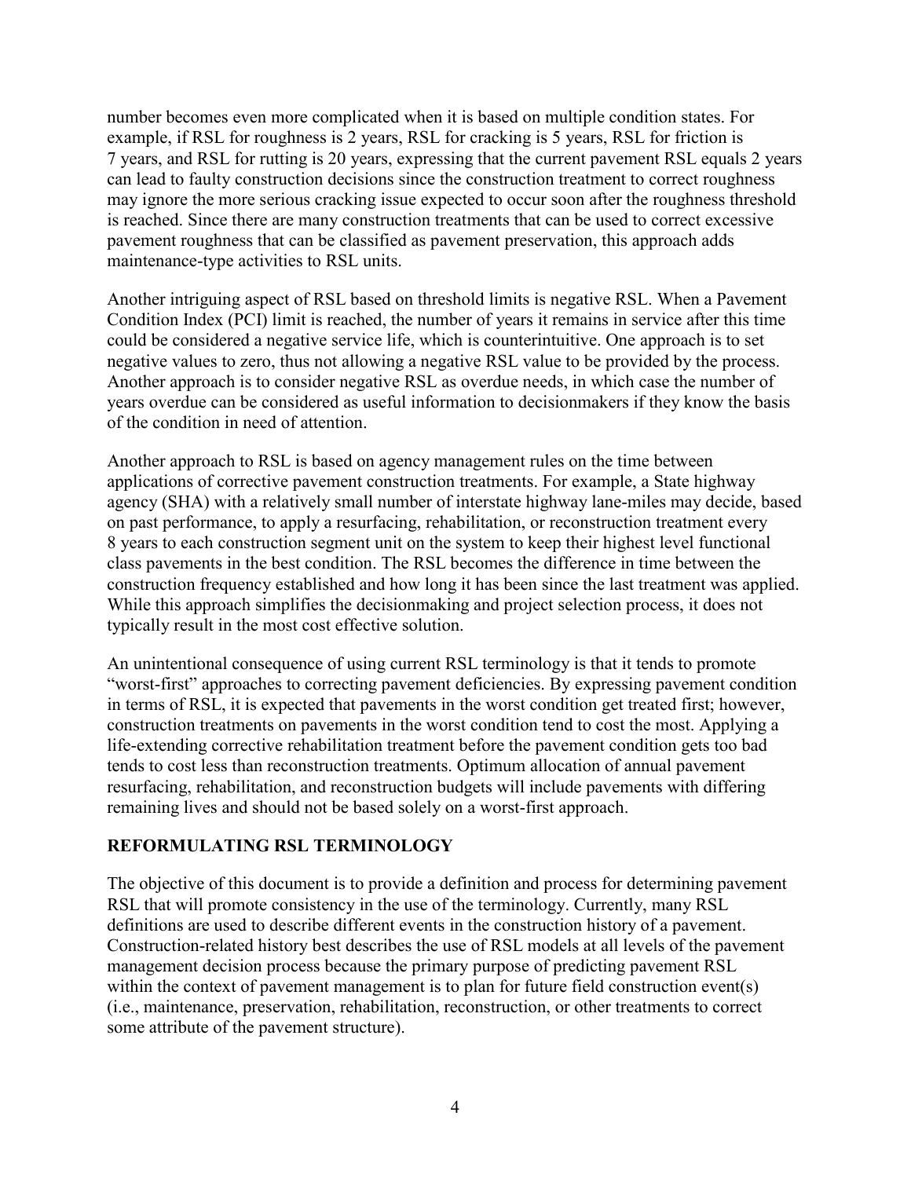number becomes even more complicated when it is based on multiple condition states. For example, if RSL for roughness is 2 years, RSL for cracking is 5 years, RSL for friction is 7 years, and RSL for rutting is 20 years, expressing that the current pavement RSL equals 2 years can lead to faulty construction decisions since the construction treatment to correct roughness may ignore the more serious cracking issue expected to occur soon after the roughness threshold is reached. Since there are many construction treatments that can be used to correct excessive pavement roughness that can be classified as pavement preservation, this approach adds maintenance-type activities to RSL units.

Another intriguing aspect of RSL based on threshold limits is negative RSL. When a Pavement Condition Index (PCI) limit is reached, the number of years it remains in service after this time could be considered a negative service life, which is counterintuitive. One approach is to set negative values to zero, thus not allowing a negative RSL value to be provided by the process. Another approach is to consider negative RSL as overdue needs, in which case the number of years overdue can be considered as useful information to decisionmakers if they know the basis of the condition in need of attention.

Another approach to RSL is based on agency management rules on the time between applications of corrective pavement construction treatments. For example, a State highway agency (SHA) with a relatively small number of interstate highway lane-miles may decide, based on past performance, to apply a resurfacing, rehabilitation, or reconstruction treatment every 8 years to each construction segment unit on the system to keep their highest level functional class pavements in the best condition. The RSL becomes the difference in time between the construction frequency established and how long it has been since the last treatment was applied. While this approach simplifies the decisionmaking and project selection process, it does not typically result in the most cost effective solution.

An unintentional consequence of using current RSL terminology is that it tends to promote "worst-first" approaches to correcting pavement deficiencies. By expressing pavement condition in terms of RSL, it is expected that pavements in the worst condition get treated first; however, construction treatments on pavements in the worst condition tend to cost the most. Applying a life-extending corrective rehabilitation treatment before the pavement condition gets too bad tends to cost less than reconstruction treatments. Optimum allocation of annual pavement resurfacing, rehabilitation, and reconstruction budgets will include pavements with differing remaining lives and should not be based solely on a worst-first approach.

## REFORMULATING RSL TERMINOLOGY

The objective of this document is to provide a definition and process for determining pavement RSL that will promote consistency in the use of the terminology. Currently, many RSL definitions are used to describe different events in the construction history of a pavement. Construction-related history best describes the use of RSL models at all levels of the pavement management decision process because the primary purpose of predicting pavement RSL within the context of pavement management is to plan for future field construction event(s) (i.e., maintenance, preservation, rehabilitation, reconstruction, or other treatments to correct some attribute of the pavement structure).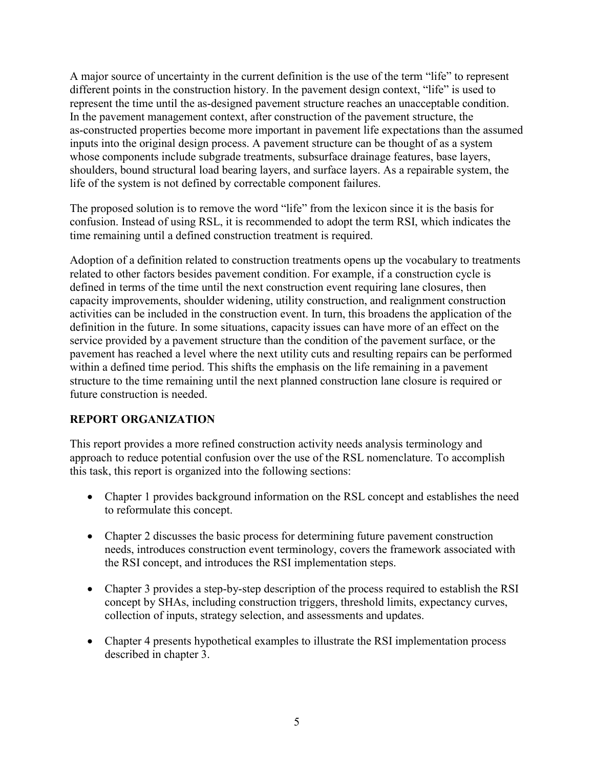A major source of uncertainty in the current definition is the use of the term "life" to represent different points in the construction history. In the pavement design context, "life" is used to represent the time until the as-designed pavement structure reaches an unacceptable condition. In the pavement management context, after construction of the pavement structure, the as-constructed properties become more important in pavement life expectations than the assumed inputs into the original design process. A pavement structure can be thought of as a system whose components include subgrade treatments, subsurface drainage features, base layers, shoulders, bound structural load bearing layers, and surface layers. As a repairable system, the life of the system is not defined by correctable component failures.

The proposed solution is to remove the word "life" from the lexicon since it is the basis for confusion. Instead of using RSL, it is recommended to adopt the term RSI, which indicates the time remaining until a defined construction treatment is required.

Adoption of a definition related to construction treatments opens up the vocabulary to treatments related to other factors besides pavement condition. For example, if a construction cycle is defined in terms of the time until the next construction event requiring lane closures, then capacity improvements, shoulder widening, utility construction, and realignment construction activities can be included in the construction event. In turn, this broadens the application of the definition in the future. In some situations, capacity issues can have more of an effect on the service provided by a pavement structure than the condition of the pavement surface, or the pavement has reached a level where the next utility cuts and resulting repairs can be performed within a defined time period. This shifts the emphasis on the life remaining in a pavement structure to the time remaining until the next planned construction lane closure is required or future construction is needed.

## REPORT ORGANIZATION

This report provides a more refined construction activity needs analysis terminology and approach to reduce potential confusion over the use of the RSL nomenclature. To accomplish this task, this report is organized into the following sections:

- Chapter 1 provides background information on the RSL concept and establishes the need to reformulate this concept.
- Chapter 2 discusses the basic process for determining future pavement construction needs, introduces construction event terminology, covers the framework associated with the RSI concept, and introduces the RSI implementation steps.
- Chapter 3 provides a step-by-step description of the process required to establish the RSI concept by SHAs, including construction triggers, threshold limits, expectancy curves, collection of inputs, strategy selection, and assessments and updates.
- Chapter 4 presents hypothetical examples to illustrate the RSI implementation process described in chapter 3.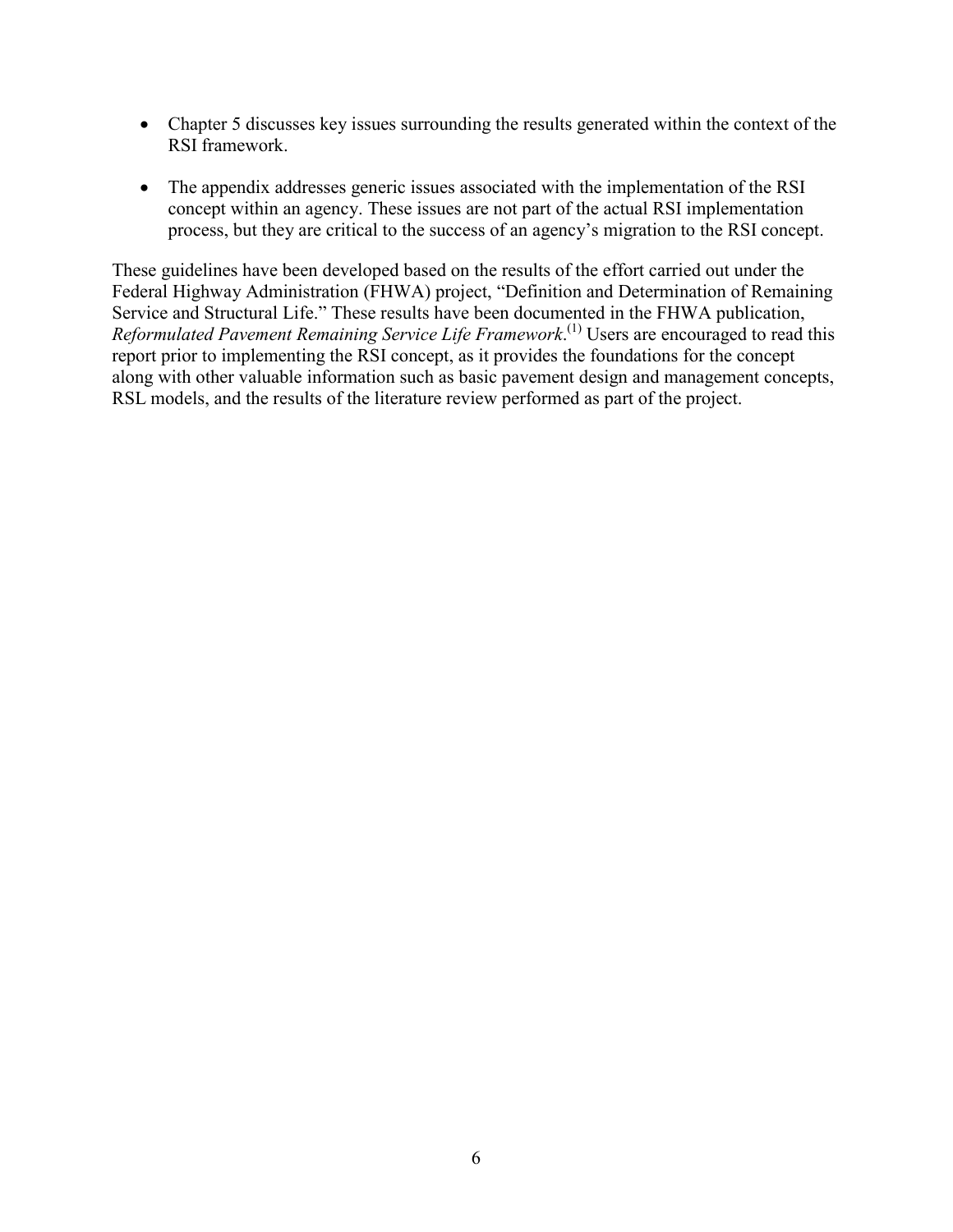- Chapter 5 discusses key issues surrounding the results generated within the context of the RSI framework.

- The appendix addresses generic issues associated with the implementation of the RSI concept within an agency. These issues are not part of the actual RSI implementation process, but they are critical to the success of an agency's migration to the RSI concept.

These guidelines have been developed based on the results of the effort carried out under the Federal Highway Administration (FHWA) project, "Definition and Determination of Remaining Service and Structural Life." These results have been documented in the FHWA publication, *Reformulated Pavement Remaining Service Life Framework*.[1] Users are encouraged to read this report prior to implementing the RSI concept, as it provides the foundations for the concept along with other valuable information such as basic pavement design and management concepts, RSL models, and the results of the literature review performed as part of the project.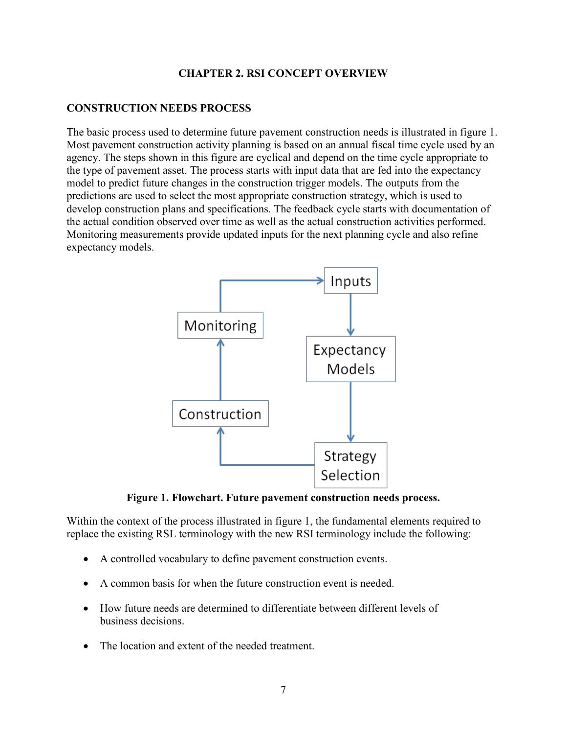# CHAPTER 2. RSI CONCEPT OVERVIEW

## CONSTRUCTION NEEDS PROCESS

The basic process used to determine future pavement construction needs is illustrated in figure 1. Most pavement construction activity planning is based on an annual fiscal time cycle used by an agency. The steps shown in this figure are cyclical and depend on the time cycle appropriate to the type of pavement asset. The process starts with input data that are fed into the expectancy model to predict future changes in the construction trigger models. The outputs from the predictions are used to select the most appropriate construction strategy, which is used to develop construction plans and specifications. The feedback cycle starts with documentation of the actual condition observed over time as well as the actual construction activities performed. Monitoring measurements provide updated inputs for the next planning cycle and also refine expectancy models.

Inputs

Expectancy Models

Strategy Selection

Construction

Monitoring

**Figure 1. Flowchart. Future pavement construction needs process.**

Within the context of the process illustrated in figure 1, the fundamental elements required to replace the existing RSL terminology with the new RSI terminology include the following:

- A controlled vocabulary to define pavement construction events.
- A common basis for when the future construction event is needed.
- How future needs are determined to differentiate between different levels of business decisions.
- The location and extent of the needed treatment.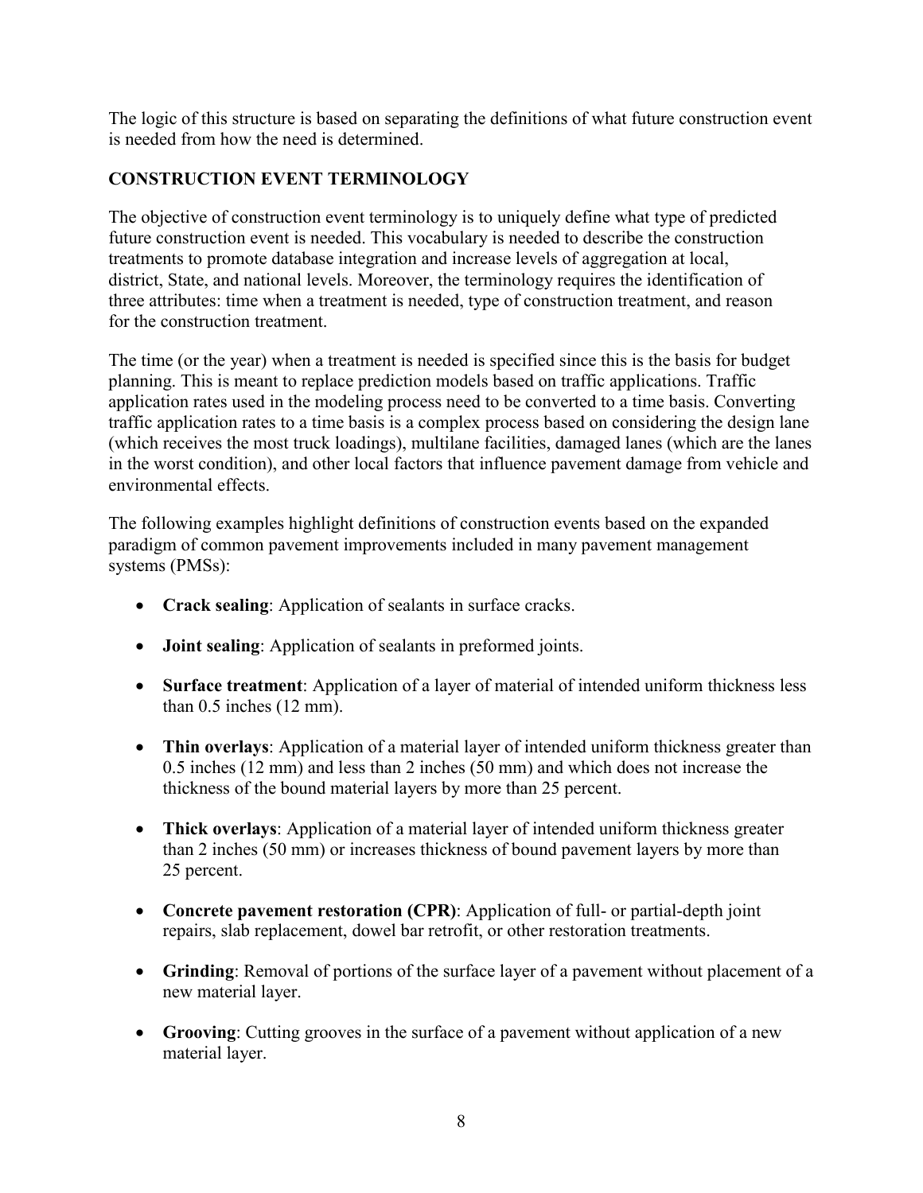The logic of this structure is based on separating the definitions of what future construction event is needed from how the need is determined.

## CONSTRUCTION EVENT TERMINOLOGY

The objective of construction event terminology is to uniquely define what type of predicted future construction event is needed. This vocabulary is needed to describe the construction treatments to promote database integration and increase levels of aggregation at local, district, State, and national levels. Moreover, the terminology requires the identification of three attributes: time when a treatment is needed, type of construction treatment, and reason for the construction treatment.

The time (or the year) when a treatment is needed is specified since this is the basis for budget planning. This is meant to replace prediction models based on traffic applications. Traffic application rates used in the modeling process need to be converted to a time basis. Converting traffic application rates to a time basis is a complex process based on considering the design lane (which receives the most truck loadings), multilane facilities, damaged lanes (which are the lanes in the worst condition), and other local factors that influence pavement damage from vehicle and environmental effects.

The following examples highlight definitions of construction events based on the expanded paradigm of common pavement improvements included in many pavement management systems (PMSs):

- **Crack sealing**: Application of sealants in surface cracks.
- **Joint sealing**: Application of sealants in preformed joints.
- **Surface treatment**: Application of a layer of material of intended uniform thickness less than 0.5 inches (12 mm).
- **Thin overlays**: Application of a material layer of intended uniform thickness greater than 0.5 inches (12 mm) and less than 2 inches (50 mm) and which does not increase the thickness of the bound material layers by more than 25 percent.
- **Thick overlays**: Application of a material layer of intended uniform thickness greater than 2 inches (50 mm) or increases thickness of bound pavement layers by more than 25 percent.
- **Concrete pavement restoration (CPR)**: Application of full- or partial-depth joint repairs, slab replacement, dowel bar retrofit, or other restoration treatments.
- **Grinding**: Removal of portions of the surface layer of a pavement without placement of a new material layer.
- **Grooving**: Cutting grooves in the surface of a pavement without application of a new material layer.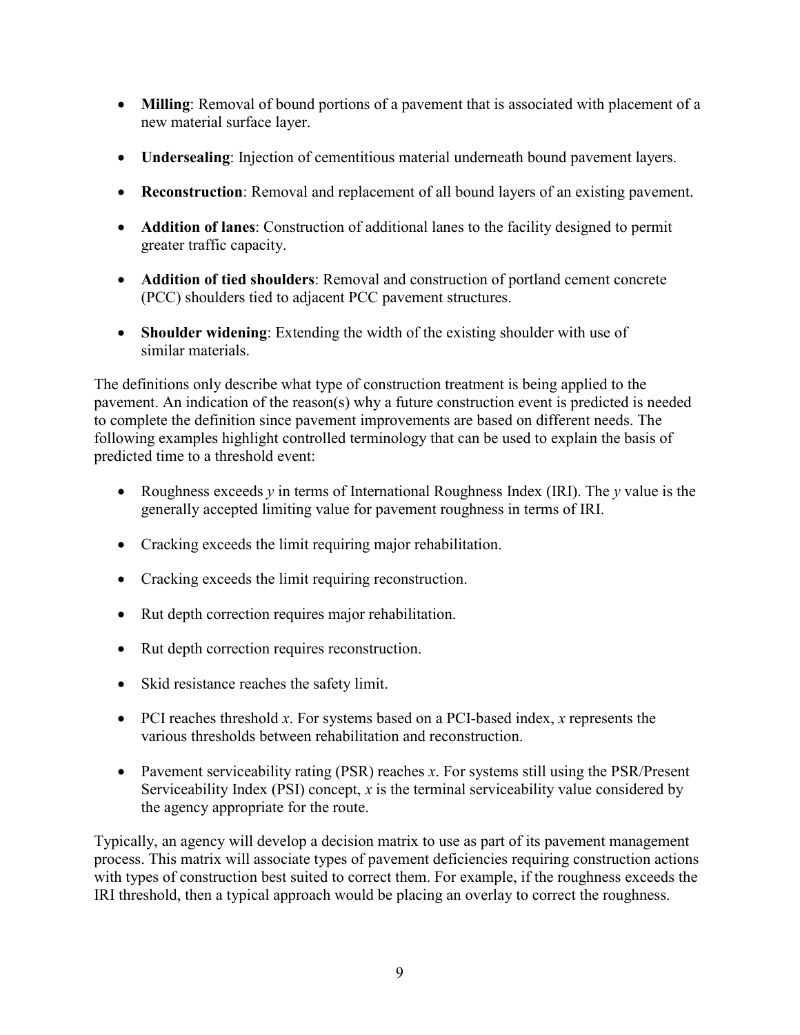- **Milling**: Removal of bound portions of a pavement that is associated with placement of a new material surface layer.
- **Undersealing**: Injection of cementitious material underneath bound pavement layers.
- **Reconstruction**: Removal and replacement of all bound layers of an existing pavement.
- **Addition of lanes**: Construction of additional lanes to the facility designed to permit greater traffic capacity.
- **Addition of tied shoulders**: Removal and construction of portland cement concrete (PCC) shoulders tied to adjacent PCC pavement structures.
- **Shoulder widening**: Extending the width of the existing shoulder with use of similar materials.

The definitions only describe what type of construction treatment is being applied to the pavement. An indication of the reason(s) why a future construction event is predicted is needed to complete the definition since pavement improvements are based on different needs. The following examples highlight controlled terminology that can be used to explain the basis of predicted time to a threshold event:

- Roughness exceeds *y* in terms of International Roughness Index (IRI). The *y* value is the generally accepted limiting value for pavement roughness in terms of IRI.
- Cracking exceeds the limit requiring major rehabilitation.
- Cracking exceeds the limit requiring reconstruction.
- Rut depth correction requires major rehabilitation.
- Rut depth correction requires reconstruction.
- Skid resistance reaches the safety limit.
- PCI reaches threshold *x*. For systems based on a PCI-based index, *x* represents the various thresholds between rehabilitation and reconstruction.
- Pavement serviceability rating (PSR) reaches *x*. For systems still using the PSR/Present Serviceability Index (PSI) concept, *x* is the terminal serviceability value considered by the agency appropriate for the route.

Typically, an agency will develop a decision matrix to use as part of its pavement management process. This matrix will associate types of pavement deficiencies requiring construction actions with types of construction best suited to correct them. For example, if the roughness exceeds the IRI threshold, then a typical approach would be placing an overlay to correct the roughness.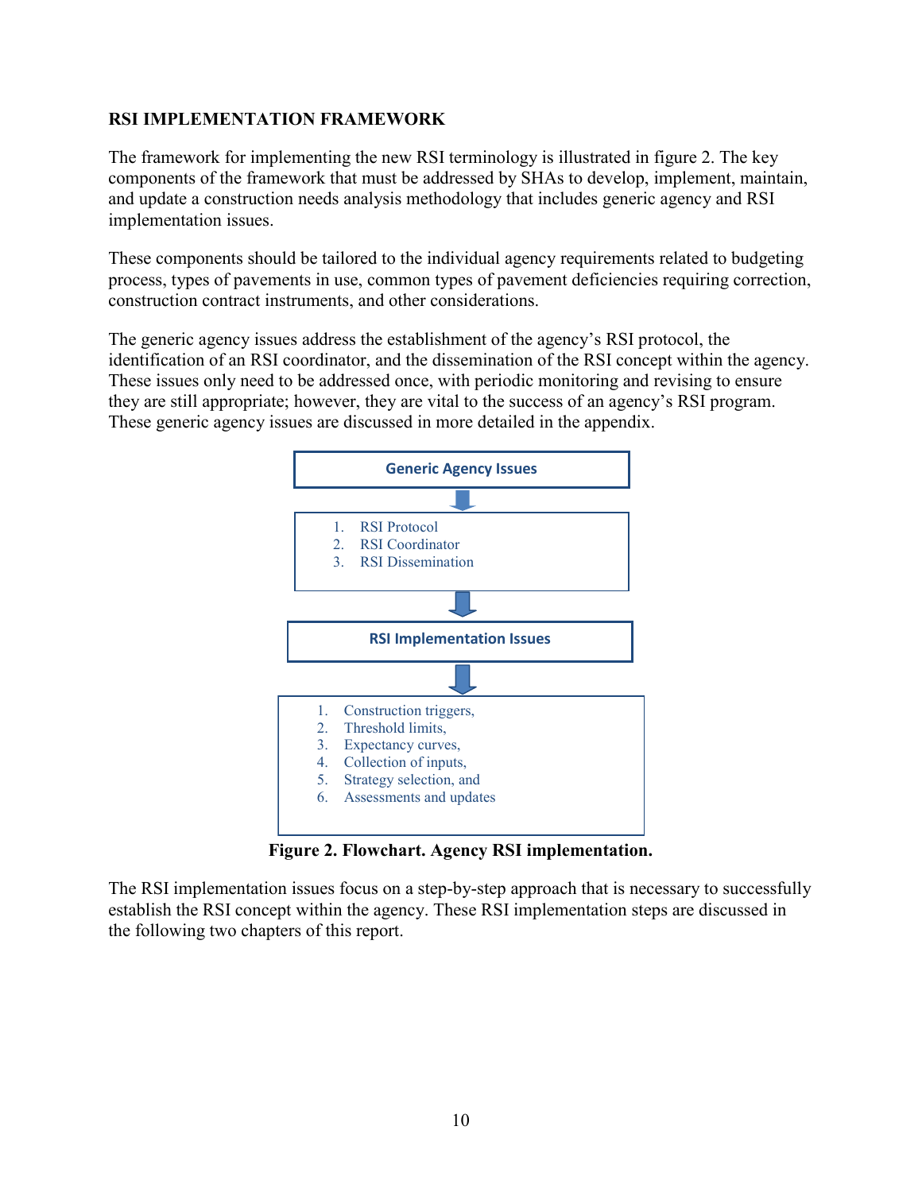### RSI IMPLEMENTATION FRAMEWORK

The framework for implementing the new RSI terminology is illustrated in figure 2. The key components of the framework that must be addressed by SHAs to develop, implement, maintain, and update a construction needs analysis methodology that includes generic agency and RSI implementation issues.

These components should be tailored to the individual agency requirements related to budgeting process, types of pavements in use, common types of pavement deficiencies requiring correction, construction contract instruments, and other considerations.

The generic agency issues address the establishment of the agency's RSI protocol, the identification of an RSI coordinator, and the dissemination of the RSI concept within the agency. These issues only need to be addressed once, with periodic monitoring and revising to ensure they are still appropriate; however, they are vital to the success of an agency's RSI program. These generic agency issues are discussed in more detailed in the appendix.

**Generic Agency Issues**

1. RSI Protocol
2. RSI Coordinator
3. RSI Dissemination

**RSI Implementation Issues**

1. Construction triggers,
2. Threshold limits,
3. Expectancy curves,
4. Collection of inputs,
5. Strategy selection, and
6. Assessments and updates

**Figure 2. Flowchart. Agency RSI implementation.**

The RSI implementation issues focus on a step-by-step approach that is necessary to successfully establish the RSI concept within the agency. These RSI implementation steps are discussed in the following two chapters of this report.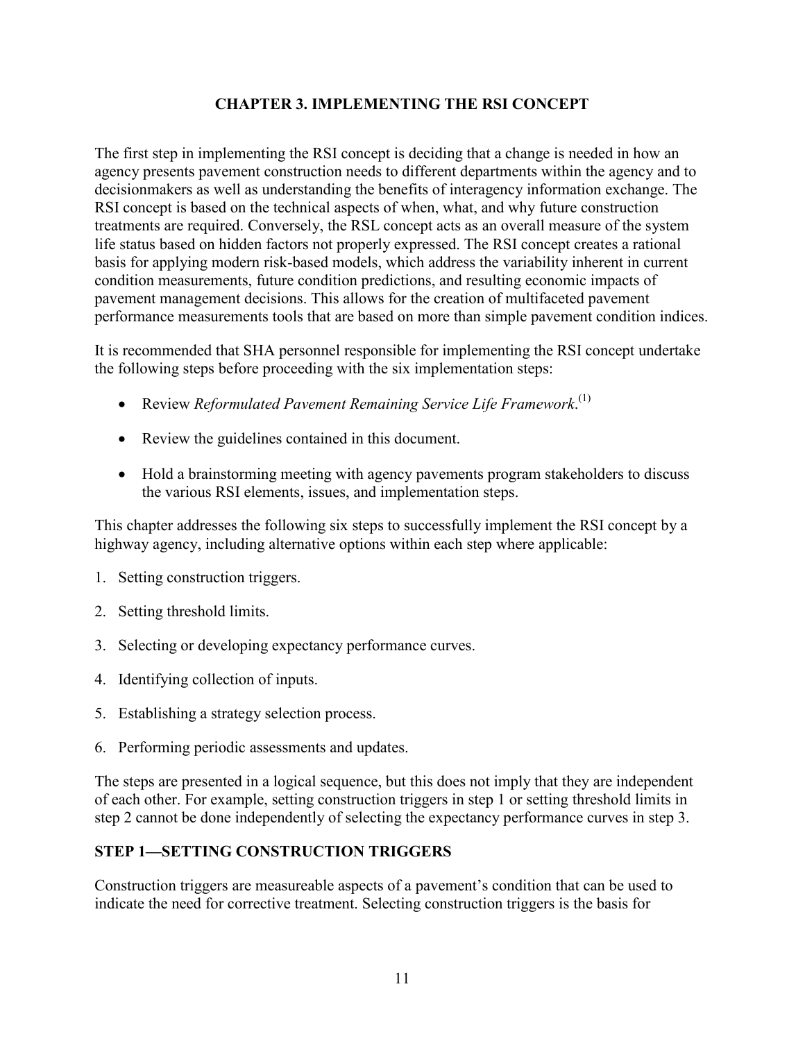# CHAPTER 3. IMPLEMENTING THE RSI CONCEPT

The first step in implementing the RSI concept is deciding that a change is needed in how an agency presents pavement construction needs to different departments within the agency and to decisionmakers as well as understanding the benefits of interagency information exchange. The RSI concept is based on the technical aspects of when, what, and why future construction treatments are required. Conversely, the RSL concept acts as an overall measure of the system life status based on hidden factors not properly expressed. The RSI concept creates a rational basis for applying modern risk-based models, which address the variability inherent in current condition measurements, future condition predictions, and resulting economic impacts of pavement management decisions. This allows for the creation of multifaceted pavement performance measurements tools that are based on more than simple pavement condition indices.

It is recommended that SHA personnel responsible for implementing the RSI concept undertake the following steps before proceeding with the six implementation steps:

- Review *Reformulated Pavement Remaining Service Life Framework*.[1]
- Review the guidelines contained in this document.
- Hold a brainstorming meeting with agency pavements program stakeholders to discuss the various RSI elements, issues, and implementation steps.

This chapter addresses the following six steps to successfully implement the RSI concept by a highway agency, including alternative options within each step where applicable:

1. Setting construction triggers.
2. Setting threshold limits.
3. Selecting or developing expectancy performance curves.
4. Identifying collection of inputs.
5. Establishing a strategy selection process.
6. Performing periodic assessments and updates.

The steps are presented in a logical sequence, but this does not imply that they are independent of each other. For example, setting construction triggers in step 1 or setting threshold limits in step 2 cannot be done independently of selecting the expectancy performance curves in step 3.

## STEP 1—SETTING CONSTRUCTION TRIGGERS

Construction triggers are measureable aspects of a pavement's condition that can be used to indicate the need for corrective treatment. Selecting construction triggers is the basis for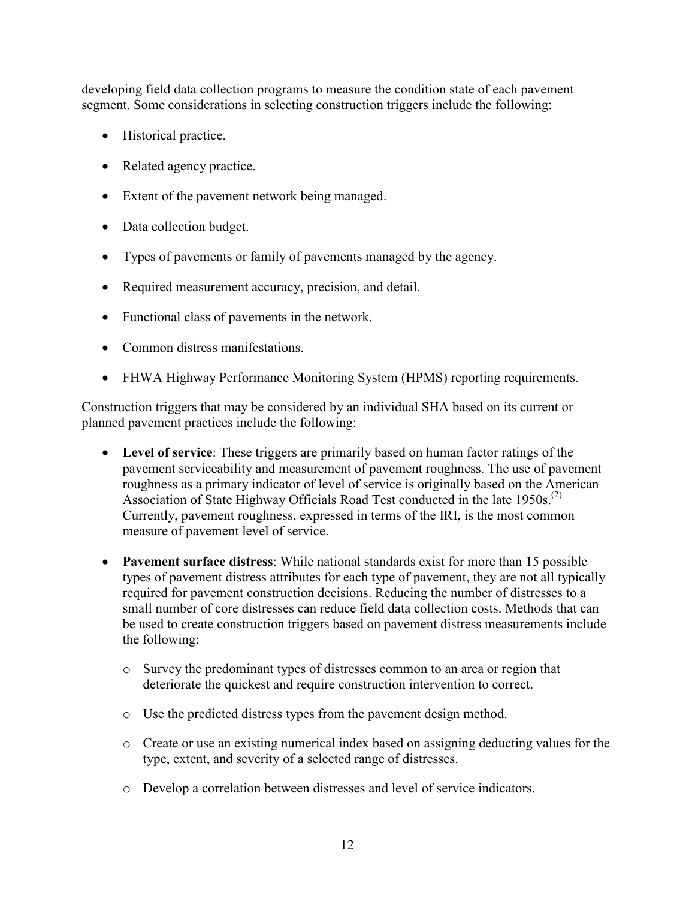developing field data collection programs to measure the condition state of each pavement segment. Some considerations in selecting construction triggers include the following:

- Historical practice.
- Related agency practice.
- Extent of the pavement network being managed.
- Data collection budget.
- Types of pavements or family of pavements managed by the agency.
- Required measurement accuracy, precision, and detail.
- Functional class of pavements in the network.
- Common distress manifestations.
- FHWA Highway Performance Monitoring System (HPMS) reporting requirements.

Construction triggers that may be considered by an individual SHA based on its current or planned pavement practices include the following:

- **Level of service**: These triggers are primarily based on human factor ratings of the pavement serviceability and measurement of pavement roughness. The use of pavement roughness as a primary indicator of level of service is originally based on the American Association of State Highway Officials Road Test conducted in the late 1950s.[(2)] Currently, pavement roughness, expressed in terms of the IRI, is the most common measure of pavement level of service.
- **Pavement surface distress**: While national standards exist for more than 15 possible types of pavement distress attributes for each type of pavement, they are not all typically required for pavement construction decisions. Reducing the number of distresses to a small number of core distresses can reduce field data collection costs. Methods that can be used to create construction triggers based on pavement distress measurements include the following:
    - Survey the predominant types of distresses common to an area or region that deteriorate the quickest and require construction intervention to correct.
    - Use the predicted distress types from the pavement design method.
    - Create or use an existing numerical index based on assigning deducting values for the type, extent, and severity of a selected range of distresses.
    - Develop a correlation between distresses and level of service indicators.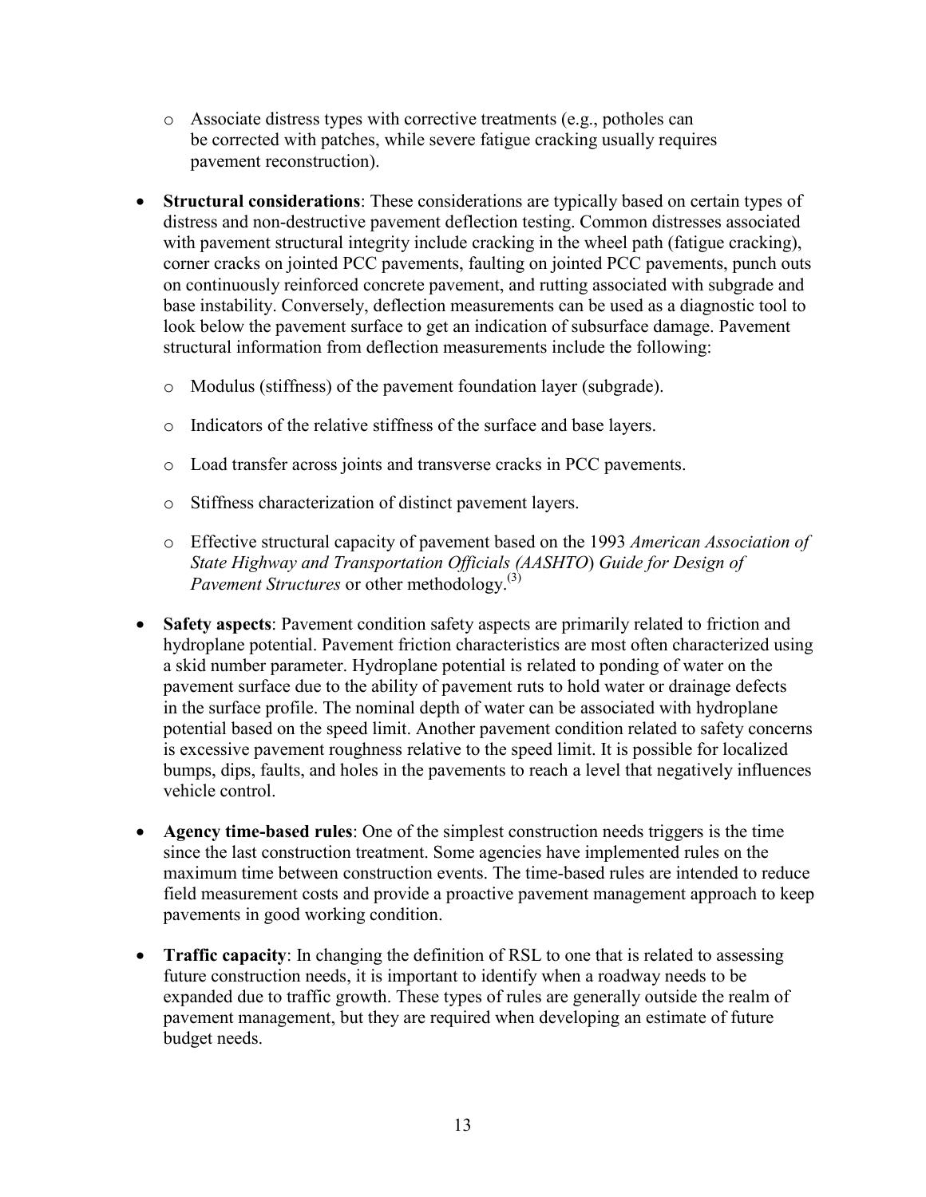- Associate distress types with corrective treatments (e.g., potholes can be corrected with patches, while severe fatigue cracking usually requires pavement reconstruction).

- **Structural considerations**: These considerations are typically based on certain types of distress and non-destructive pavement deflection testing. Common distresses associated with pavement structural integrity include cracking in the wheel path (fatigue cracking), corner cracks on jointed PCC pavements, faulting on jointed PCC pavements, punch outs on continuously reinforced concrete pavement, and rutting associated with subgrade and base instability. Conversely, deflection measurements can be used as a diagnostic tool to look below the pavement surface to get an indication of subsurface damage. Pavement structural information from deflection measurements include the following:

  - Modulus (stiffness) of the pavement foundation layer (subgrade).
  - Indicators of the relative stiffness of the surface and base layers.
  - Load transfer across joints and transverse cracks in PCC pavements.
  - Stiffness characterization of distinct pavement layers.
  - Effective structural capacity of pavement based on the 1993 *American Association of State Highway and Transportation Officials (AASHTO*) *Guide for Design of Pavement Structures* or other methodology.[3]

- **Safety aspects**: Pavement condition safety aspects are primarily related to friction and hydroplane potential. Pavement friction characteristics are most often characterized using a skid number parameter. Hydroplane potential is related to ponding of water on the pavement surface due to the ability of pavement ruts to hold water or drainage defects in the surface profile. The nominal depth of water can be associated with hydroplane potential based on the speed limit. Another pavement condition related to safety concerns is excessive pavement roughness relative to the speed limit. It is possible for localized bumps, dips, faults, and holes in the pavements to reach a level that negatively influences vehicle control.

- **Agency time-based rules**: One of the simplest construction needs triggers is the time since the last construction treatment. Some agencies have implemented rules on the maximum time between construction events. The time-based rules are intended to reduce field measurement costs and provide a proactive pavement management approach to keep pavements in good working condition.

- **Traffic capacity**: In changing the definition of RSL to one that is related to assessing future construction needs, it is important to identify when a roadway needs to be expanded due to traffic growth. These types of rules are generally outside the realm of pavement management, but they are required when developing an estimate of future budget needs.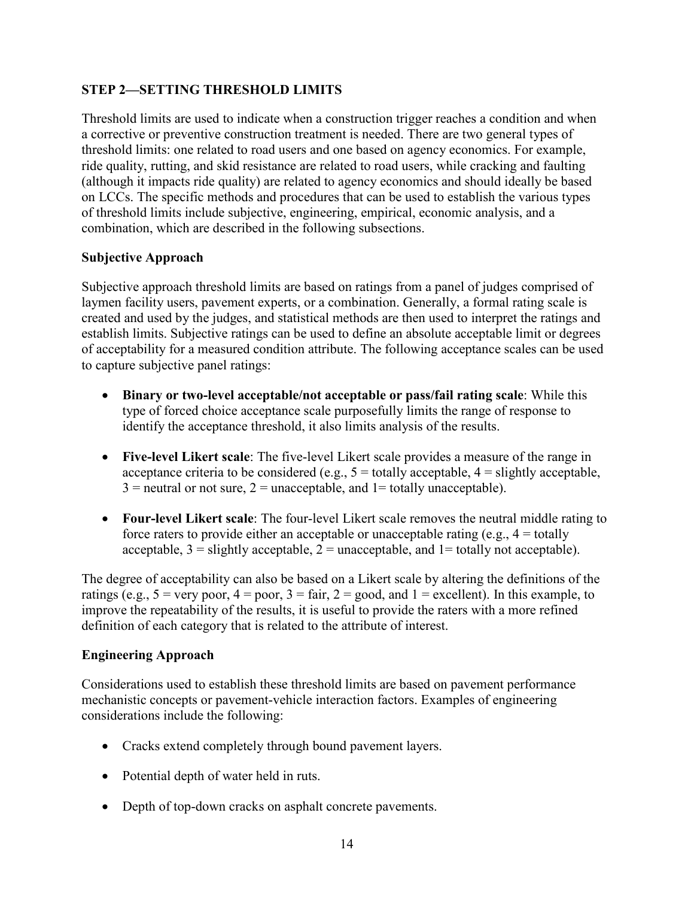## STEP 2—SETTING THRESHOLD LIMITS

Threshold limits are used to indicate when a construction trigger reaches a condition and when a corrective or preventive construction treatment is needed. There are two general types of threshold limits: one related to road users and one based on agency economics. For example, ride quality, rutting, and skid resistance are related to road users, while cracking and faulting (although it impacts ride quality) are related to agency economics and should ideally be based on LCCs. The specific methods and procedures that can be used to establish the various types of threshold limits include subjective, engineering, empirical, economic analysis, and a combination, which are described in the following subsections.

### Subjective Approach

Subjective approach threshold limits are based on ratings from a panel of judges comprised of laymen facility users, pavement experts, or a combination. Generally, a formal rating scale is created and used by the judges, and statistical methods are then used to interpret the ratings and establish limits. Subjective ratings can be used to define an absolute acceptable limit or degrees of acceptability for a measured condition attribute. The following acceptance scales can be used to capture subjective panel ratings:

- **Binary or two-level acceptable/not acceptable or pass/fail rating scale**: While this type of forced choice acceptance scale purposefully limits the range of response to identify the acceptance threshold, it also limits analysis of the results.
- **Five-level Likert scale**: The five-level Likert scale provides a measure of the range in acceptance criteria to be considered (e.g., 5 = totally acceptable, 4 = slightly acceptable, 3 = neutral or not sure, 2 = unacceptable, and 1= totally unacceptable).
- **Four-level Likert scale**: The four-level Likert scale removes the neutral middle rating to force raters to provide either an acceptable or unacceptable rating (e.g., 4 = totally acceptable, 3 = slightly acceptable, 2 = unacceptable, and 1= totally not acceptable).

The degree of acceptability can also be based on a Likert scale by altering the definitions of the ratings (e.g., 5 = very poor, 4 = poor, 3 = fair, 2 = good, and 1 = excellent). In this example, to improve the repeatability of the results, it is useful to provide the raters with a more refined definition of each category that is related to the attribute of interest.

### Engineering Approach

Considerations used to establish these threshold limits are based on pavement performance mechanistic concepts or pavement-vehicle interaction factors. Examples of engineering considerations include the following:

- Cracks extend completely through bound pavement layers.
- Potential depth of water held in ruts.
- Depth of top-down cracks on asphalt concrete pavements.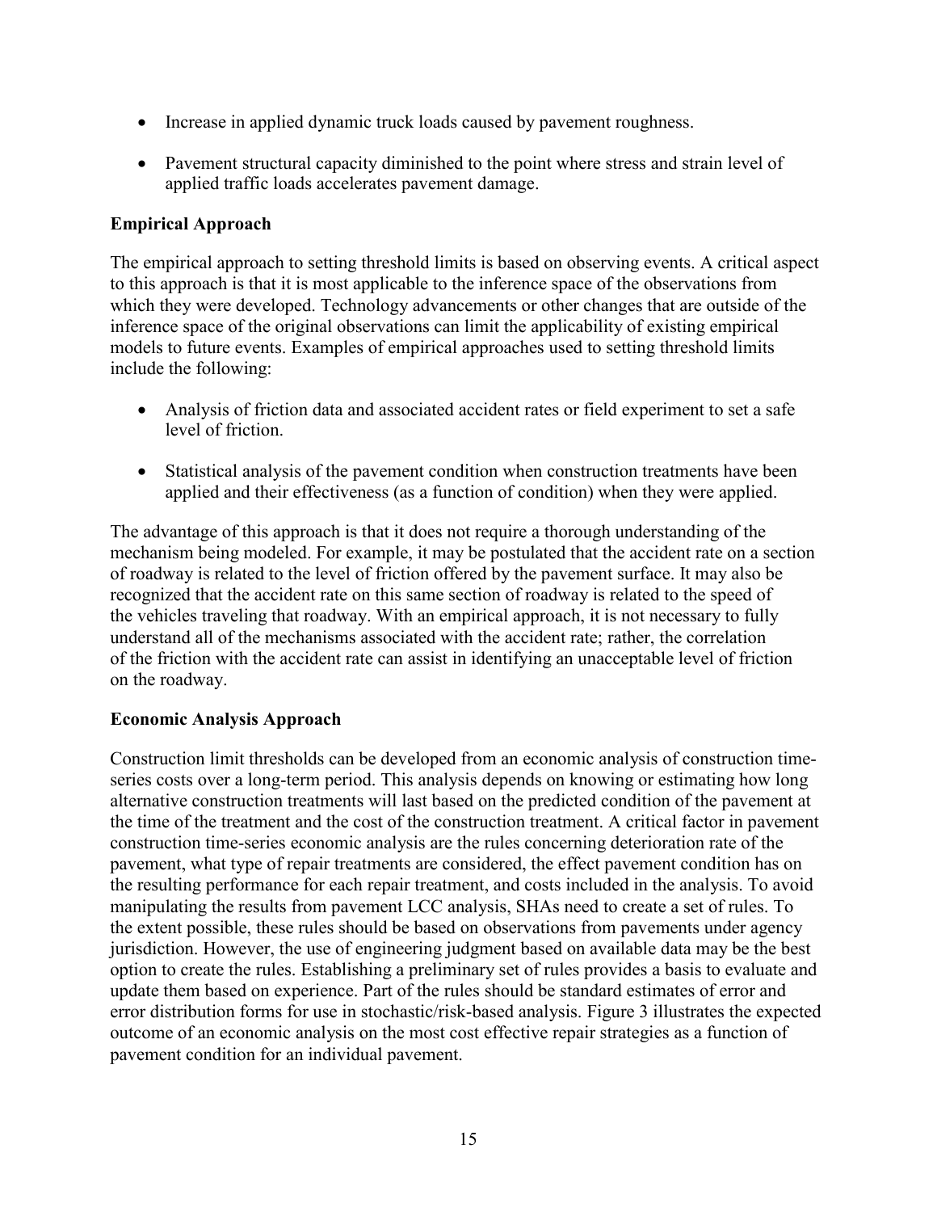- Increase in applied dynamic truck loads caused by pavement roughness.
- Pavement structural capacity diminished to the point where stress and strain level of applied traffic loads accelerates pavement damage.

**Empirical Approach**

The empirical approach to setting threshold limits is based on observing events. A critical aspect to this approach is that it is most applicable to the inference space of the observations from which they were developed. Technology advancements or other changes that are outside of the inference space of the original observations can limit the applicability of existing empirical models to future events. Examples of empirical approaches used to setting threshold limits include the following:

- Analysis of friction data and associated accident rates or field experiment to set a safe level of friction.
- Statistical analysis of the pavement condition when construction treatments have been applied and their effectiveness (as a function of condition) when they were applied.

The advantage of this approach is that it does not require a thorough understanding of the mechanism being modeled. For example, it may be postulated that the accident rate on a section of roadway is related to the level of friction offered by the pavement surface. It may also be recognized that the accident rate on this same section of roadway is related to the speed of the vehicles traveling that roadway. With an empirical approach, it is not necessary to fully understand all of the mechanisms associated with the accident rate; rather, the correlation of the friction with the accident rate can assist in identifying an unacceptable level of friction on the roadway.

**Economic Analysis Approach**

Construction limit thresholds can be developed from an economic analysis of construction time-series costs over a long-term period. This analysis depends on knowing or estimating how long alternative construction treatments will last based on the predicted condition of the pavement at the time of the treatment and the cost of the construction treatment. A critical factor in pavement construction time-series economic analysis are the rules concerning deterioration rate of the pavement, what type of repair treatments are considered, the effect pavement condition has on the resulting performance for each repair treatment, and costs included in the analysis. To avoid manipulating the results from pavement LCC analysis, SHAs need to create a set of rules. To the extent possible, these rules should be based on observations from pavements under agency jurisdiction. However, the use of engineering judgment based on available data may be the best option to create the rules. Establishing a preliminary set of rules provides a basis to evaluate and update them based on experience. Part of the rules should be standard estimates of error and error distribution forms for use in stochastic/risk-based analysis. Figure 3 illustrates the expected outcome of an economic analysis on the most cost effective repair strategies as a function of pavement condition for an individual pavement.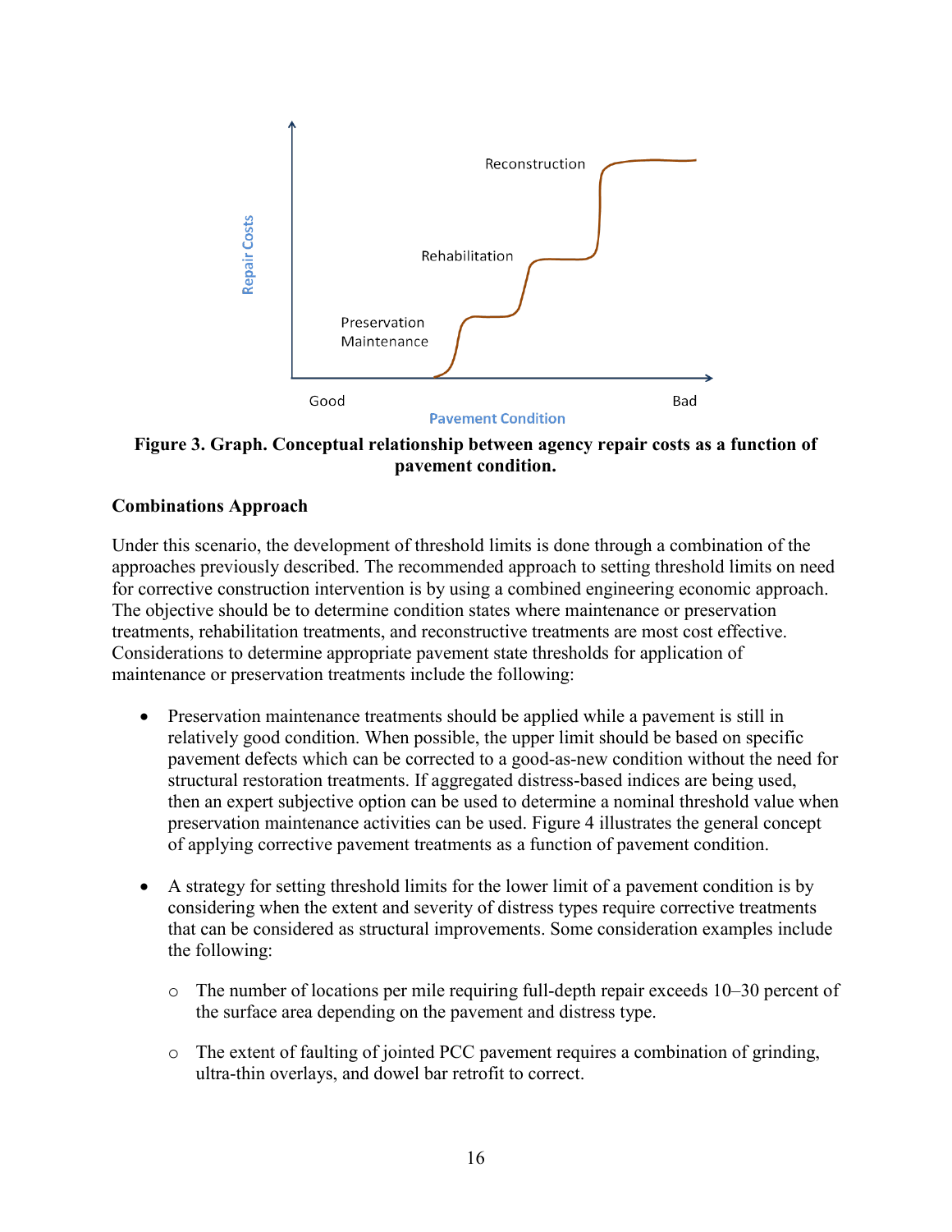**Figure 3. Graph. Conceptual relationship between agency repair costs as a function of pavement condition.**

### Combinations Approach

Under this scenario, the development of threshold limits is done through a combination of the approaches previously described. The recommended approach to setting threshold limits on need for corrective construction intervention is by using a combined engineering economic approach. The objective should be to determine condition states where maintenance or preservation treatments, rehabilitation treatments, and reconstructive treatments are most cost effective. Considerations to determine appropriate pavement state thresholds for application of maintenance or preservation treatments include the following:

- Preservation maintenance treatments should be applied while a pavement is still in relatively good condition. When possible, the upper limit should be based on specific pavement defects which can be corrected to a good-as-new condition without the need for structural restoration treatments. If aggregated distress-based indices are being used, then an expert subjective option can be used to determine a nominal threshold value when preservation maintenance activities can be used. Figure 4 illustrates the general concept of applying corrective pavement treatments as a function of pavement condition.

- A strategy for setting threshold limits for the lower limit of a pavement condition is by considering when the extent and severity of distress types require corrective treatments that can be considered as structural improvements. Some consideration examples include the following:
  - The number of locations per mile requiring full-depth repair exceeds 10–30 percent of the surface area depending on the pavement and distress type.
  - The extent of faulting of jointed PCC pavement requires a combination of grinding, ultra-thin overlays, and dowel bar retrofit to correct.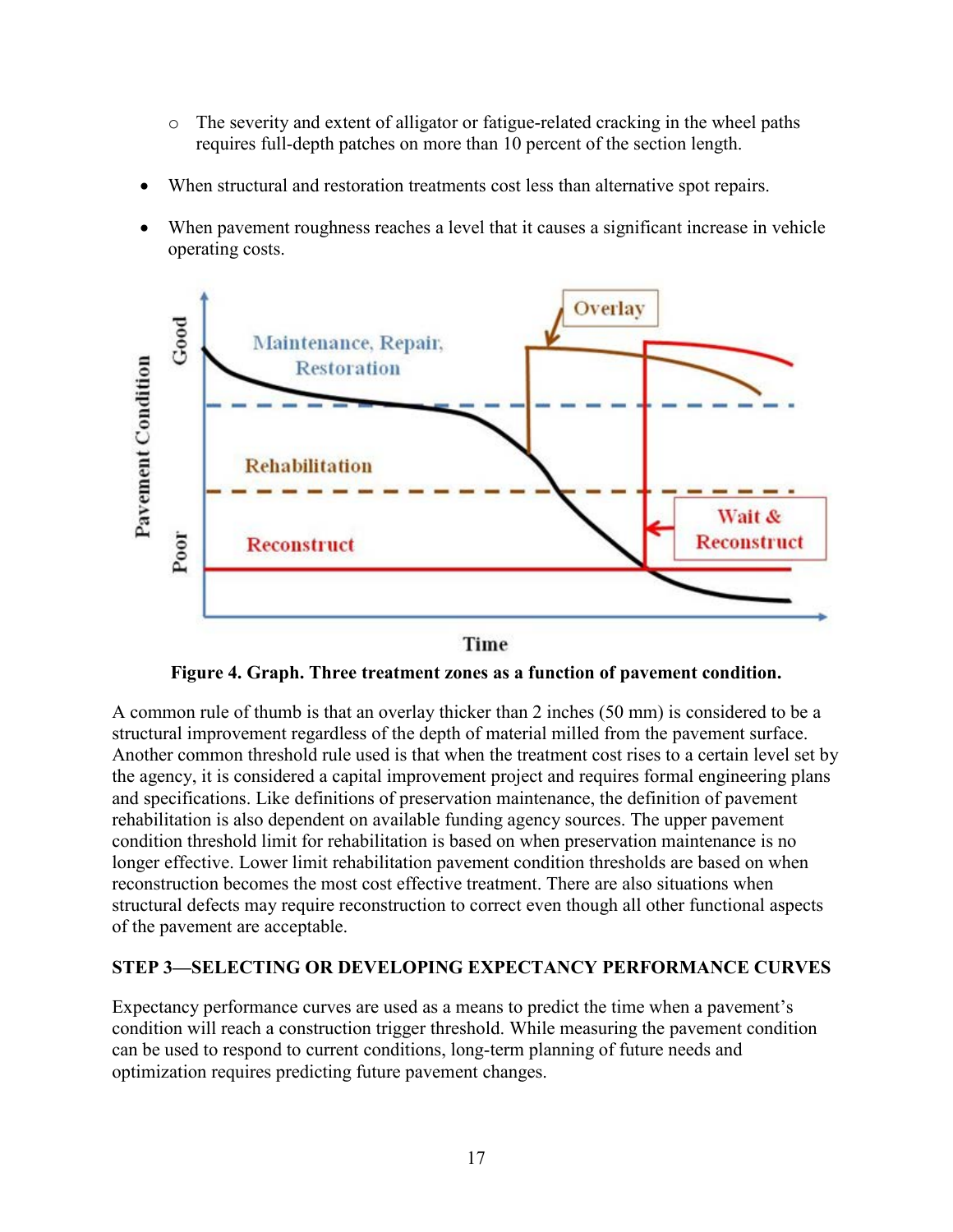- The severity and extent of alligator or fatigue-related cracking in the wheel paths requires full-depth patches on more than 10 percent of the section length.

- When structural and restoration treatments cost less than alternative spot repairs.
- When pavement roughness reaches a level that it causes a significant increase in vehicle operating costs.

**Figure 4. Graph. Three treatment zones as a function of pavement condition.**

A common rule of thumb is that an overlay thicker than 2 inches (50 mm) is considered to be a structural improvement regardless of the depth of material milled from the pavement surface. Another common threshold rule used is that when the treatment cost rises to a certain level set by the agency, it is considered a capital improvement project and requires formal engineering plans and specifications. Like definitions of preservation maintenance, the definition of pavement rehabilitation is also dependent on available funding agency sources. The upper pavement condition threshold limit for rehabilitation is based on when preservation maintenance is no longer effective. Lower limit rehabilitation pavement condition thresholds are based on when reconstruction becomes the most cost effective treatment. There are also situations when structural defects may require reconstruction to correct even though all other functional aspects of the pavement are acceptable.

## STEP 3—SELECTING OR DEVELOPING EXPECTANCY PERFORMANCE CURVES

Expectancy performance curves are used as a means to predict the time when a pavement's condition will reach a construction trigger threshold. While measuring the pavement condition can be used to respond to current conditions, long-term planning of future needs and optimization requires predicting future pavement changes.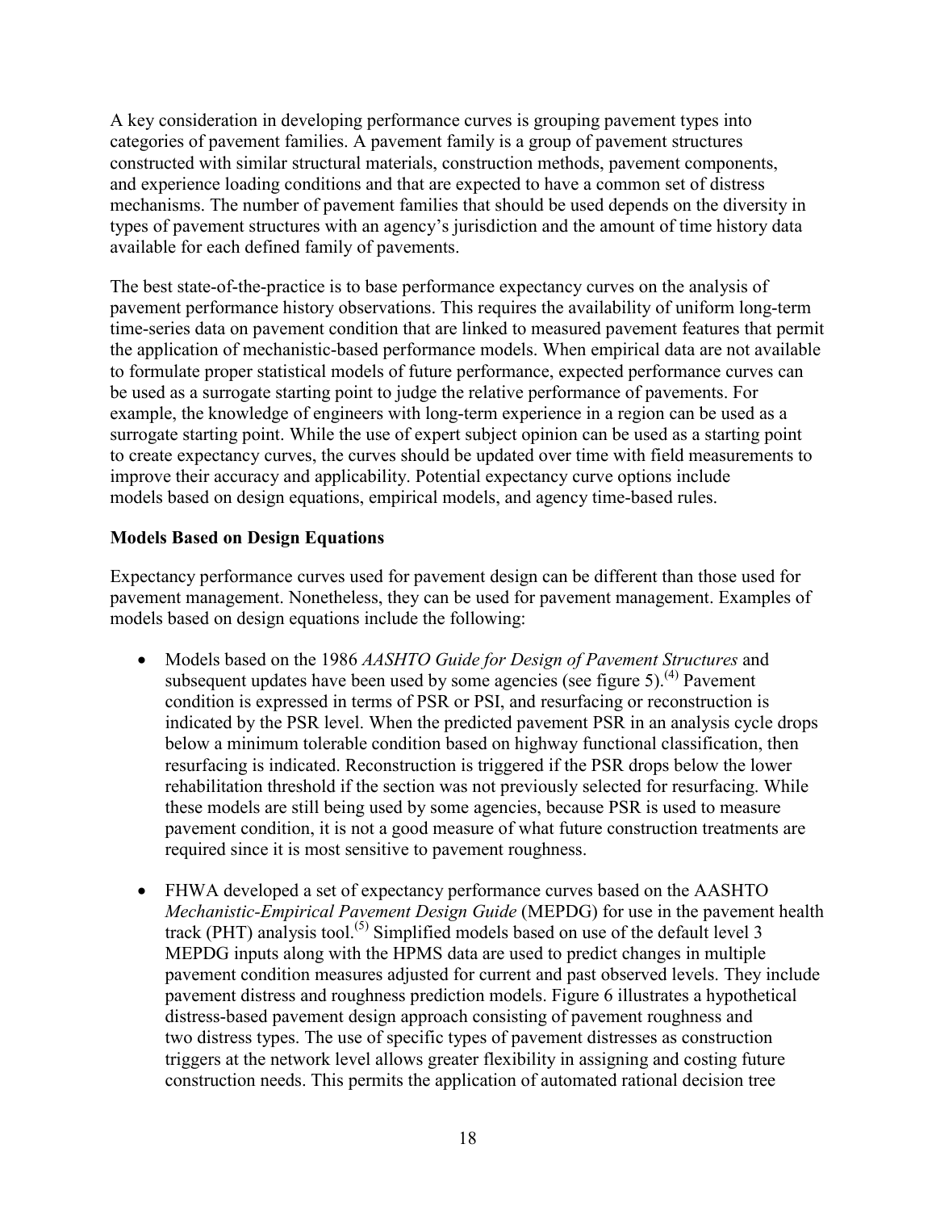A key consideration in developing performance curves is grouping pavement types into categories of pavement families. A pavement family is a group of pavement structures constructed with similar structural materials, construction methods, pavement components, and experience loading conditions and that are expected to have a common set of distress mechanisms. The number of pavement families that should be used depends on the diversity in types of pavement structures with an agency's jurisdiction and the amount of time history data available for each defined family of pavements.

The best state-of-the-practice is to base performance expectancy curves on the analysis of pavement performance history observations. This requires the availability of uniform long-term time-series data on pavement condition that are linked to measured pavement features that permit the application of mechanistic-based performance models. When empirical data are not available to formulate proper statistical models of future performance, expected performance curves can be used as a surrogate starting point to judge the relative performance of pavements. For example, the knowledge of engineers with long-term experience in a region can be used as a surrogate starting point. While the use of expert subject opinion can be used as a starting point to create expectancy curves, the curves should be updated over time with field measurements to improve their accuracy and applicability. Potential expectancy curve options include models based on design equations, empirical models, and agency time-based rules.

**Models Based on Design Equations**

Expectancy performance curves used for pavement design can be different than those used for pavement management. Nonetheless, they can be used for pavement management. Examples of models based on design equations include the following:

- Models based on the 1986 *AASHTO Guide for Design of Pavement Structures* and subsequent updates have been used by some agencies (see figure 5).[4] Pavement condition is expressed in terms of PSR or PSI, and resurfacing or reconstruction is indicated by the PSR level. When the predicted pavement PSR in an analysis cycle drops below a minimum tolerable condition based on highway functional classification, then resurfacing is indicated. Reconstruction is triggered if the PSR drops below the lower rehabilitation threshold if the section was not previously selected for resurfacing. While these models are still being used by some agencies, because PSR is used to measure pavement condition, it is not a good measure of what future construction treatments are required since it is most sensitive to pavement roughness.

- FHWA developed a set of expectancy performance curves based on the AASHTO *Mechanistic-Empirical Pavement Design Guide* (MEPDG) for use in the pavement health track (PHT) analysis tool.[5] Simplified models based on use of the default level 3 MEPDG inputs along with the HPMS data are used to predict changes in multiple pavement condition measures adjusted for current and past observed levels. They include pavement distress and roughness prediction models. Figure 6 illustrates a hypothetical distress-based pavement design approach consisting of pavement roughness and two distress types. The use of specific types of pavement distresses as construction triggers at the network level allows greater flexibility in assigning and costing future construction needs. This permits the application of automated rational decision tree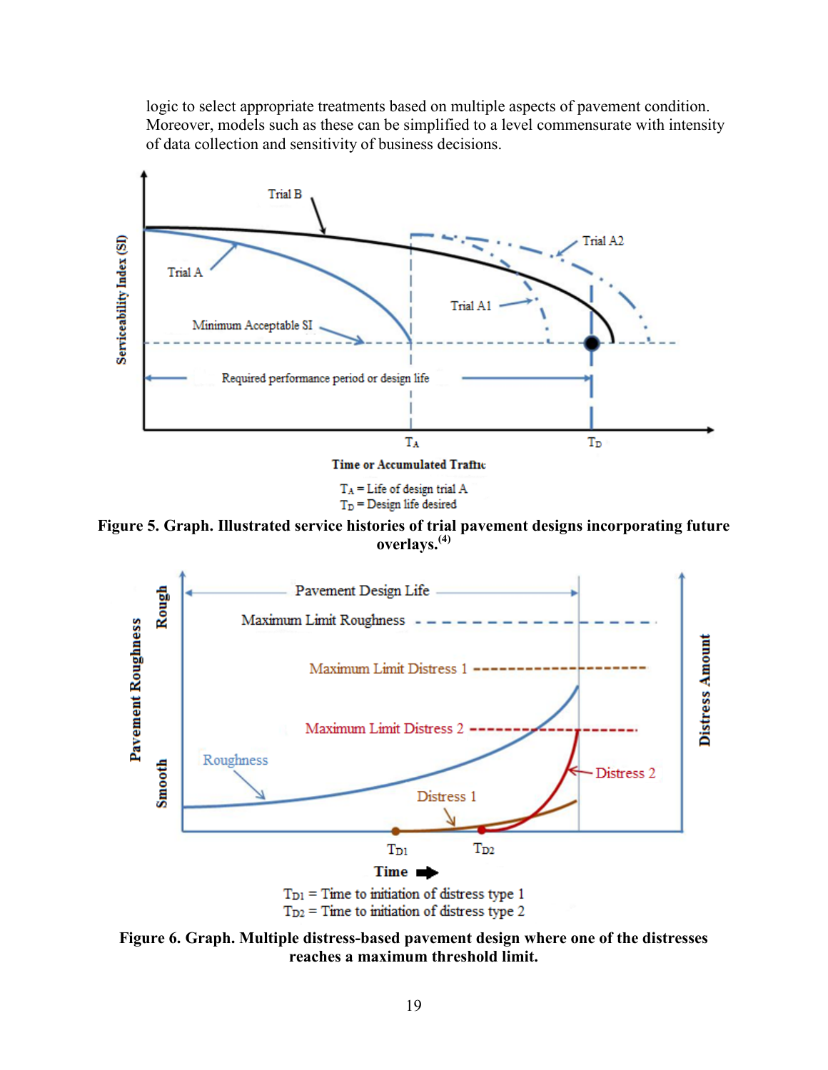logic to select appropriate treatments based on multiple aspects of pavement condition. Moreover, models such as these can be simplified to a level commensurate with intensity of data collection and sensitivity of business decisions.

**Figure 5. Graph. Illustrated service histories of trial pavement designs incorporating future overlays.**[4]

**Figure 6. Graph. Multiple distress-based pavement design where one of the distresses reaches a maximum threshold limit.**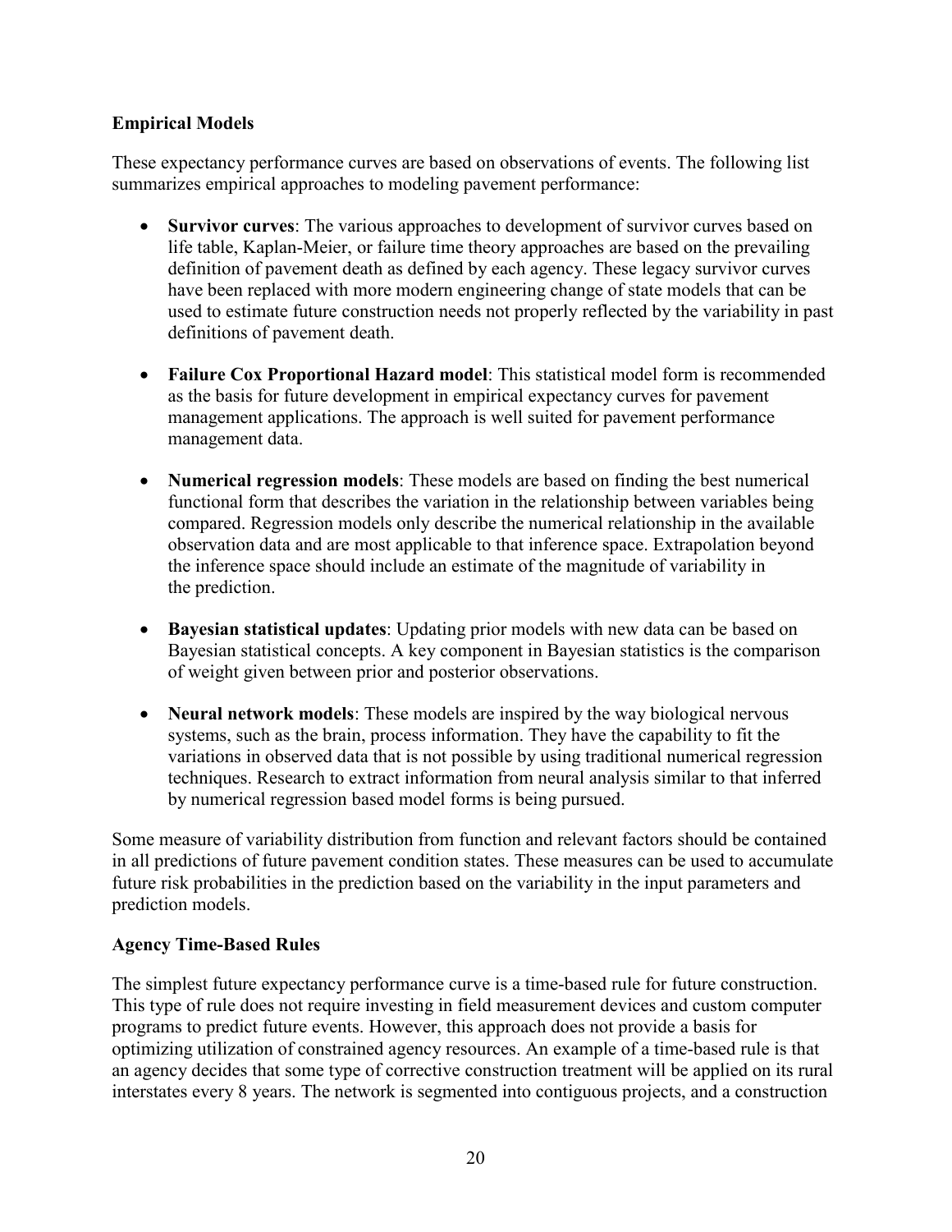### Empirical Models

These expectancy performance curves are based on observations of events. The following list summarizes empirical approaches to modeling pavement performance:

- **Survivor curves**: The various approaches to development of survivor curves based on life table, Kaplan-Meier, or failure time theory approaches are based on the prevailing definition of pavement death as defined by each agency. These legacy survivor curves have been replaced with more modern engineering change of state models that can be used to estimate future construction needs not properly reflected by the variability in past definitions of pavement death.
- **Failure Cox Proportional Hazard model**: This statistical model form is recommended as the basis for future development in empirical expectancy curves for pavement management applications. The approach is well suited for pavement performance management data.
- **Numerical regression models**: These models are based on finding the best numerical functional form that describes the variation in the relationship between variables being compared. Regression models only describe the numerical relationship in the available observation data and are most applicable to that inference space. Extrapolation beyond the inference space should include an estimate of the magnitude of variability in the prediction.
- **Bayesian statistical updates**: Updating prior models with new data can be based on Bayesian statistical concepts. A key component in Bayesian statistics is the comparison of weight given between prior and posterior observations.
- **Neural network models**: These models are inspired by the way biological nervous systems, such as the brain, process information. They have the capability to fit the variations in observed data that is not possible by using traditional numerical regression techniques. Research to extract information from neural analysis similar to that inferred by numerical regression based model forms is being pursued.

Some measure of variability distribution from function and relevant factors should be contained in all predictions of future pavement condition states. These measures can be used to accumulate future risk probabilities in the prediction based on the variability in the input parameters and prediction models.

### Agency Time-Based Rules

The simplest future expectancy performance curve is a time-based rule for future construction. This type of rule does not require investing in field measurement devices and custom computer programs to predict future events. However, this approach does not provide a basis for optimizing utilization of constrained agency resources. An example of a time-based rule is that an agency decides that some type of corrective construction treatment will be applied on its rural interstates every 8 years. The network is segmented into contiguous projects, and a construction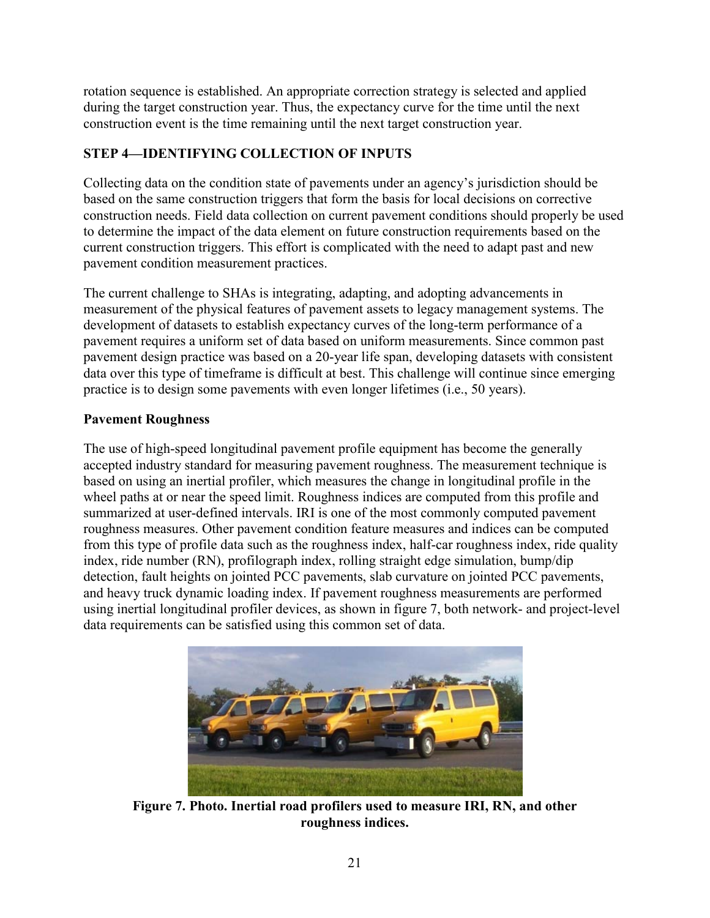rotation sequence is established. An appropriate correction strategy is selected and applied during the target construction year. Thus, the expectancy curve for the time until the next construction event is the time remaining until the next target construction year.

## STEP 4—IDENTIFYING COLLECTION OF INPUTS

Collecting data on the condition state of pavements under an agency's jurisdiction should be based on the same construction triggers that form the basis for local decisions on corrective construction needs. Field data collection on current pavement conditions should properly be used to determine the impact of the data element on future construction requirements based on the current construction triggers. This effort is complicated with the need to adapt past and new pavement condition measurement practices.

The current challenge to SHAs is integrating, adapting, and adopting advancements in measurement of the physical features of pavement assets to legacy management systems. The development of datasets to establish expectancy curves of the long-term performance of a pavement requires a uniform set of data based on uniform measurements. Since common past pavement design practice was based on a 20-year life span, developing datasets with consistent data over this type of timeframe is difficult at best. This challenge will continue since emerging practice is to design some pavements with even longer lifetimes (i.e., 50 years).

### Pavement Roughness

The use of high-speed longitudinal pavement profile equipment has become the generally accepted industry standard for measuring pavement roughness. The measurement technique is based on using an inertial profiler, which measures the change in longitudinal profile in the wheel paths at or near the speed limit. Roughness indices are computed from this profile and summarized at user-defined intervals. IRI is one of the most commonly computed pavement roughness measures. Other pavement condition feature measures and indices can be computed from this type of profile data such as the roughness index, half-car roughness index, ride quality index, ride number (RN), profilograph index, rolling straight edge simulation, bump/dip detection, fault heights on jointed PCC pavements, slab curvature on jointed PCC pavements, and heavy truck dynamic loading index. If pavement roughness measurements are performed using inertial longitudinal profiler devices, as shown in figure 7, both network- and project-level data requirements can be satisfied using this common set of data.

**Figure 7. Photo. Inertial road profilers used to measure IRI, RN, and other roughness indices.**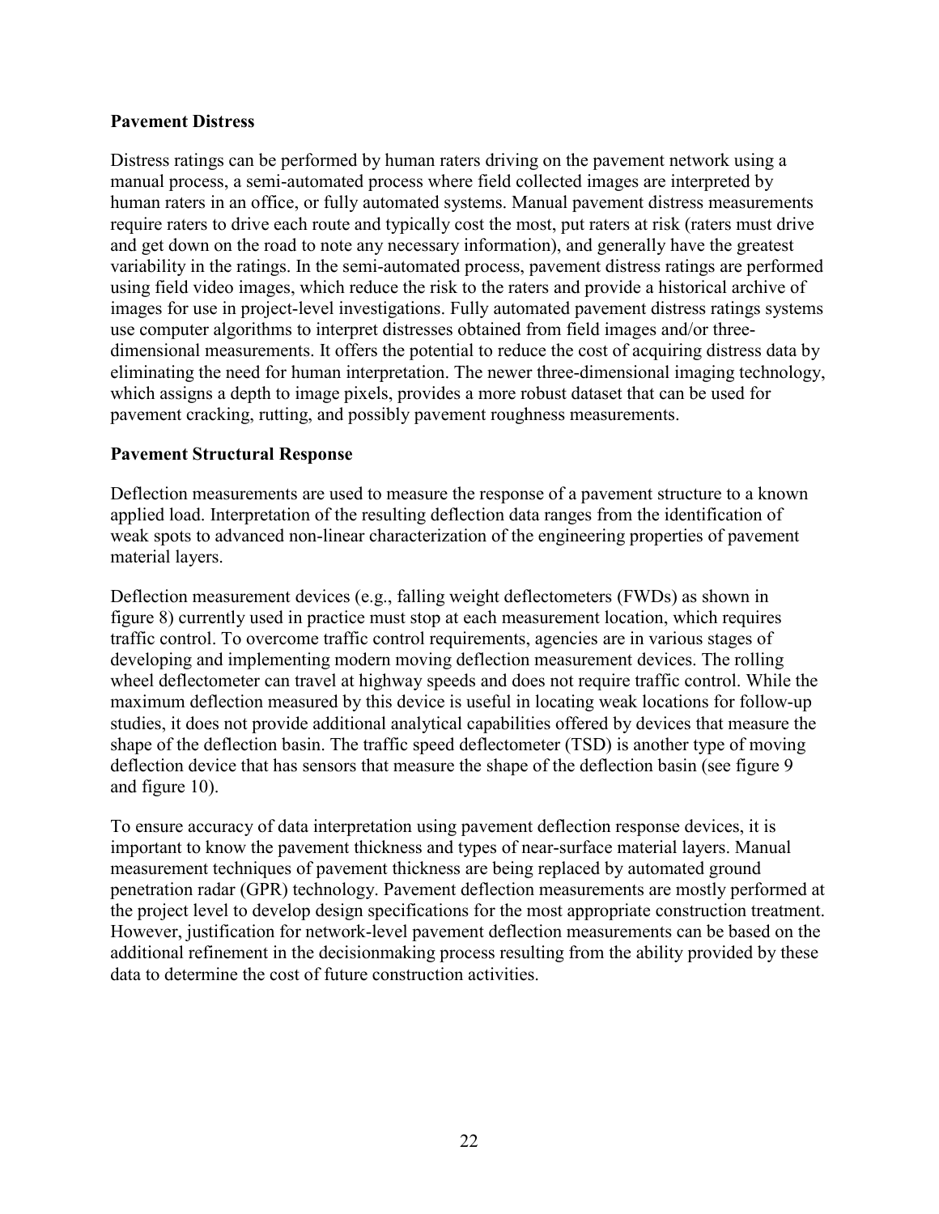## Pavement Distress

Distress ratings can be performed by human raters driving on the pavement network using a manual process, a semi-automated process where field collected images are interpreted by human raters in an office, or fully automated systems. Manual pavement distress measurements require raters to drive each route and typically cost the most, put raters at risk (raters must drive and get down on the road to note any necessary information), and generally have the greatest variability in the ratings. In the semi-automated process, pavement distress ratings are performed using field video images, which reduce the risk to the raters and provide a historical archive of images for use in project-level investigations. Fully automated pavement distress ratings systems use computer algorithms to interpret distresses obtained from field images and/or three-dimensional measurements. It offers the potential to reduce the cost of acquiring distress data by eliminating the need for human interpretation. The newer three-dimensional imaging technology, which assigns a depth to image pixels, provides a more robust dataset that can be used for pavement cracking, rutting, and possibly pavement roughness measurements.

## Pavement Structural Response

Deflection measurements are used to measure the response of a pavement structure to a known applied load. Interpretation of the resulting deflection data ranges from the identification of weak spots to advanced non-linear characterization of the engineering properties of pavement material layers.

Deflection measurement devices (e.g., falling weight deflectometers (FWDs) as shown in figure 8) currently used in practice must stop at each measurement location, which requires traffic control. To overcome traffic control requirements, agencies are in various stages of developing and implementing modern moving deflection measurement devices. The rolling wheel deflectometer can travel at highway speeds and does not require traffic control. While the maximum deflection measured by this device is useful in locating weak locations for follow-up studies, it does not provide additional analytical capabilities offered by devices that measure the shape of the deflection basin. The traffic speed deflectometer (TSD) is another type of moving deflection device that has sensors that measure the shape of the deflection basin (see figure 9 and figure 10).

To ensure accuracy of data interpretation using pavement deflection response devices, it is important to know the pavement thickness and types of near-surface material layers. Manual measurement techniques of pavement thickness are being replaced by automated ground penetration radar (GPR) technology. Pavement deflection measurements are mostly performed at the project level to develop design specifications for the most appropriate construction treatment. However, justification for network-level pavement deflection measurements can be based on the additional refinement in the decisionmaking process resulting from the ability provided by these data to determine the cost of future construction activities.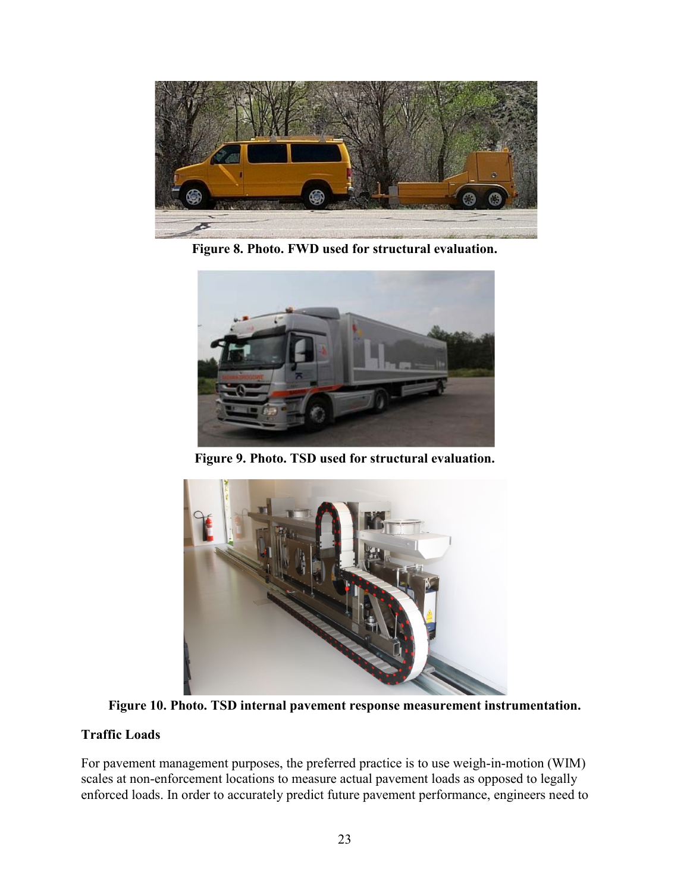Figure 8. Photo. FWD used for structural evaluation.

Figure 9. Photo. TSD used for structural evaluation.

Figure 10. Photo. TSD internal pavement response measurement instrumentation.

### Traffic Loads

For pavement management purposes, the preferred practice is to use weigh-in-motion (WIM) scales at non-enforcement locations to measure actual pavement loads as opposed to legally enforced loads. In order to accurately predict future pavement performance, engineers need to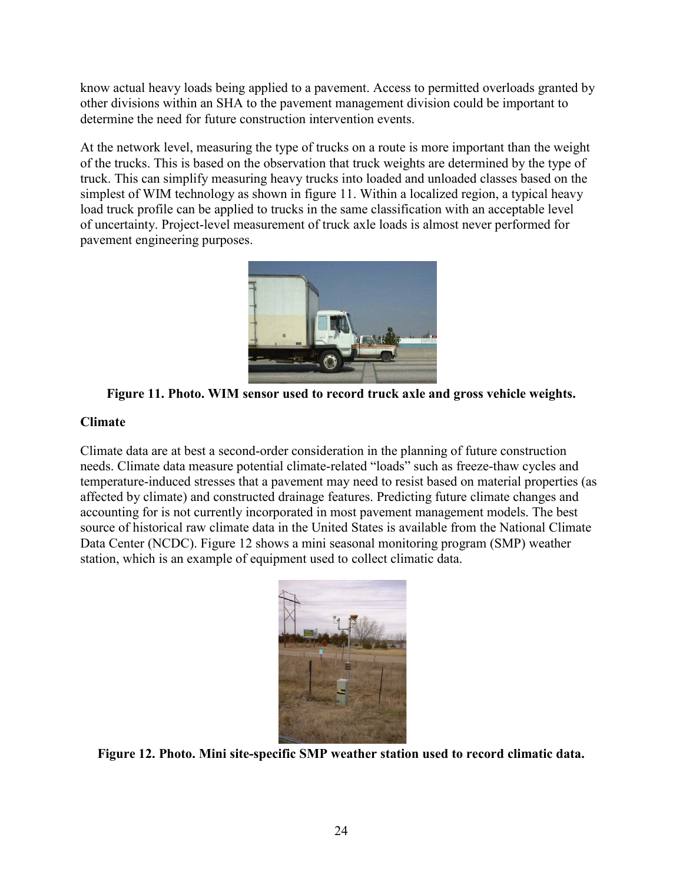know actual heavy loads being applied to a pavement. Access to permitted overloads granted by other divisions within an SHA to the pavement management division could be important to determine the need for future construction intervention events.

At the network level, measuring the type of trucks on a route is more important than the weight of the trucks. This is based on the observation that truck weights are determined by the type of truck. This can simplify measuring heavy trucks into loaded and unloaded classes based on the simplest of WIM technology as shown in figure 11. Within a localized region, a typical heavy load truck profile can be applied to trucks in the same classification with an acceptable level of uncertainty. Project-level measurement of truck axle loads is almost never performed for pavement engineering purposes.

**Figure 11. Photo. WIM sensor used to record truck axle and gross vehicle weights.**

### Climate

Climate data are at best a second-order consideration in the planning of future construction needs. Climate data measure potential climate-related "loads" such as freeze-thaw cycles and temperature-induced stresses that a pavement may need to resist based on material properties (as affected by climate) and constructed drainage features. Predicting future climate changes and accounting for is not currently incorporated in most pavement management models. The best source of historical raw climate data in the United States is available from the National Climate Data Center (NCDC). Figure 12 shows a mini seasonal monitoring program (SMP) weather station, which is an example of equipment used to collect climatic data.

**Figure 12. Photo. Mini site-specific SMP weather station used to record climatic data.**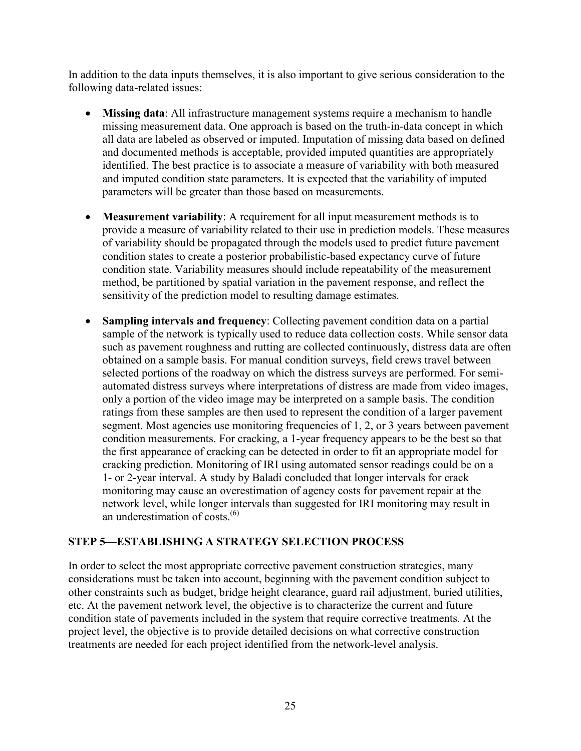In addition to the data inputs themselves, it is also important to give serious consideration to the following data-related issues:

- **Missing data**: All infrastructure management systems require a mechanism to handle missing measurement data. One approach is based on the truth-in-data concept in which all data are labeled as observed or imputed. Imputation of missing data based on defined and documented methods is acceptable, provided imputed quantities are appropriately identified. The best practice is to associate a measure of variability with both measured and imputed condition state parameters. It is expected that the variability of imputed parameters will be greater than those based on measurements.

- **Measurement variability**: A requirement for all input measurement methods is to provide a measure of variability related to their use in prediction models. These measures of variability should be propagated through the models used to predict future pavement condition states to create a posterior probabilistic-based expectancy curve of future condition state. Variability measures should include repeatability of the measurement method, be partitioned by spatial variation in the pavement response, and reflect the sensitivity of the prediction model to resulting damage estimates.

- **Sampling intervals and frequency**: Collecting pavement condition data on a partial sample of the network is typically used to reduce data collection costs. While sensor data such as pavement roughness and rutting are collected continuously, distress data are often obtained on a sample basis. For manual condition surveys, field crews travel between selected portions of the roadway on which the distress surveys are performed. For semi-automated distress surveys where interpretations of distress are made from video images, only a portion of the video image may be interpreted on a sample basis. The condition ratings from these samples are then used to represent the condition of a larger pavement segment. Most agencies use monitoring frequencies of 1, 2, or 3 years between pavement condition measurements. For cracking, a 1-year frequency appears to be the best so that the first appearance of cracking can be detected in order to fit an appropriate model for cracking prediction. Monitoring of IRI using automated sensor readings could be on a 1- or 2-year interval. A study by Baladi concluded that longer intervals for crack monitoring may cause an overestimation of agency costs for pavement repair at the network level, while longer intervals than suggested for IRI monitoring may result in an underestimation of costs.[6]

## STEP 5—ESTABLISHING A STRATEGY SELECTION PROCESS

In order to select the most appropriate corrective pavement construction strategies, many considerations must be taken into account, beginning with the pavement condition subject to other constraints such as budget, bridge height clearance, guard rail adjustment, buried utilities, etc. At the pavement network level, the objective is to characterize the current and future condition state of pavements included in the system that require corrective treatments. At the project level, the objective is to provide detailed decisions on what corrective construction treatments are needed for each project identified from the network-level analysis.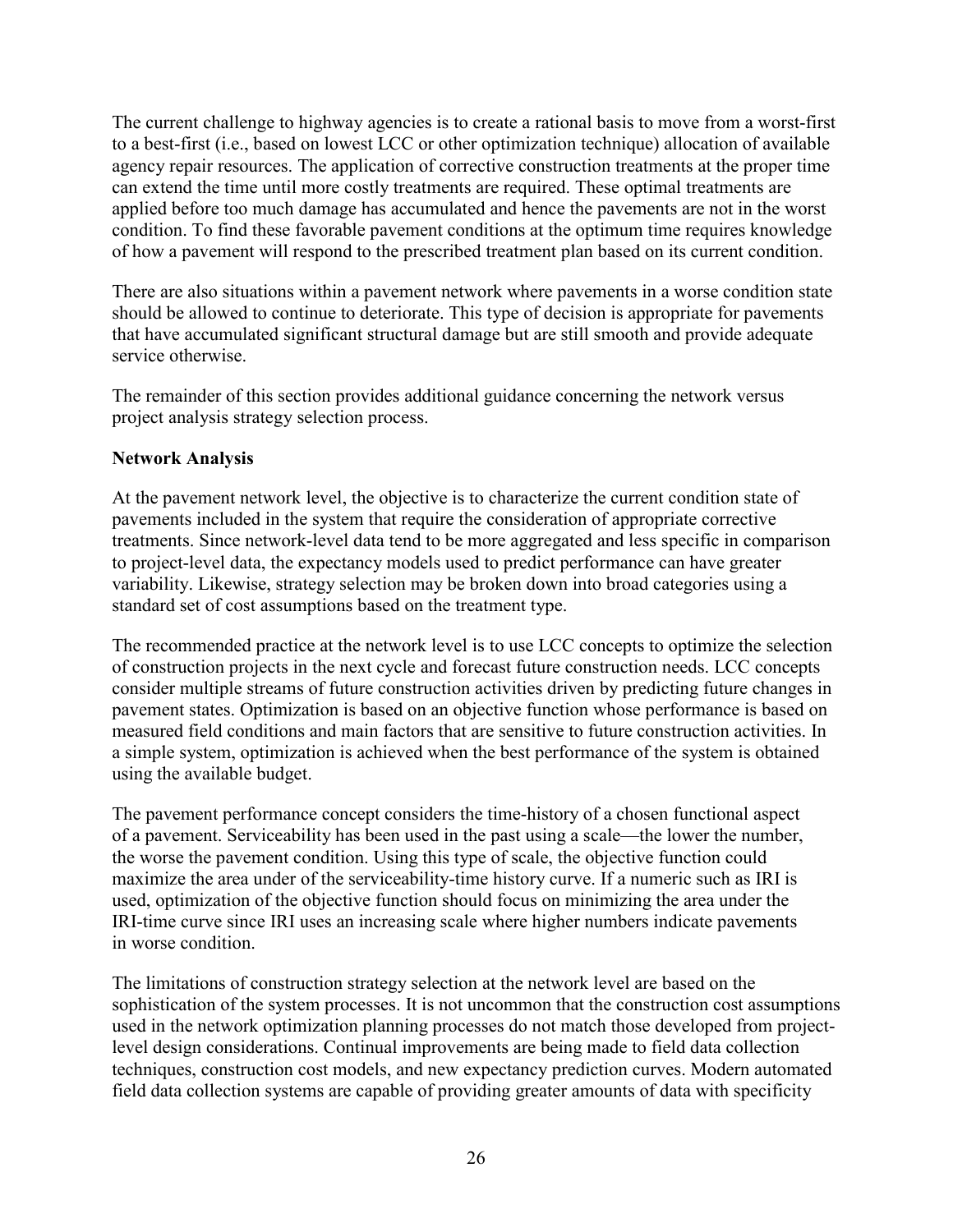The current challenge to highway agencies is to create a rational basis to move from a worst-first to a best-first (i.e., based on lowest LCC or other optimization technique) allocation of available agency repair resources. The application of corrective construction treatments at the proper time can extend the time until more costly treatments are required. These optimal treatments are applied before too much damage has accumulated and hence the pavements are not in the worst condition. To find these favorable pavement conditions at the optimum time requires knowledge of how a pavement will respond to the prescribed treatment plan based on its current condition.

There are also situations within a pavement network where pavements in a worse condition state should be allowed to continue to deteriorate. This type of decision is appropriate for pavements that have accumulated significant structural damage but are still smooth and provide adequate service otherwise.

The remainder of this section provides additional guidance concerning the network versus project analysis strategy selection process.

**Network Analysis**

At the pavement network level, the objective is to characterize the current condition state of pavements included in the system that require the consideration of appropriate corrective treatments. Since network-level data tend to be more aggregated and less specific in comparison to project-level data, the expectancy models used to predict performance can have greater variability. Likewise, strategy selection may be broken down into broad categories using a standard set of cost assumptions based on the treatment type.

The recommended practice at the network level is to use LCC concepts to optimize the selection of construction projects in the next cycle and forecast future construction needs. LCC concepts consider multiple streams of future construction activities driven by predicting future changes in pavement states. Optimization is based on an objective function whose performance is based on measured field conditions and main factors that are sensitive to future construction activities. In a simple system, optimization is achieved when the best performance of the system is obtained using the available budget.

The pavement performance concept considers the time-history of a chosen functional aspect of a pavement. Serviceability has been used in the past using a scale—the lower the number, the worse the pavement condition. Using this type of scale, the objective function could maximize the area under of the serviceability-time history curve. If a numeric such as IRI is used, optimization of the objective function should focus on minimizing the area under the IRI-time curve since IRI uses an increasing scale where higher numbers indicate pavements in worse condition.

The limitations of construction strategy selection at the network level are based on the sophistication of the system processes. It is not uncommon that the construction cost assumptions used in the network optimization planning processes do not match those developed from project-level design considerations. Continual improvements are being made to field data collection techniques, construction cost models, and new expectancy prediction curves. Modern automated field data collection systems are capable of providing greater amounts of data with specificity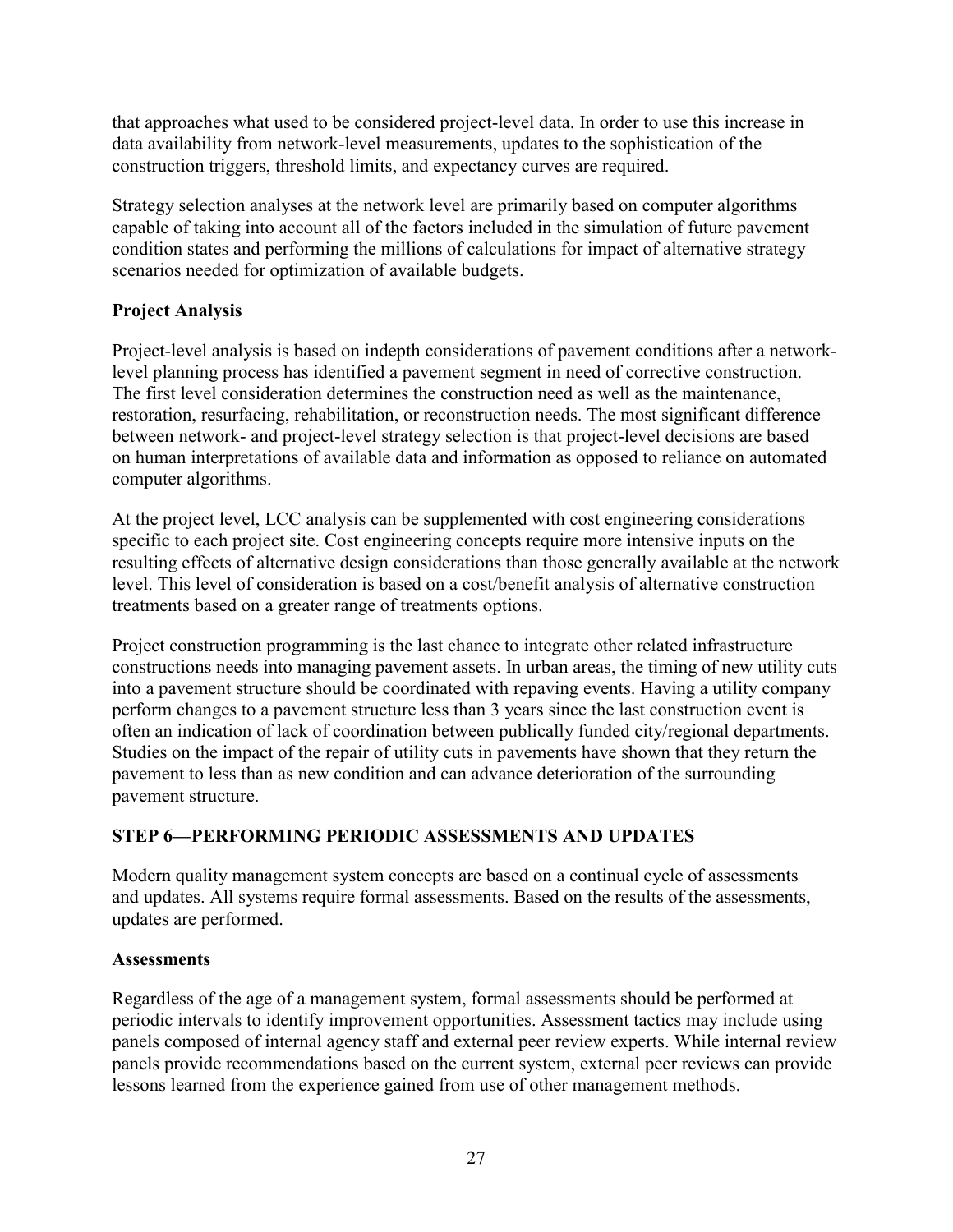that approaches what used to be considered project-level data. In order to use this increase in data availability from network-level measurements, updates to the sophistication of the construction triggers, threshold limits, and expectancy curves are required.

Strategy selection analyses at the network level are primarily based on computer algorithms capable of taking into account all of the factors included in the simulation of future pavement condition states and performing the millions of calculations for impact of alternative strategy scenarios needed for optimization of available budgets.

### Project Analysis

Project-level analysis is based on indepth considerations of pavement conditions after a network-level planning process has identified a pavement segment in need of corrective construction. The first level consideration determines the construction need as well as the maintenance, restoration, resurfacing, rehabilitation, or reconstruction needs. The most significant difference between network- and project-level strategy selection is that project-level decisions are based on human interpretations of available data and information as opposed to reliance on automated computer algorithms.

At the project level, LCC analysis can be supplemented with cost engineering considerations specific to each project site. Cost engineering concepts require more intensive inputs on the resulting effects of alternative design considerations than those generally available at the network level. This level of consideration is based on a cost/benefit analysis of alternative construction treatments based on a greater range of treatments options.

Project construction programming is the last chance to integrate other related infrastructure constructions needs into managing pavement assets. In urban areas, the timing of new utility cuts into a pavement structure should be coordinated with repaving events. Having a utility company perform changes to a pavement structure less than 3 years since the last construction event is often an indication of lack of coordination between publically funded city/regional departments. Studies on the impact of the repair of utility cuts in pavements have shown that they return the pavement to less than as new condition and can advance deterioration of the surrounding pavement structure.

## STEP 6—PERFORMING PERIODIC ASSESSMENTS AND UPDATES

Modern quality management system concepts are based on a continual cycle of assessments and updates. All systems require formal assessments. Based on the results of the assessments, updates are performed.

### Assessments

Regardless of the age of a management system, formal assessments should be performed at periodic intervals to identify improvement opportunities. Assessment tactics may include using panels composed of internal agency staff and external peer review experts. While internal review panels provide recommendations based on the current system, external peer reviews can provide lessons learned from the experience gained from use of other management methods.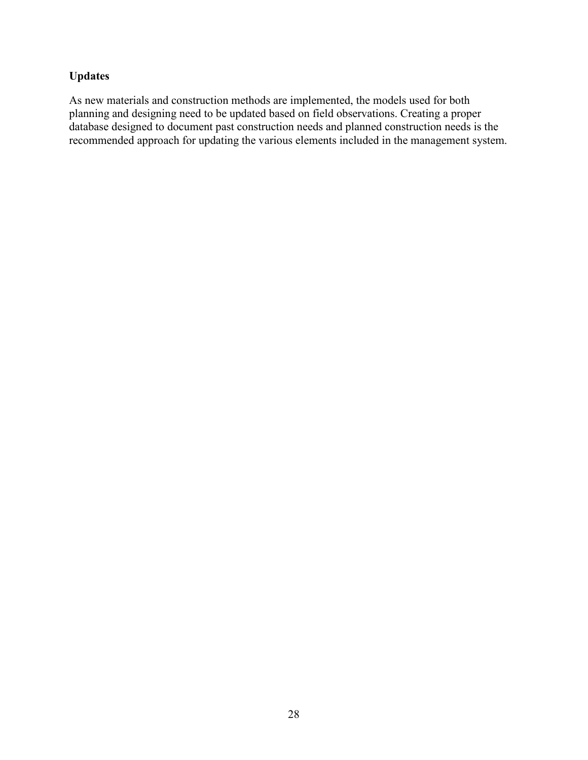**Updates**

As new materials and construction methods are implemented, the models used for both planning and designing need to be updated based on field observations. Creating a proper database designed to document past construction needs and planned construction needs is the recommended approach for updating the various elements included in the management system.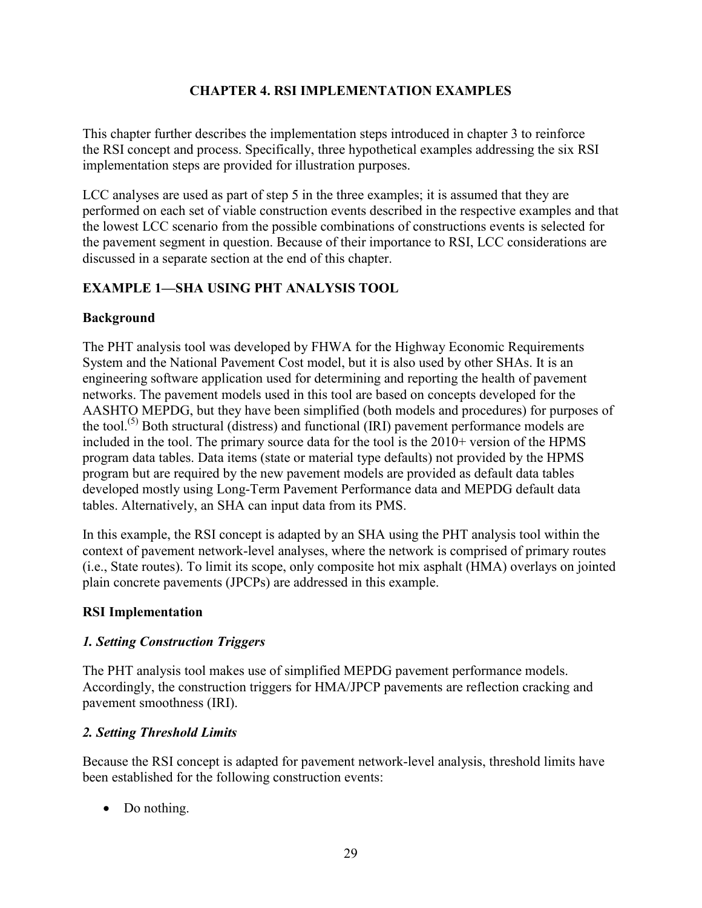# CHAPTER 4. RSI IMPLEMENTATION EXAMPLES

This chapter further describes the implementation steps introduced in chapter 3 to reinforce the RSI concept and process. Specifically, three hypothetical examples addressing the six RSI implementation steps are provided for illustration purposes.

LCC analyses are used as part of step 5 in the three examples; it is assumed that they are performed on each set of viable construction events described in the respective examples and that the lowest LCC scenario from the possible combinations of constructions events is selected for the pavement segment in question. Because of their importance to RSI, LCC considerations are discussed in a separate section at the end of this chapter.

## EXAMPLE 1—SHA USING PHT ANALYSIS TOOL

### Background

The PHT analysis tool was developed by FHWA for the Highway Economic Requirements System and the National Pavement Cost model, but it is also used by other SHAs. It is an engineering software application used for determining and reporting the health of pavement networks. The pavement models used in this tool are based on concepts developed for the AASHTO MEPDG, but they have been simplified (both models and procedures) for purposes of the tool.[5] Both structural (distress) and functional (IRI) pavement performance models are included in the tool. The primary source data for the tool is the 2010+ version of the HPMS program data tables. Data items (state or material type defaults) not provided by the HPMS program but are required by the new pavement models are provided as default data tables developed mostly using Long-Term Pavement Performance data and MEPDG default data tables. Alternatively, an SHA can input data from its PMS.

In this example, the RSI concept is adapted by an SHA using the PHT analysis tool within the context of pavement network-level analyses, where the network is comprised of primary routes (i.e., State routes). To limit its scope, only composite hot mix asphalt (HMA) overlays on jointed plain concrete pavements (JPCPs) are addressed in this example.

### RSI Implementation

#### *1. Setting Construction Triggers*

The PHT analysis tool makes use of simplified MEPDG pavement performance models. Accordingly, the construction triggers for HMA/JPCP pavements are reflection cracking and pavement smoothness (IRI).

#### *2. Setting Threshold Limits*

Because the RSI concept is adapted for pavement network-level analysis, threshold limits have been established for the following construction events:

- Do nothing.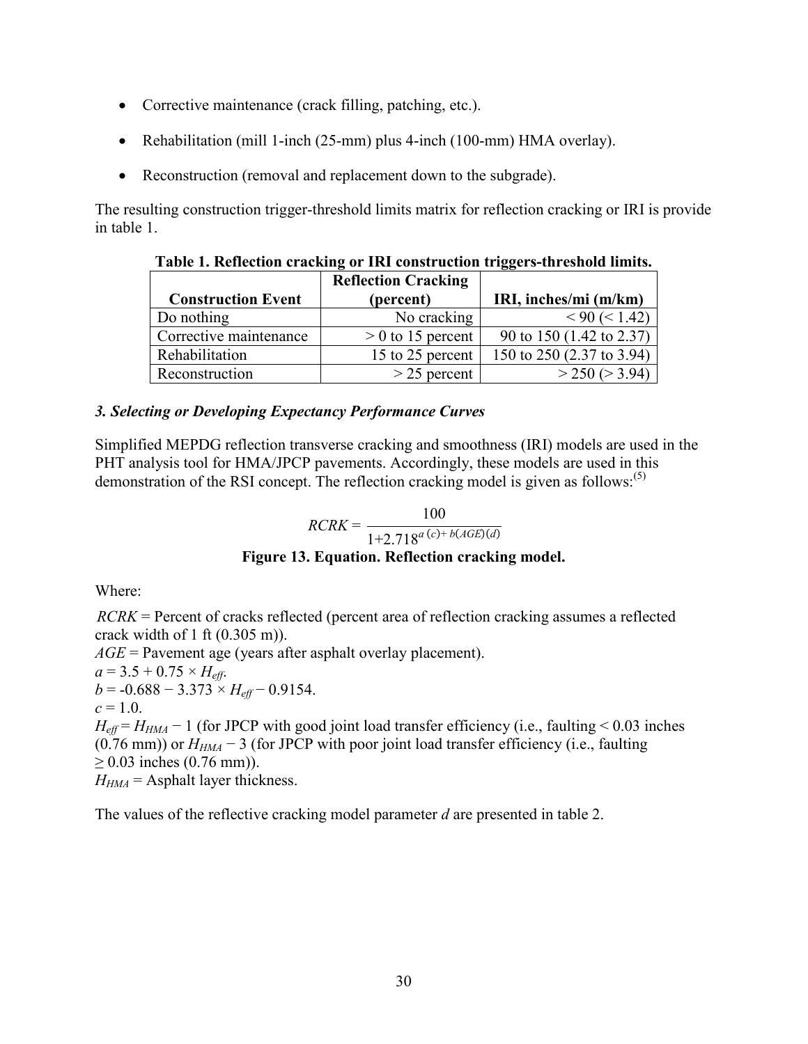- Corrective maintenance (crack filling, patching, etc.).
- Rehabilitation (mill 1-inch (25-mm) plus 4-inch (100-mm) HMA overlay).
- Reconstruction (removal and replacement down to the subgrade).

The resulting construction trigger-threshold limits matrix for reflection cracking or IRI is provide in table 1.

**Table 1. Reflection cracking or IRI construction triggers-threshold limits.**

| Construction Event | Reflection Cracking (percent) | IRI, inches/mi (m/km) |
| --- | --- | --- |
| Do nothing | No cracking | < 90 (< 1.42) |
| Corrective maintenance | > 0 to 15 percent | 90 to 150 (1.42 to 2.37) |
| Rehabilitation | 15 to 25 percent | 150 to 250 (2.37 to 3.94) |
| Reconstruction | > 25 percent | > 250 (> 3.94) |

### *3. Selecting or Developing Expectancy Performance Curves*

Simplified MEPDG reflection transverse cracking and smoothness (IRI) models are used in the PHT analysis tool for HMA/JPCP pavements. Accordingly, these models are used in this demonstration of the RSI concept. The reflection cracking model is given as follows:[5]

$$RCRK = \frac{100}{1+2.718^{a\,(c)+\,b(AGE)(d)}}$$

**Figure 13. Equation. Reflection cracking model.**

Where:

$RCRK$ = Percent of cracks reflected (percent area of reflection cracking assumes a reflected crack width of 1 ft (0.305 m)).
$AGE$ = Pavement age (years after asphalt overlay placement).
$a = 3.5 + 0.75 \times H_{eff}$.
$b = -0.688 - 3.373 \times H_{eff} - 0.9154$.
$c = 1.0$.
$H_{eff} = H_{HMA} - 1$ (for JPCP with good joint load transfer efficiency (i.e., faulting < 0.03 inches (0.76 mm)) or $H_{HMA} - 3$ (for JPCP with poor joint load transfer efficiency (i.e., faulting $\geq$ 0.03 inches (0.76 mm)).
$H_{HMA}$ = Asphalt layer thickness.

The values of the reflective cracking model parameter $d$ are presented in table 2.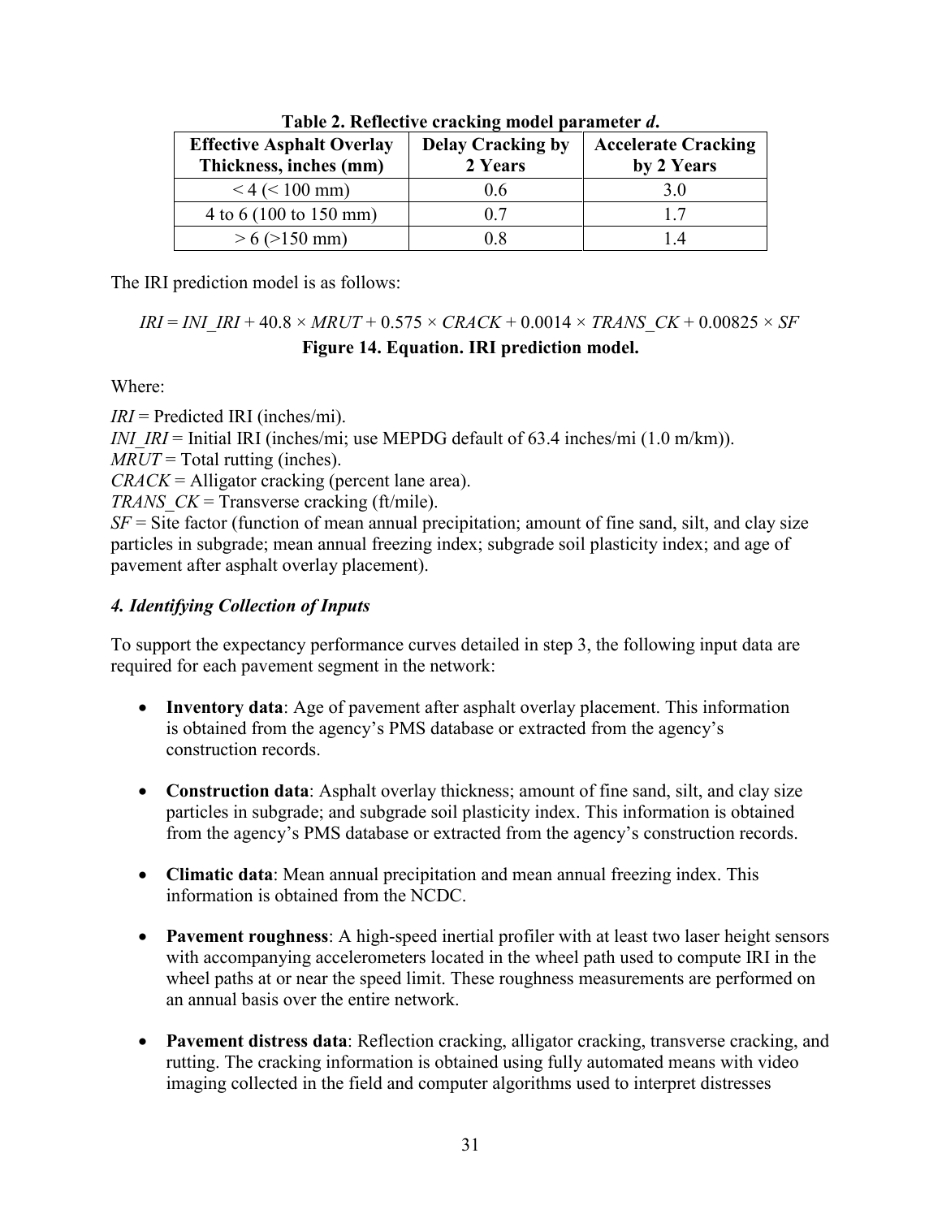**Table 2. Reflective cracking model parameter *d*.**

| Effective Asphalt Overlay Thickness, inches (mm) | Delay Cracking by 2 Years | Accelerate Cracking by 2 Years |
|---|---|---|
| < 4 (< 100 mm) | 0.6 | 3.0 |
| 4 to 6 (100 to 150 mm) | 0.7 | 1.7 |
| > 6 (>150 mm) | 0.8 | 1.4 |

The IRI prediction model is as follows:

$$IRI = INI\_IRI + 40.8 \times MRUT + 0.575 \times CRACK + 0.0014 \times TRANS\_CK + 0.00825 \times SF$$

**Figure 14. Equation. IRI prediction model.**

Where:

*IRI* = Predicted IRI (inches/mi).
*INI_IRI* = Initial IRI (inches/mi; use MEPDG default of 63.4 inches/mi (1.0 m/km)).
*MRUT* = Total rutting (inches).
*CRACK* = Alligator cracking (percent lane area).
*TRANS_CK* = Transverse cracking (ft/mile).
*SF* = Site factor (function of mean annual precipitation; amount of fine sand, silt, and clay size particles in subgrade; mean annual freezing index; subgrade soil plasticity index; and age of pavement after asphalt overlay placement).

### *4. Identifying Collection of Inputs*

To support the expectancy performance curves detailed in step 3, the following input data are required for each pavement segment in the network:

- **Inventory data**: Age of pavement after asphalt overlay placement. This information is obtained from the agency's PMS database or extracted from the agency's construction records.

- **Construction data**: Asphalt overlay thickness; amount of fine sand, silt, and clay size particles in subgrade; and subgrade soil plasticity index. This information is obtained from the agency's PMS database or extracted from the agency's construction records.

- **Climatic data**: Mean annual precipitation and mean annual freezing index. This information is obtained from the NCDC.

- **Pavement roughness**: A high-speed inertial profiler with at least two laser height sensors with accompanying accelerometers located in the wheel path used to compute IRI in the wheel paths at or near the speed limit. These roughness measurements are performed on an annual basis over the entire network.

- **Pavement distress data**: Reflection cracking, alligator cracking, transverse cracking, and rutting. The cracking information is obtained using fully automated means with video imaging collected in the field and computer algorithms used to interpret distresses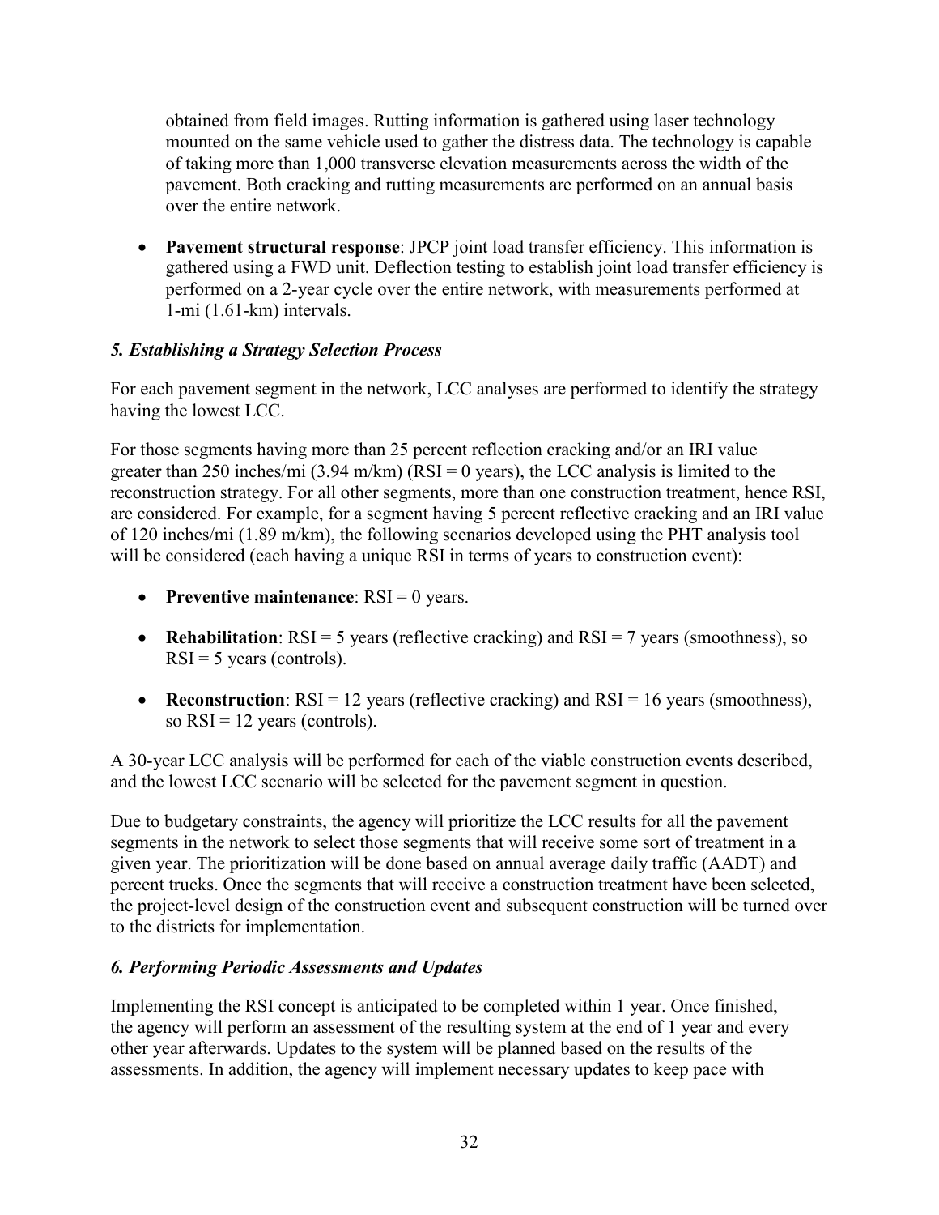obtained from field images. Rutting information is gathered using laser technology mounted on the same vehicle used to gather the distress data. The technology is capable of taking more than 1,000 transverse elevation measurements across the width of the pavement. Both cracking and rutting measurements are performed on an annual basis over the entire network.

- **Pavement structural response**: JPCP joint load transfer efficiency. This information is gathered using a FWD unit. Deflection testing to establish joint load transfer efficiency is performed on a 2-year cycle over the entire network, with measurements performed at 1-mi (1.61-km) intervals.

### *5. Establishing a Strategy Selection Process*

For each pavement segment in the network, LCC analyses are performed to identify the strategy having the lowest LCC.

For those segments having more than 25 percent reflection cracking and/or an IRI value greater than 250 inches/mi (3.94 m/km) (RSI = 0 years), the LCC analysis is limited to the reconstruction strategy. For all other segments, more than one construction treatment, hence RSI, are considered. For example, for a segment having 5 percent reflective cracking and an IRI value of 120 inches/mi (1.89 m/km), the following scenarios developed using the PHT analysis tool will be considered (each having a unique RSI in terms of years to construction event):

- **Preventive maintenance**: RSI = 0 years.
- **Rehabilitation**: RSI = 5 years (reflective cracking) and RSI = 7 years (smoothness), so RSI = 5 years (controls).
- **Reconstruction**: RSI = 12 years (reflective cracking) and RSI = 16 years (smoothness), so RSI = 12 years (controls).

A 30-year LCC analysis will be performed for each of the viable construction events described, and the lowest LCC scenario will be selected for the pavement segment in question.

Due to budgetary constraints, the agency will prioritize the LCC results for all the pavement segments in the network to select those segments that will receive some sort of treatment in a given year. The prioritization will be done based on annual average daily traffic (AADT) and percent trucks. Once the segments that will receive a construction treatment have been selected, the project-level design of the construction event and subsequent construction will be turned over to the districts for implementation.

### *6. Performing Periodic Assessments and Updates*

Implementing the RSI concept is anticipated to be completed within 1 year. Once finished, the agency will perform an assessment of the resulting system at the end of 1 year and every other year afterwards. Updates to the system will be planned based on the results of the assessments. In addition, the agency will implement necessary updates to keep pace with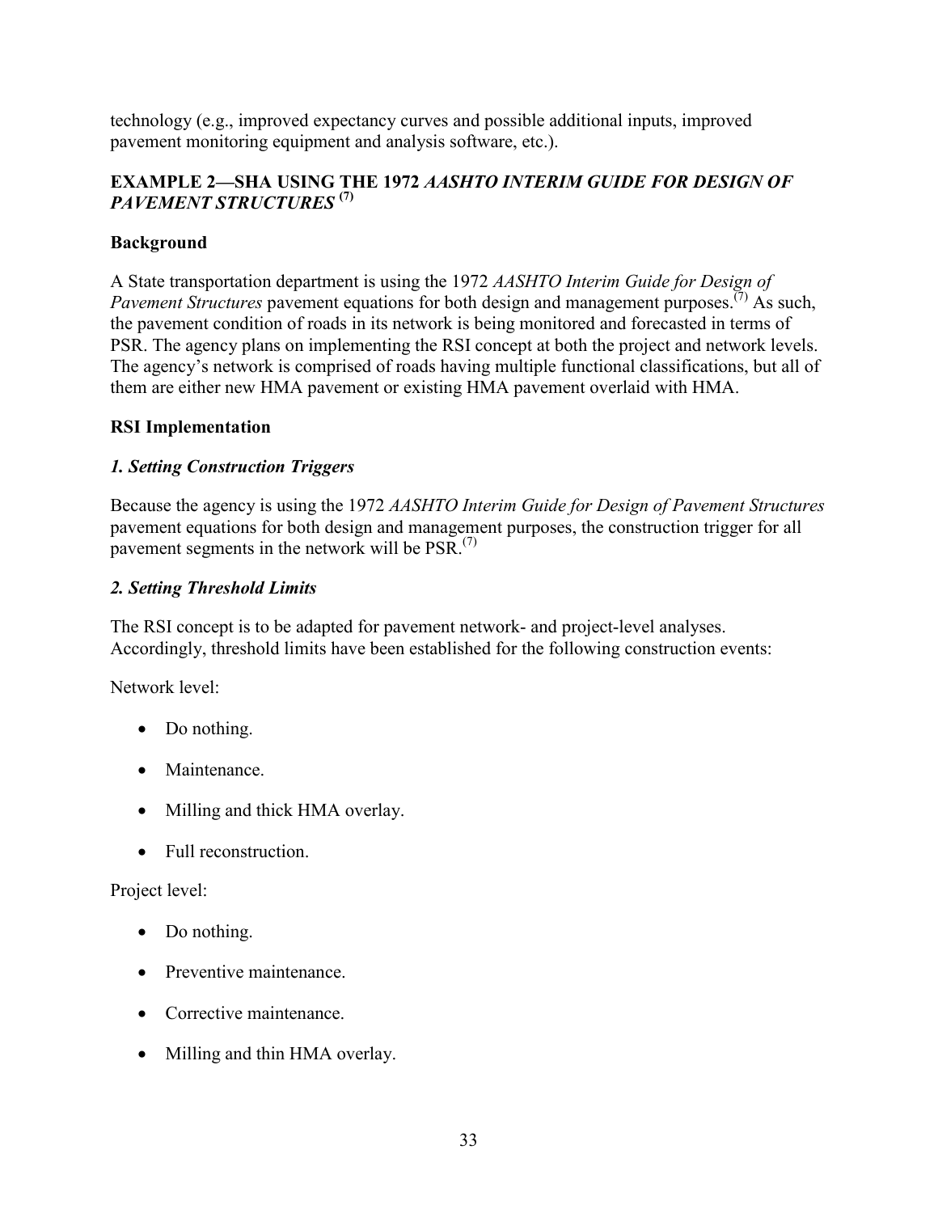technology (e.g., improved expectancy curves and possible additional inputs, improved pavement monitoring equipment and analysis software, etc.).

## EXAMPLE 2—SHA USING THE 1972 *AASHTO INTERIM GUIDE FOR DESIGN OF PAVEMENT STRUCTURES* [(7)]

### Background

A State transportation department is using the 1972 *AASHTO Interim Guide for Design of Pavement Structures* pavement equations for both design and management purposes.[(7)] As such, the pavement condition of roads in its network is being monitored and forecasted in terms of PSR. The agency plans on implementing the RSI concept at both the project and network levels. The agency's network is comprised of roads having multiple functional classifications, but all of them are either new HMA pavement or existing HMA pavement overlaid with HMA.

### RSI Implementation

#### *1. Setting Construction Triggers*

Because the agency is using the 1972 *AASHTO Interim Guide for Design of Pavement Structures* pavement equations for both design and management purposes, the construction trigger for all pavement segments in the network will be PSR.[(7)]

#### *2. Setting Threshold Limits*

The RSI concept is to be adapted for pavement network- and project-level analyses. Accordingly, threshold limits have been established for the following construction events:

Network level:

- Do nothing.
- Maintenance.
- Milling and thick HMA overlay.
- Full reconstruction.

Project level:

- Do nothing.
- Preventive maintenance.
- Corrective maintenance.
- Milling and thin HMA overlay.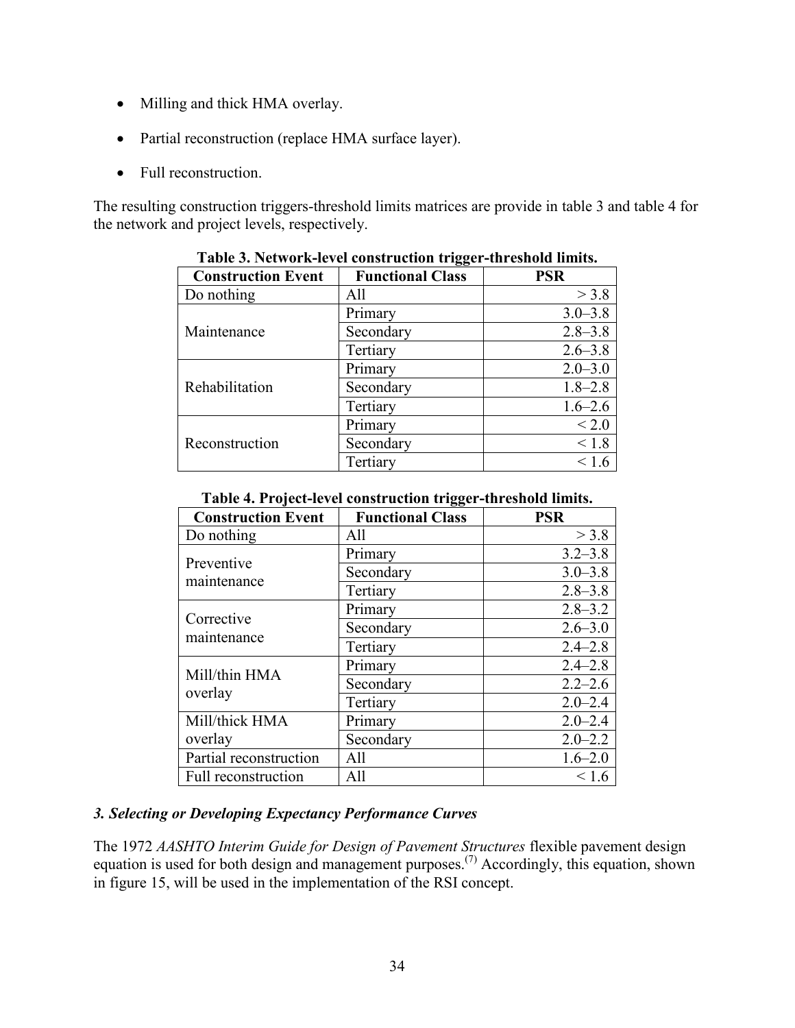- Milling and thick HMA overlay.
- Partial reconstruction (replace HMA surface layer).
- Full reconstruction.

The resulting construction triggers-threshold limits matrices are provide in table 3 and table 4 for the network and project levels, respectively.

**Table 3. Network-level construction trigger-threshold limits.**

| Construction Event | Functional Class | PSR |
|---|---|---:|
| Do nothing | All | > 3.8 |
| Maintenance | Primary | 3.0–3.8 |
| | Secondary | 2.8–3.8 |
| | Tertiary | 2.6–3.8 |
| Rehabilitation | Primary | 2.0–3.0 |
| | Secondary | 1.8–2.8 |
| | Tertiary | 1.6–2.6 |
| Reconstruction | Primary | < 2.0 |
| | Secondary | < 1.8 |
| | Tertiary | < 1.6 |

**Table 4. Project-level construction trigger-threshold limits.**

| Construction Event | Functional Class | PSR |
|---|---|---:|
| Do nothing | All | > 3.8 |
| Preventive maintenance | Primary | 3.2–3.8 |
| | Secondary | 3.0–3.8 |
| | Tertiary | 2.8–3.8 |
| Corrective maintenance | Primary | 2.8–3.2 |
| | Secondary | 2.6–3.0 |
| | Tertiary | 2.4–2.8 |
| Mill/thin HMA overlay | Primary | 2.4–2.8 |
| | Secondary | 2.2–2.6 |
| | Tertiary | 2.0–2.4 |
| Mill/thick HMA overlay | Primary | 2.0–2.4 |
| | Secondary | 2.0–2.2 |
| Partial reconstruction | All | 1.6–2.0 |
| Full reconstruction | All | < 1.6 |

### *3. Selecting or Developing Expectancy Performance Curves*

The 1972 *AASHTO Interim Guide for Design of Pavement Structures* flexible pavement design equation is used for both design and management purposes.(7) Accordingly, this equation, shown in figure 15, will be used in the implementation of the RSI concept.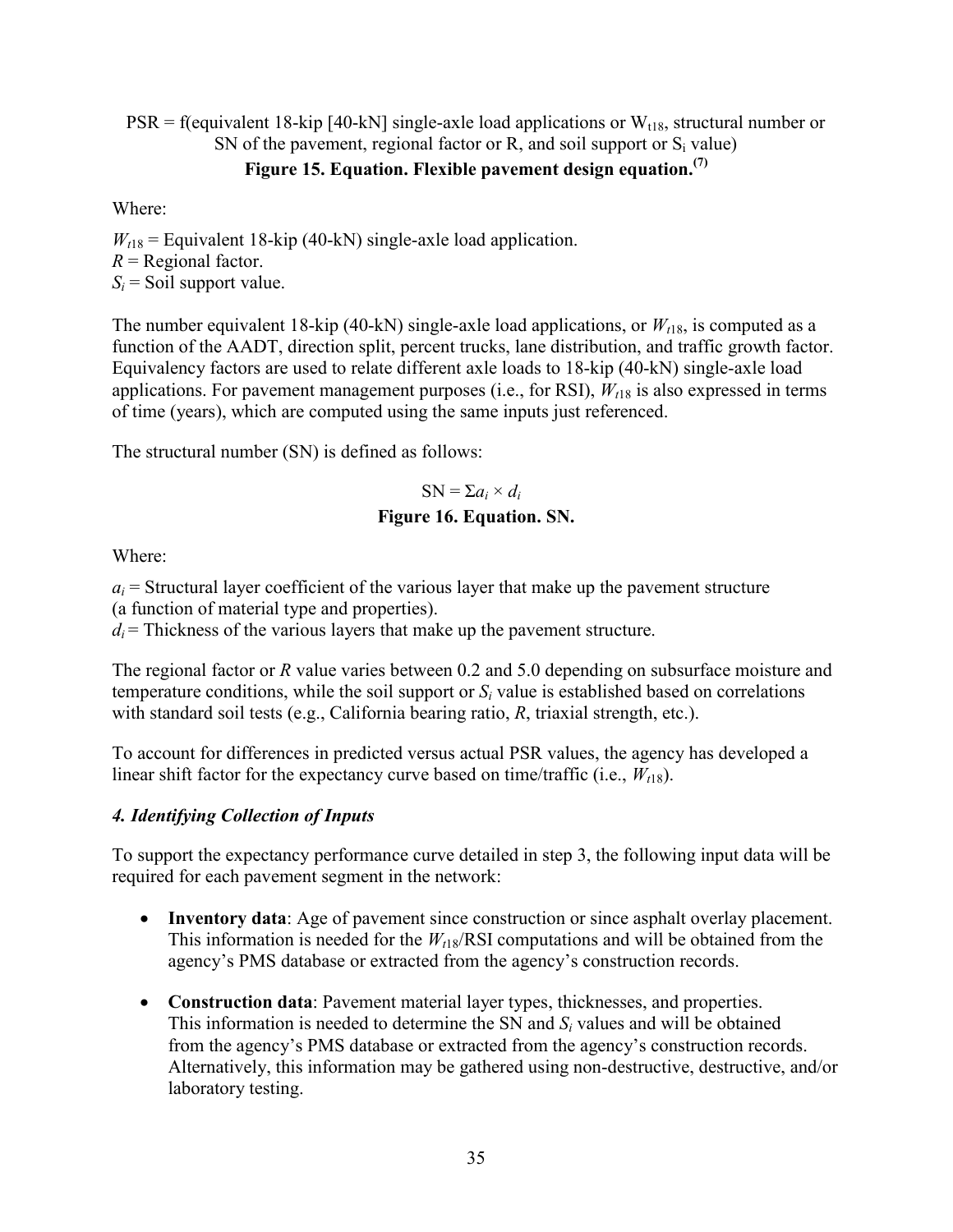PSR = f(equivalent 18-kip [40-kN] single-axle load applications or $W_{t18}$, structural number or SN of the pavement, regional factor or R, and soil support or $S_i$ value)

**Figure 15. Equation. Flexible pavement design equation.[7]**

Where:

$W_{t18}$ = Equivalent 18-kip (40-kN) single-axle load application.
$R$ = Regional factor.
$S_i$ = Soil support value.

The number equivalent 18-kip (40-kN) single-axle load applications, or $W_{t18}$, is computed as a function of the AADT, direction split, percent trucks, lane distribution, and traffic growth factor. Equivalency factors are used to relate different axle loads to 18-kip (40-kN) single-axle load applications. For pavement management purposes (i.e., for RSI), $W_{t18}$ is also expressed in terms of time (years), which are computed using the same inputs just referenced.

The structural number (SN) is defined as follows:

$$\text{SN} = \Sigma a_i \times d_i$$

**Figure 16. Equation. SN.**

Where:

$a_i$ = Structural layer coefficient of the various layer that make up the pavement structure (a function of material type and properties).
$d_i$ = Thickness of the various layers that make up the pavement structure.

The regional factor or $R$ value varies between 0.2 and 5.0 depending on subsurface moisture and temperature conditions, while the soil support or $S_i$ value is established based on correlations with standard soil tests (e.g., California bearing ratio, $R$, triaxial strength, etc.).

To account for differences in predicted versus actual PSR values, the agency has developed a linear shift factor for the expectancy curve based on time/traffic (i.e., $W_{t18}$).

### *4. Identifying Collection of Inputs*

To support the expectancy performance curve detailed in step 3, the following input data will be required for each pavement segment in the network:

- **Inventory data**: Age of pavement since construction or since asphalt overlay placement. This information is needed for the $W_{t18}$/RSI computations and will be obtained from the agency's PMS database or extracted from the agency's construction records.
- **Construction data**: Pavement material layer types, thicknesses, and properties. This information is needed to determine the SN and $S_i$ values and will be obtained from the agency's PMS database or extracted from the agency's construction records. Alternatively, this information may be gathered using non-destructive, destructive, and/or laboratory testing.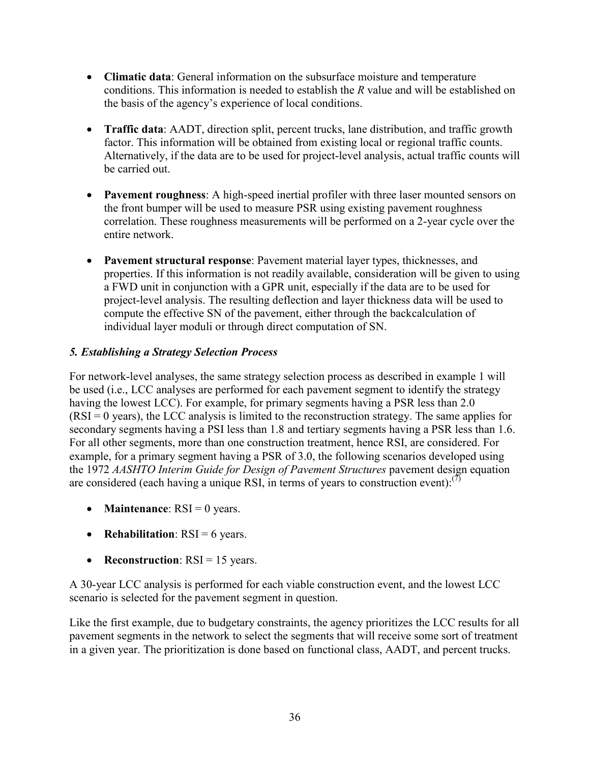- **Climatic data**: General information on the subsurface moisture and temperature conditions. This information is needed to establish the *R* value and will be established on the basis of the agency's experience of local conditions.

- **Traffic data**: AADT, direction split, percent trucks, lane distribution, and traffic growth factor. This information will be obtained from existing local or regional traffic counts. Alternatively, if the data are to be used for project-level analysis, actual traffic counts will be carried out.

- **Pavement roughness**: A high-speed inertial profiler with three laser mounted sensors on the front bumper will be used to measure PSR using existing pavement roughness correlation. These roughness measurements will be performed on a 2-year cycle over the entire network.

- **Pavement structural response**: Pavement material layer types, thicknesses, and properties. If this information is not readily available, consideration will be given to using a FWD unit in conjunction with a GPR unit, especially if the data are to be used for project-level analysis. The resulting deflection and layer thickness data will be used to compute the effective SN of the pavement, either through the backcalculation of individual layer moduli or through direct computation of SN.

### *5. Establishing a Strategy Selection Process*

For network-level analyses, the same strategy selection process as described in example 1 will be used (i.e., LCC analyses are performed for each pavement segment to identify the strategy having the lowest LCC). For example, for primary segments having a PSR less than 2.0 (RSI = 0 years), the LCC analysis is limited to the reconstruction strategy. The same applies for secondary segments having a PSI less than 1.8 and tertiary segments having a PSR less than 1.6. For all other segments, more than one construction treatment, hence RSI, are considered. For example, for a primary segment having a PSR of 3.0, the following scenarios developed using the 1972 *AASHTO Interim Guide for Design of Pavement Structures* pavement design equation are considered (each having a unique RSI, in terms of years to construction event):[7]

- **Maintenance**: RSI = 0 years.

- **Rehabilitation**: RSI = 6 years.

- **Reconstruction**: RSI = 15 years.

A 30-year LCC analysis is performed for each viable construction event, and the lowest LCC scenario is selected for the pavement segment in question.

Like the first example, due to budgetary constraints, the agency prioritizes the LCC results for all pavement segments in the network to select the segments that will receive some sort of treatment in a given year. The prioritization is done based on functional class, AADT, and percent trucks.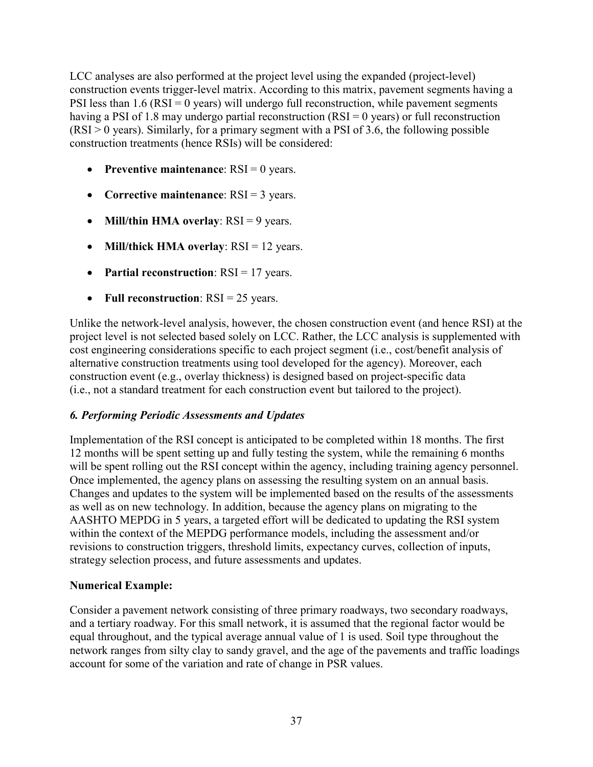LCC analyses are also performed at the project level using the expanded (project-level) construction events trigger-level matrix. According to this matrix, pavement segments having a PSI less than 1.6 (RSI = 0 years) will undergo full reconstruction, while pavement segments having a PSI of 1.8 may undergo partial reconstruction (RSI = 0 years) or full reconstruction (RSI > 0 years). Similarly, for a primary segment with a PSI of 3.6, the following possible construction treatments (hence RSIs) will be considered:

- **Preventive maintenance**: RSI = 0 years.
- **Corrective maintenance**: RSI = 3 years.
- **Mill/thin HMA overlay**: RSI = 9 years.
- **Mill/thick HMA overlay**: RSI = 12 years.
- **Partial reconstruction**: RSI = 17 years.
- **Full reconstruction**: RSI = 25 years.

Unlike the network-level analysis, however, the chosen construction event (and hence RSI) at the project level is not selected based solely on LCC. Rather, the LCC analysis is supplemented with cost engineering considerations specific to each project segment (i.e., cost/benefit analysis of alternative construction treatments using tool developed for the agency). Moreover, each construction event (e.g., overlay thickness) is designed based on project-specific data (i.e., not a standard treatment for each construction event but tailored to the project).

### *6. Performing Periodic Assessments and Updates*

Implementation of the RSI concept is anticipated to be completed within 18 months. The first 12 months will be spent setting up and fully testing the system, while the remaining 6 months will be spent rolling out the RSI concept within the agency, including training agency personnel. Once implemented, the agency plans on assessing the resulting system on an annual basis. Changes and updates to the system will be implemented based on the results of the assessments as well as on new technology. In addition, because the agency plans on migrating to the AASHTO MEPDG in 5 years, a targeted effort will be dedicated to updating the RSI system within the context of the MEPDG performance models, including the assessment and/or revisions to construction triggers, threshold limits, expectancy curves, collection of inputs, strategy selection process, and future assessments and updates.

**Numerical Example:**

Consider a pavement network consisting of three primary roadways, two secondary roadways, and a tertiary roadway. For this small network, it is assumed that the regional factor would be equal throughout, and the typical average annual value of 1 is used. Soil type throughout the network ranges from silty clay to sandy gravel, and the age of the pavements and traffic loadings account for some of the variation and rate of change in PSR values.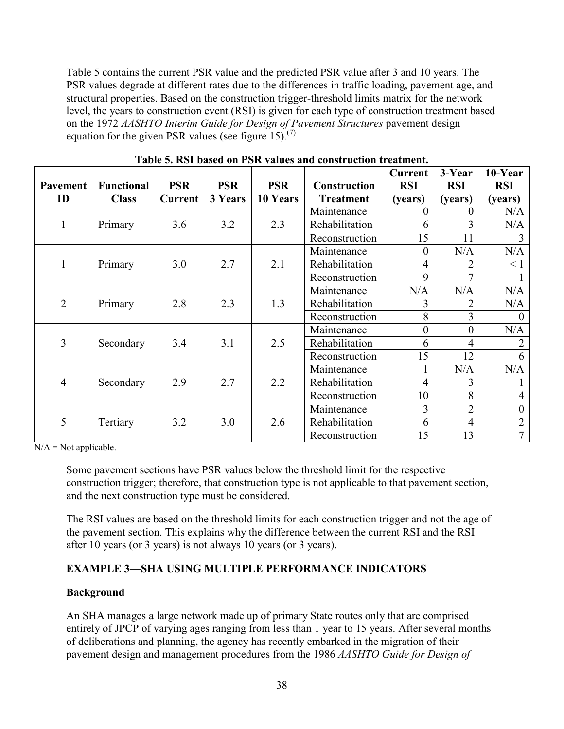Table 5 contains the current PSR value and the predicted PSR value after 3 and 10 years. The PSR values degrade at different rates due to the differences in traffic loading, pavement age, and structural properties. Based on the construction trigger-threshold limits matrix for the network level, the years to construction event (RSI) is given for each type of construction treatment based on the 1972 *AASHTO Interim Guide for Design of Pavement Structures* pavement design equation for the given PSR values (see figure 15).[7]

**Table 5. RSI based on PSR values and construction treatment.**

| Pavement ID | Functional Class | PSR Current | PSR 3 Years | PSR 10 Years | Construction Treatment | Current RSI (years) | 3-Year RSI (years) | 10-Year RSI (years) |
|---|---|---|---|---|---|---|---|---|
| 1 | Primary | 3.6 | 3.2 | 2.3 | Maintenance | 0 | 0 | N/A |
| | | | | | Rehabilitation | 6 | 3 | N/A |
| | | | | | Reconstruction | 15 | 11 | 3 |
| 1 | Primary | 3.0 | 2.7 | 2.1 | Maintenance | 0 | N/A | N/A |
| | | | | | Rehabilitation | 4 | 2 | < 1 |
| | | | | | Reconstruction | 9 | 7 | 1 |
| 2 | Primary | 2.8 | 2.3 | 1.3 | Maintenance | N/A | N/A | N/A |
| | | | | | Rehabilitation | 3 | 2 | N/A |
| | | | | | Reconstruction | 8 | 3 | 0 |
| 3 | Secondary | 3.4 | 3.1 | 2.5 | Maintenance | 0 | 0 | N/A |
| | | | | | Rehabilitation | 6 | 4 | 2 |
| | | | | | Reconstruction | 15 | 12 | 6 |
| 4 | Secondary | 2.9 | 2.7 | 2.2 | Maintenance | 1 | N/A | N/A |
| | | | | | Rehabilitation | 4 | 3 | 1 |
| | | | | | Reconstruction | 10 | 8 | 4 |
| 5 | Tertiary | 3.2 | 3.0 | 2.6 | Maintenance | 3 | 2 | 0 |
| | | | | | Rehabilitation | 6 | 4 | 2 |
| | | | | | Reconstruction | 15 | 13 | 7 |

N/A = Not applicable.

Some pavement sections have PSR values below the threshold limit for the respective construction trigger; therefore, that construction type is not applicable to that pavement section, and the next construction type must be considered.

The RSI values are based on the threshold limits for each construction trigger and not the age of the pavement section. This explains why the difference between the current RSI and the RSI after 10 years (or 3 years) is not always 10 years (or 3 years).

### EXAMPLE 3—SHA USING MULTIPLE PERFORMANCE INDICATORS

**Background**

An SHA manages a large network made up of primary State routes only that are comprised entirely of JPCP of varying ages ranging from less than 1 year to 15 years. After several months of deliberations and planning, the agency has recently embarked in the migration of their pavement design and management procedures from the 1986 *AASHTO Guide for Design of*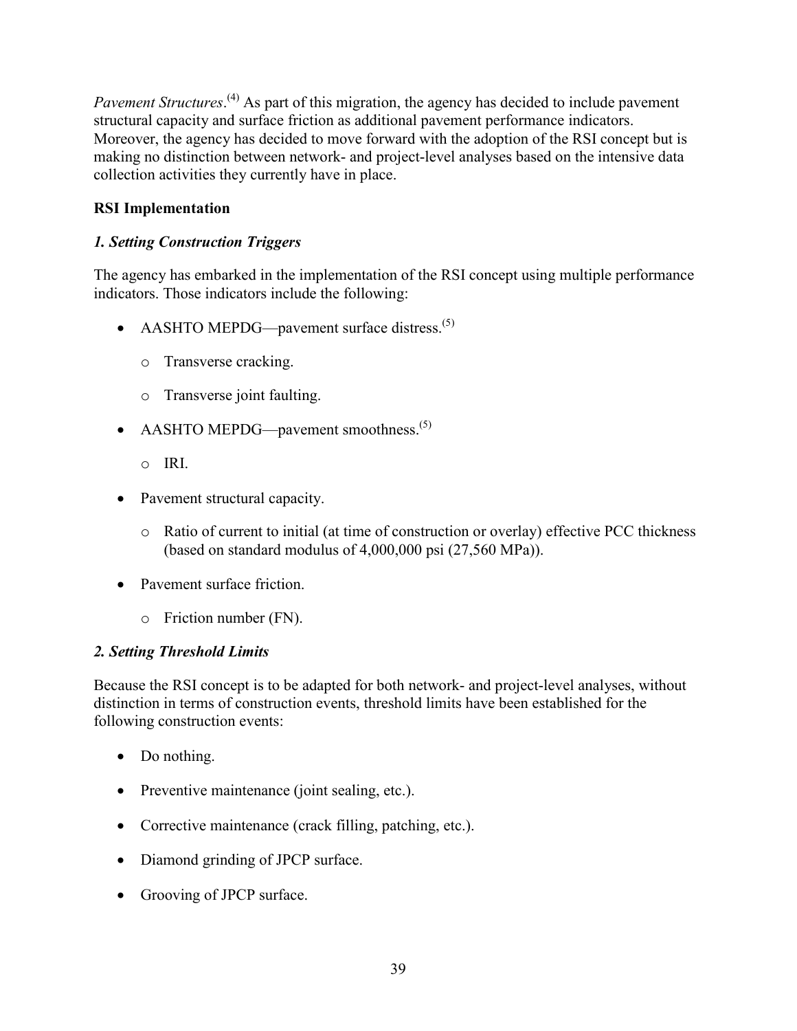*Pavement Structures*.[4] As part of this migration, the agency has decided to include pavement structural capacity and surface friction as additional pavement performance indicators. Moreover, the agency has decided to move forward with the adoption of the RSI concept but is making no distinction between network- and project-level analyses based on the intensive data collection activities they currently have in place.

**RSI Implementation**

***1. Setting Construction Triggers***

The agency has embarked in the implementation of the RSI concept using multiple performance indicators. Those indicators include the following:

- AASHTO MEPDG—pavement surface distress.[5]
    - Transverse cracking.
    - Transverse joint faulting.
- AASHTO MEPDG—pavement smoothness.[5]
    - IRI.
- Pavement structural capacity.
    - Ratio of current to initial (at time of construction or overlay) effective PCC thickness (based on standard modulus of 4,000,000 psi (27,560 MPa)).
- Pavement surface friction.
    - Friction number (FN).

***2. Setting Threshold Limits***

Because the RSI concept is to be adapted for both network- and project-level analyses, without distinction in terms of construction events, threshold limits have been established for the following construction events:

- Do nothing.
- Preventive maintenance (joint sealing, etc.).
- Corrective maintenance (crack filling, patching, etc.).
- Diamond grinding of JPCP surface.
- Grooving of JPCP surface.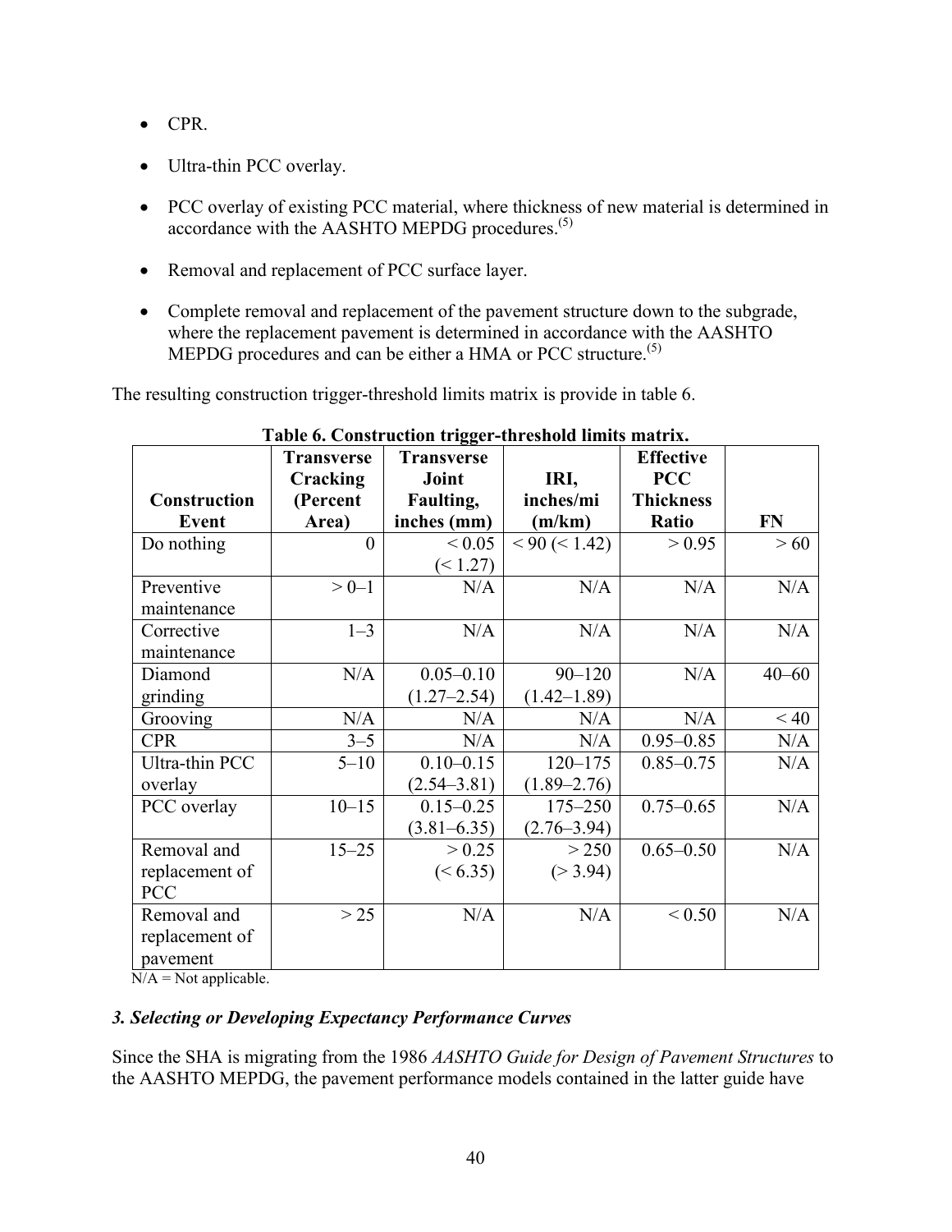- CPR.
- Ultra-thin PCC overlay.
- PCC overlay of existing PCC material, where thickness of new material is determined in accordance with the AASHTO MEPDG procedures.[5]
- Removal and replacement of PCC surface layer.
- Complete removal and replacement of the pavement structure down to the subgrade, where the replacement pavement is determined in accordance with the AASHTO MEPDG procedures and can be either a HMA or PCC structure.[5]

The resulting construction trigger-threshold limits matrix is provide in table 6.

**Table 6. Construction trigger-threshold limits matrix.**

| Construction Event | Transverse Cracking (Percent Area) | Transverse Joint Faulting, inches (mm) | IRI, inches/mi (m/km) | Effective PCC Thickness Ratio | FN |
|---|---|---|---|---|---|
| Do nothing | 0 | < 0.05 (< 1.27) | < 90 (< 1.42) | > 0.95 | > 60 |
| Preventive maintenance | > 0–1 | N/A | N/A | N/A | N/A |
| Corrective maintenance | 1–3 | N/A | N/A | N/A | N/A |
| Diamond grinding | N/A | 0.05–0.10 (1.27–2.54) | 90–120 (1.42–1.89) | N/A | 40–60 |
| Grooving | N/A | N/A | N/A | N/A | < 40 |
| CPR | 3–5 | N/A | N/A | 0.95–0.85 | N/A |
| Ultra-thin PCC overlay | 5–10 | 0.10–0.15 (2.54–3.81) | 120–175 (1.89–2.76) | 0.85–0.75 | N/A |
| PCC overlay | 10–15 | 0.15–0.25 (3.81–6.35) | 175–250 (2.76–3.94) | 0.75–0.65 | N/A |
| Removal and replacement of PCC | 15–25 | > 0.25 (< 6.35) | > 250 (> 3.94) | 0.65–0.50 | N/A |
| Removal and replacement of pavement | > 25 | N/A | N/A | < 0.50 | N/A |

N/A = Not applicable.

### *3. Selecting or Developing Expectancy Performance Curves*

Since the SHA is migrating from the 1986 *AASHTO Guide for Design of Pavement Structures* to the AASHTO MEPDG, the pavement performance models contained in the latter guide have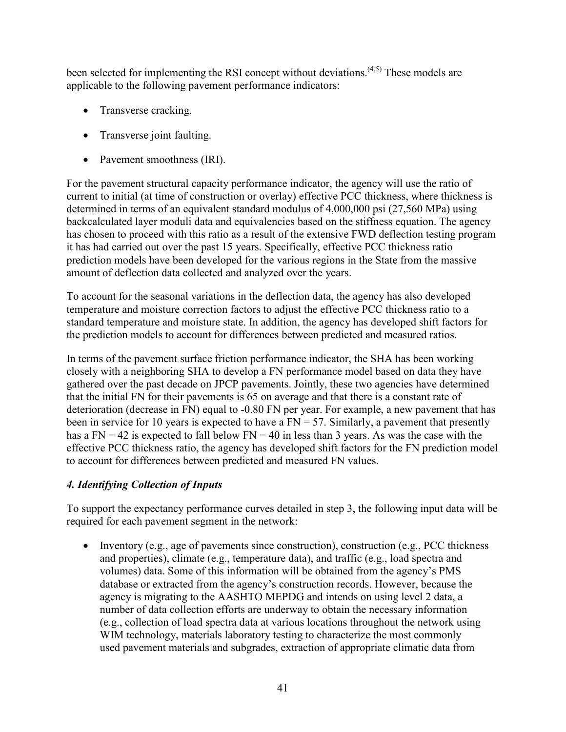been selected for implementing the RSI concept without deviations.[4,5] These models are applicable to the following pavement performance indicators:

- Transverse cracking.
- Transverse joint faulting.
- Pavement smoothness (IRI).

For the pavement structural capacity performance indicator, the agency will use the ratio of current to initial (at time of construction or overlay) effective PCC thickness, where thickness is determined in terms of an equivalent standard modulus of 4,000,000 psi (27,560 MPa) using backcalculated layer moduli data and equivalencies based on the stiffness equation. The agency has chosen to proceed with this ratio as a result of the extensive FWD deflection testing program it has had carried out over the past 15 years. Specifically, effective PCC thickness ratio prediction models have been developed for the various regions in the State from the massive amount of deflection data collected and analyzed over the years.

To account for the seasonal variations in the deflection data, the agency has also developed temperature and moisture correction factors to adjust the effective PCC thickness ratio to a standard temperature and moisture state. In addition, the agency has developed shift factors for the prediction models to account for differences between predicted and measured ratios.

In terms of the pavement surface friction performance indicator, the SHA has been working closely with a neighboring SHA to develop a FN performance model based on data they have gathered over the past decade on JPCP pavements. Jointly, these two agencies have determined that the initial FN for their pavements is 65 on average and that there is a constant rate of deterioration (decrease in FN) equal to -0.80 FN per year. For example, a new pavement that has been in service for 10 years is expected to have a FN = 57. Similarly, a pavement that presently has a FN = 42 is expected to fall below FN = 40 in less than 3 years. As was the case with the effective PCC thickness ratio, the agency has developed shift factors for the FN prediction model to account for differences between predicted and measured FN values.

### *4. Identifying Collection of Inputs*

To support the expectancy performance curves detailed in step 3, the following input data will be required for each pavement segment in the network:

- Inventory (e.g., age of pavements since construction), construction (e.g., PCC thickness and properties), climate (e.g., temperature data), and traffic (e.g., load spectra and volumes) data. Some of this information will be obtained from the agency's PMS database or extracted from the agency's construction records. However, because the agency is migrating to the AASHTO MEPDG and intends on using level 2 data, a number of data collection efforts are underway to obtain the necessary information (e.g., collection of load spectra data at various locations throughout the network using WIM technology, materials laboratory testing to characterize the most commonly used pavement materials and subgrades, extraction of appropriate climatic data from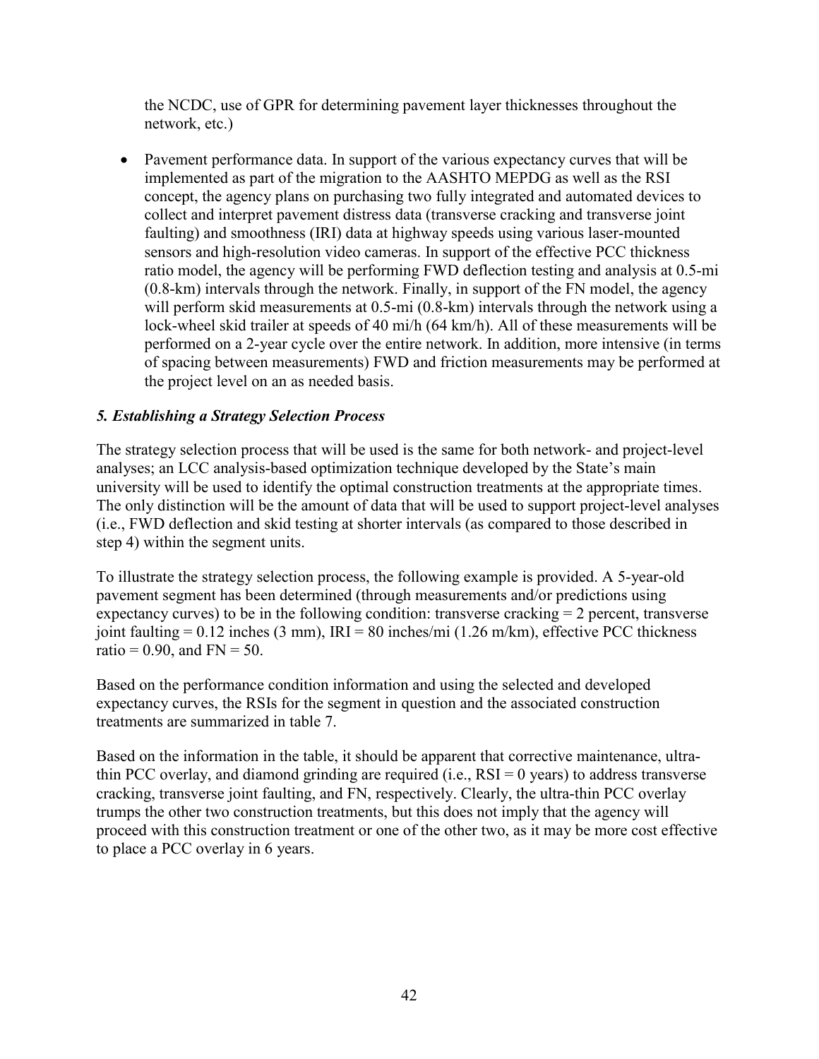the NCDC, use of GPR for determining pavement layer thicknesses throughout the network, etc.)

- Pavement performance data. In support of the various expectancy curves that will be implemented as part of the migration to the AASHTO MEPDG as well as the RSI concept, the agency plans on purchasing two fully integrated and automated devices to collect and interpret pavement distress data (transverse cracking and transverse joint faulting) and smoothness (IRI) data at highway speeds using various laser-mounted sensors and high-resolution video cameras. In support of the effective PCC thickness ratio model, the agency will be performing FWD deflection testing and analysis at 0.5-mi (0.8-km) intervals through the network. Finally, in support of the FN model, the agency will perform skid measurements at 0.5-mi (0.8-km) intervals through the network using a lock-wheel skid trailer at speeds of 40 mi/h (64 km/h). All of these measurements will be performed on a 2-year cycle over the entire network. In addition, more intensive (in terms of spacing between measurements) FWD and friction measurements may be performed at the project level on an as needed basis.

### *5. Establishing a Strategy Selection Process*

The strategy selection process that will be used is the same for both network- and project-level analyses; an LCC analysis-based optimization technique developed by the State's main university will be used to identify the optimal construction treatments at the appropriate times. The only distinction will be the amount of data that will be used to support project-level analyses (i.e., FWD deflection and skid testing at shorter intervals (as compared to those described in step 4) within the segment units.

To illustrate the strategy selection process, the following example is provided. A 5-year-old pavement segment has been determined (through measurements and/or predictions using expectancy curves) to be in the following condition: transverse cracking = 2 percent, transverse joint faulting = 0.12 inches (3 mm), IRI = 80 inches/mi (1.26 m/km), effective PCC thickness ratio = 0.90, and FN = 50.

Based on the performance condition information and using the selected and developed expectancy curves, the RSIs for the segment in question and the associated construction treatments are summarized in table 7.

Based on the information in the table, it should be apparent that corrective maintenance, ultra-thin PCC overlay, and diamond grinding are required (i.e., RSI = 0 years) to address transverse cracking, transverse joint faulting, and FN, respectively. Clearly, the ultra-thin PCC overlay trumps the other two construction treatments, but this does not imply that the agency will proceed with this construction treatment or one of the other two, as it may be more cost effective to place a PCC overlay in 6 years.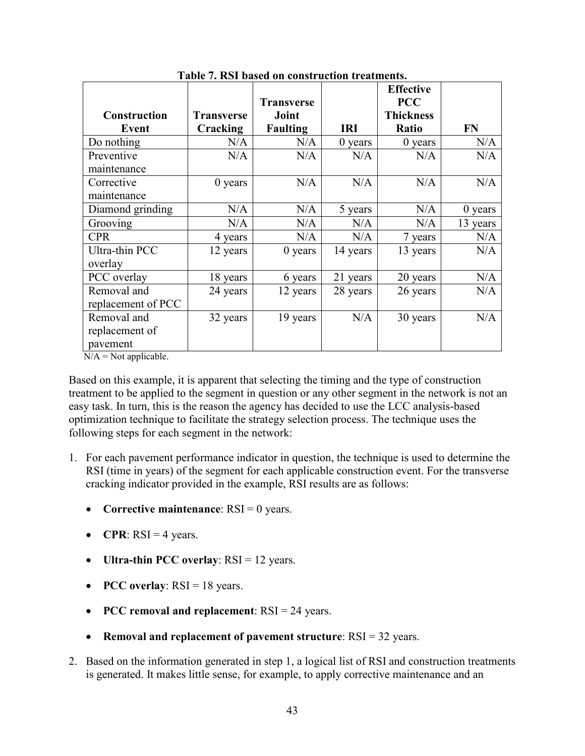**Table 7. RSI based on construction treatments.**

| Construction Event | Transverse Cracking | Transverse Joint Faulting | IRI | Effective PCC Thickness Ratio | FN |
|---|---|---|---|---|---|
| Do nothing | N/A | N/A | 0 years | 0 years | N/A |
| Preventive maintenance | N/A | N/A | N/A | N/A | N/A |
| Corrective maintenance | 0 years | N/A | N/A | N/A | N/A |
| Diamond grinding | N/A | N/A | 5 years | N/A | 0 years |
| Grooving | N/A | N/A | N/A | N/A | 13 years |
| CPR | 4 years | N/A | N/A | 7 years | N/A |
| Ultra-thin PCC overlay | 12 years | 0 years | 14 years | 13 years | N/A |
| PCC overlay | 18 years | 6 years | 21 years | 20 years | N/A |
| Removal and replacement of PCC | 24 years | 12 years | 28 years | 26 years | N/A |
| Removal and replacement of pavement | 32 years | 19 years | N/A | 30 years | N/A |

N/A = Not applicable.

Based on this example, it is apparent that selecting the timing and the type of construction treatment to be applied to the segment in question or any other segment in the network is not an easy task. In turn, this is the reason the agency has decided to use the LCC analysis-based optimization technique to facilitate the strategy selection process. The technique uses the following steps for each segment in the network:

1. For each pavement performance indicator in question, the technique is used to determine the RSI (time in years) of the segment for each applicable construction event. For the transverse cracking indicator provided in the example, RSI results are as follows:

    - **Corrective maintenance**: RSI = 0 years.
    - **CPR**: RSI = 4 years.
    - **Ultra-thin PCC overlay**: RSI = 12 years.
    - **PCC overlay**: RSI = 18 years.
    - **PCC removal and replacement**: RSI = 24 years.
    - **Removal and replacement of pavement structure**: RSI = 32 years.

2. Based on the information generated in step 1, a logical list of RSI and construction treatments is generated. It makes little sense, for example, to apply corrective maintenance and an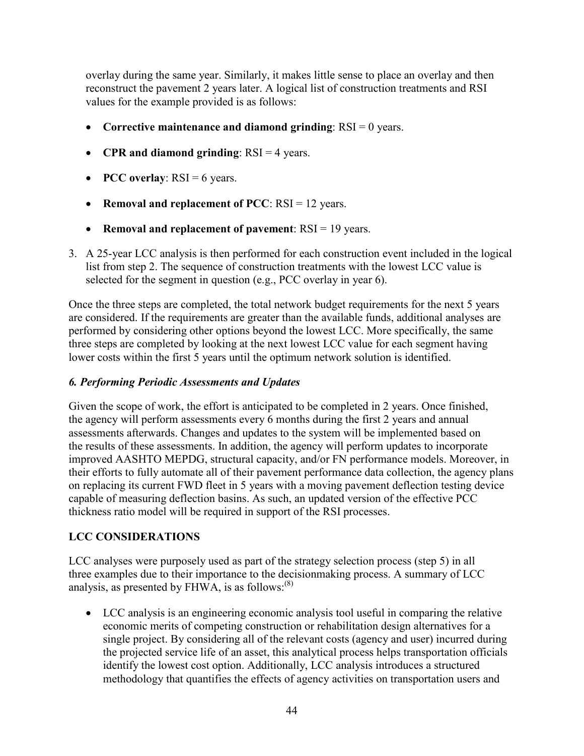overlay during the same year. Similarly, it makes little sense to place an overlay and then reconstruct the pavement 2 years later. A logical list of construction treatments and RSI values for the example provided is as follows:

- **Corrective maintenance and diamond grinding**: RSI = 0 years.
- **CPR and diamond grinding**: RSI = 4 years.
- **PCC overlay**: RSI = 6 years.
- **Removal and replacement of PCC**: RSI = 12 years.
- **Removal and replacement of pavement**: RSI = 19 years.

3. A 25-year LCC analysis is then performed for each construction event included in the logical list from step 2. The sequence of construction treatments with the lowest LCC value is selected for the segment in question (e.g., PCC overlay in year 6).

Once the three steps are completed, the total network budget requirements for the next 5 years are considered. If the requirements are greater than the available funds, additional analyses are performed by considering other options beyond the lowest LCC. More specifically, the same three steps are completed by looking at the next lowest LCC value for each segment having lower costs within the first 5 years until the optimum network solution is identified.

### *6. Performing Periodic Assessments and Updates*

Given the scope of work, the effort is anticipated to be completed in 2 years. Once finished, the agency will perform assessments every 6 months during the first 2 years and annual assessments afterwards. Changes and updates to the system will be implemented based on the results of these assessments. In addition, the agency will perform updates to incorporate improved AASHTO MEPDG, structural capacity, and/or FN performance models. Moreover, in their efforts to fully automate all of their pavement performance data collection, the agency plans on replacing its current FWD fleet in 5 years with a moving pavement deflection testing device capable of measuring deflection basins. As such, an updated version of the effective PCC thickness ratio model will be required in support of the RSI processes.

## LCC CONSIDERATIONS

LCC analyses were purposely used as part of the strategy selection process (step 5) in all three examples due to their importance to the decisionmaking process. A summary of LCC analysis, as presented by FHWA, is as follows:[8]

- LCC analysis is an engineering economic analysis tool useful in comparing the relative economic merits of competing construction or rehabilitation design alternatives for a single project. By considering all of the relevant costs (agency and user) incurred during the projected service life of an asset, this analytical process helps transportation officials identify the lowest cost option. Additionally, LCC analysis introduces a structured methodology that quantifies the effects of agency activities on transportation users and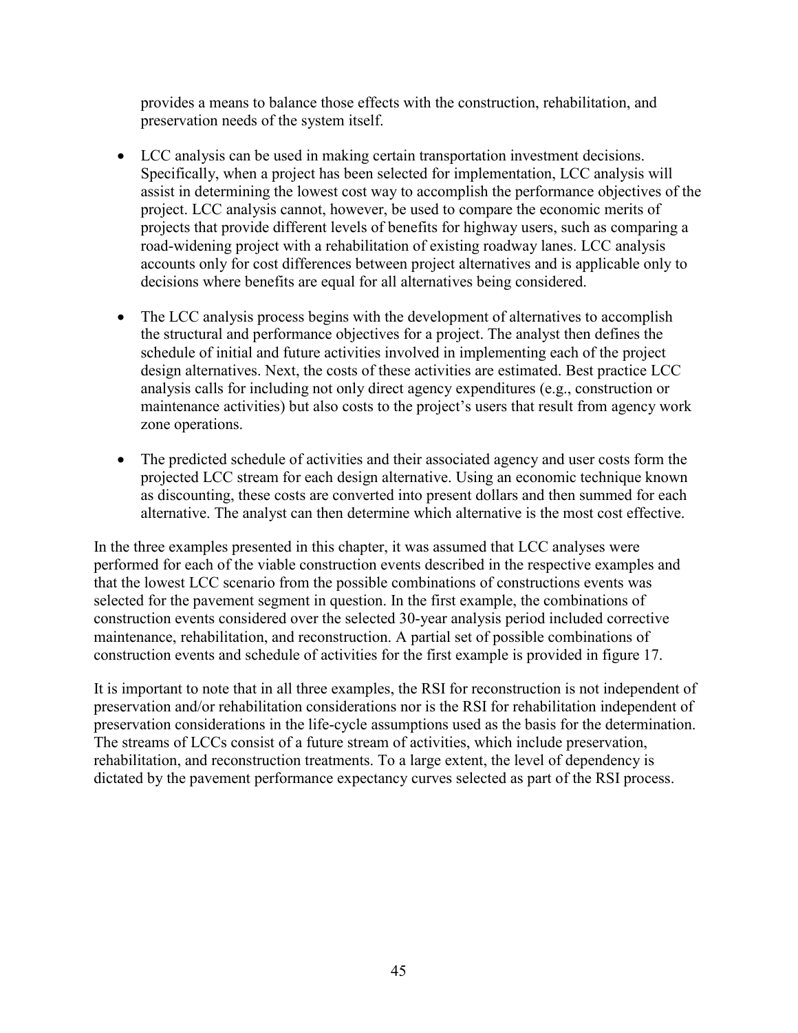provides a means to balance those effects with the construction, rehabilitation, and preservation needs of the system itself.

- LCC analysis can be used in making certain transportation investment decisions. Specifically, when a project has been selected for implementation, LCC analysis will assist in determining the lowest cost way to accomplish the performance objectives of the project. LCC analysis cannot, however, be used to compare the economic merits of projects that provide different levels of benefits for highway users, such as comparing a road-widening project with a rehabilitation of existing roadway lanes. LCC analysis accounts only for cost differences between project alternatives and is applicable only to decisions where benefits are equal for all alternatives being considered.

- The LCC analysis process begins with the development of alternatives to accomplish the structural and performance objectives for a project. The analyst then defines the schedule of initial and future activities involved in implementing each of the project design alternatives. Next, the costs of these activities are estimated. Best practice LCC analysis calls for including not only direct agency expenditures (e.g., construction or maintenance activities) but also costs to the project's users that result from agency work zone operations.

- The predicted schedule of activities and their associated agency and user costs form the projected LCC stream for each design alternative. Using an economic technique known as discounting, these costs are converted into present dollars and then summed for each alternative. The analyst can then determine which alternative is the most cost effective.

In the three examples presented in this chapter, it was assumed that LCC analyses were performed for each of the viable construction events described in the respective examples and that the lowest LCC scenario from the possible combinations of constructions events was selected for the pavement segment in question. In the first example, the combinations of construction events considered over the selected 30-year analysis period included corrective maintenance, rehabilitation, and reconstruction. A partial set of possible combinations of construction events and schedule of activities for the first example is provided in figure 17.

It is important to note that in all three examples, the RSI for reconstruction is not independent of preservation and/or rehabilitation considerations nor is the RSI for rehabilitation independent of preservation considerations in the life-cycle assumptions used as the basis for the determination. The streams of LCCs consist of a future stream of activities, which include preservation, rehabilitation, and reconstruction treatments. To a large extent, the level of dependency is dictated by the pavement performance expectancy curves selected as part of the RSI process.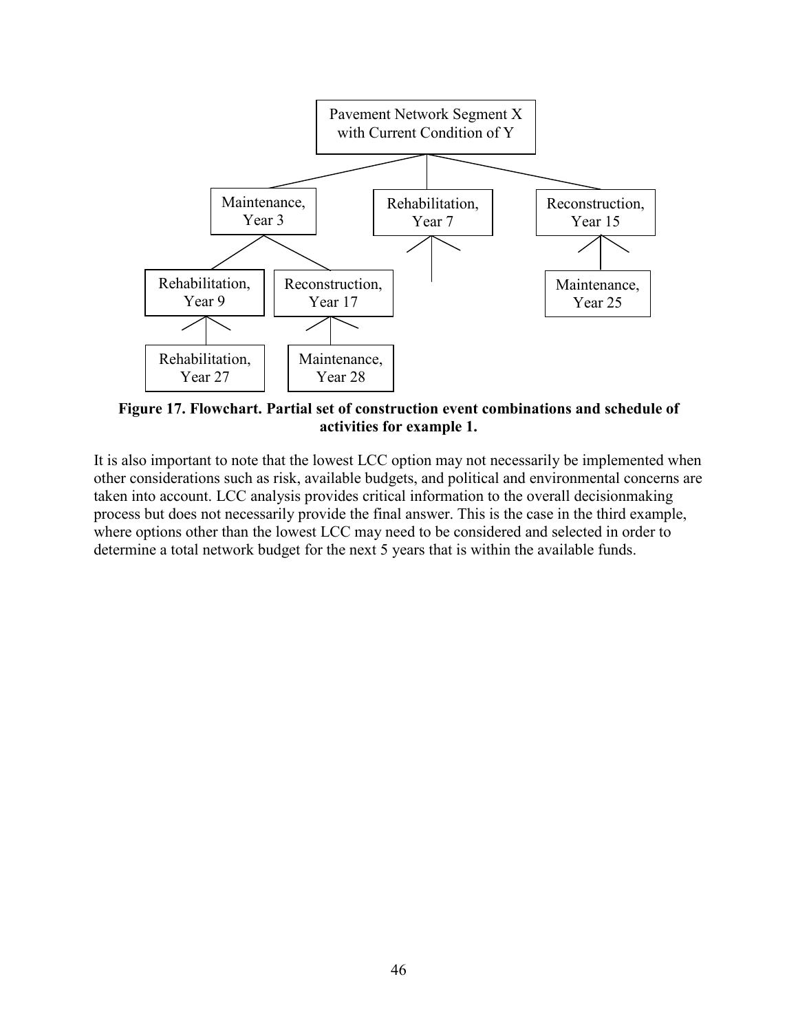Pavement Network Segment X with Current Condition of Y

Maintenance, Year 3

Rehabilitation, Year 7

Reconstruction, Year 15

Rehabilitation, Year 9

Reconstruction, Year 17

Maintenance, Year 25

Rehabilitation, Year 27

Maintenance, Year 28

**Figure 17. Flowchart. Partial set of construction event combinations and schedule of activities for example 1.**

It is also important to note that the lowest LCC option may not necessarily be implemented when other considerations such as risk, available budgets, and political and environmental concerns are taken into account. LCC analysis provides critical information to the overall decisionmaking process but does not necessarily provide the final answer. This is the case in the third example, where options other than the lowest LCC may need to be considered and selected in order to determine a total network budget for the next 5 years that is within the available funds.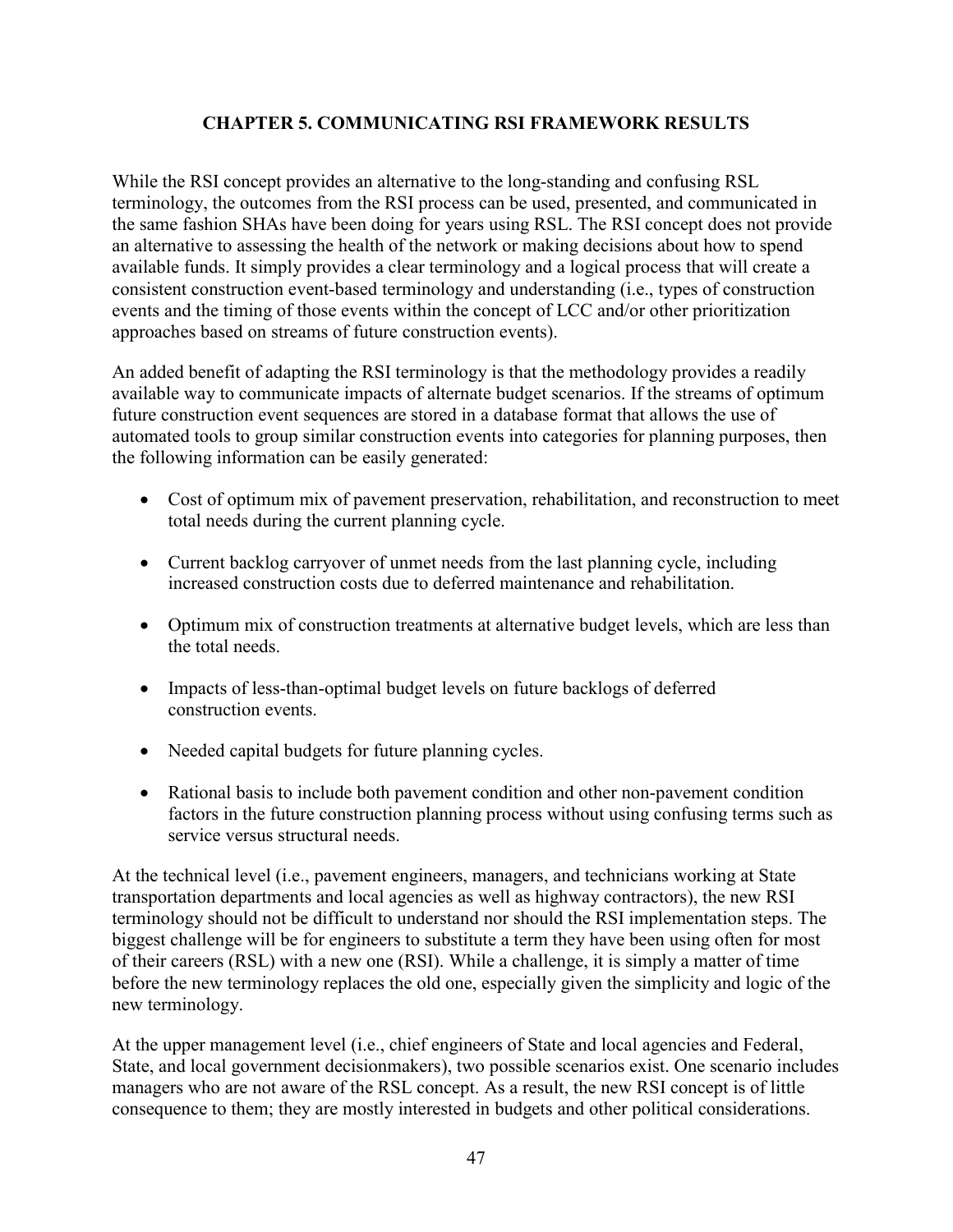# CHAPTER 5. COMMUNICATING RSI FRAMEWORK RESULTS

While the RSI concept provides an alternative to the long-standing and confusing RSL terminology, the outcomes from the RSI process can be used, presented, and communicated in the same fashion SHAs have been doing for years using RSL. The RSI concept does not provide an alternative to assessing the health of the network or making decisions about how to spend available funds. It simply provides a clear terminology and a logical process that will create a consistent construction event-based terminology and understanding (i.e., types of construction events and the timing of those events within the concept of LCC and/or other prioritization approaches based on streams of future construction events).

An added benefit of adapting the RSI terminology is that the methodology provides a readily available way to communicate impacts of alternate budget scenarios. If the streams of optimum future construction event sequences are stored in a database format that allows the use of automated tools to group similar construction events into categories for planning purposes, then the following information can be easily generated:

- Cost of optimum mix of pavement preservation, rehabilitation, and reconstruction to meet total needs during the current planning cycle.
- Current backlog carryover of unmet needs from the last planning cycle, including increased construction costs due to deferred maintenance and rehabilitation.
- Optimum mix of construction treatments at alternative budget levels, which are less than the total needs.
- Impacts of less-than-optimal budget levels on future backlogs of deferred construction events.
- Needed capital budgets for future planning cycles.
- Rational basis to include both pavement condition and other non-pavement condition factors in the future construction planning process without using confusing terms such as service versus structural needs.

At the technical level (i.e., pavement engineers, managers, and technicians working at State transportation departments and local agencies as well as highway contractors), the new RSI terminology should not be difficult to understand nor should the RSI implementation steps. The biggest challenge will be for engineers to substitute a term they have been using often for most of their careers (RSL) with a new one (RSI). While a challenge, it is simply a matter of time before the new terminology replaces the old one, especially given the simplicity and logic of the new terminology.

At the upper management level (i.e., chief engineers of State and local agencies and Federal, State, and local government decisionmakers), two possible scenarios exist. One scenario includes managers who are not aware of the RSL concept. As a result, the new RSI concept is of little consequence to them; they are mostly interested in budgets and other political considerations.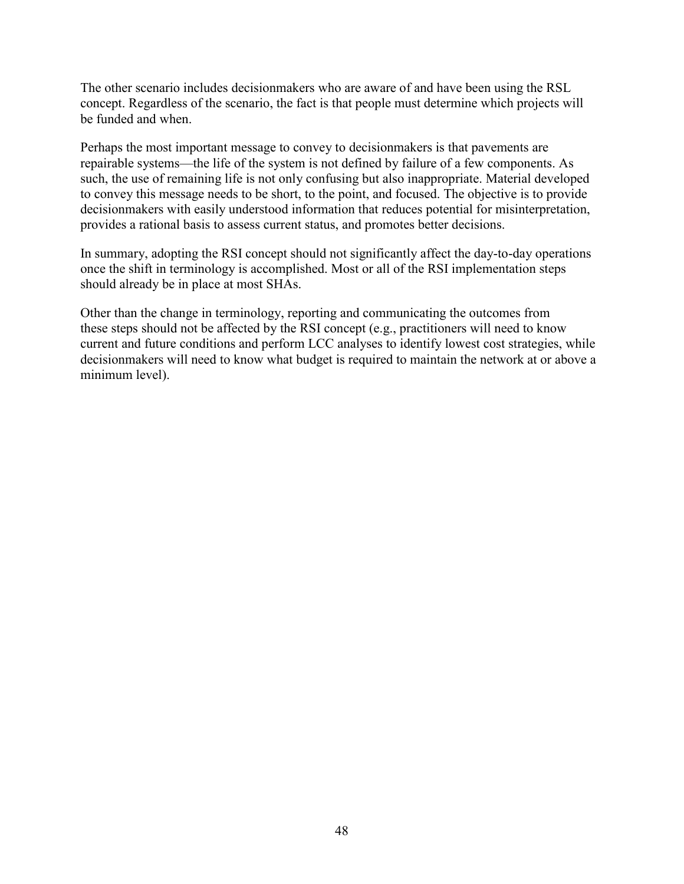The other scenario includes decisionmakers who are aware of and have been using the RSL concept. Regardless of the scenario, the fact is that people must determine which projects will be funded and when.

Perhaps the most important message to convey to decisionmakers is that pavements are repairable systems—the life of the system is not defined by failure of a few components. As such, the use of remaining life is not only confusing but also inappropriate. Material developed to convey this message needs to be short, to the point, and focused. The objective is to provide decisionmakers with easily understood information that reduces potential for misinterpretation, provides a rational basis to assess current status, and promotes better decisions.

In summary, adopting the RSI concept should not significantly affect the day-to-day operations once the shift in terminology is accomplished. Most or all of the RSI implementation steps should already be in place at most SHAs.

Other than the change in terminology, reporting and communicating the outcomes from these steps should not be affected by the RSI concept (e.g., practitioners will need to know current and future conditions and perform LCC analyses to identify lowest cost strategies, while decisionmakers will need to know what budget is required to maintain the network at or above a minimum level).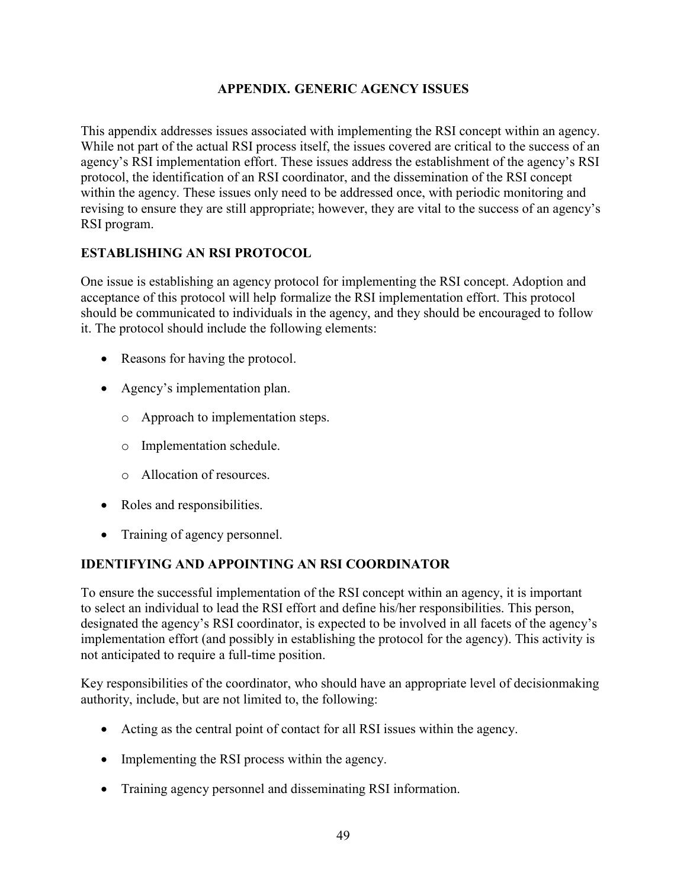# APPENDIX. GENERIC AGENCY ISSUES

This appendix addresses issues associated with implementing the RSI concept within an agency. While not part of the actual RSI process itself, the issues covered are critical to the success of an agency's RSI implementation effort. These issues address the establishment of the agency's RSI protocol, the identification of an RSI coordinator, and the dissemination of the RSI concept within the agency. These issues only need to be addressed once, with periodic monitoring and revising to ensure they are still appropriate; however, they are vital to the success of an agency's RSI program.

## ESTABLISHING AN RSI PROTOCOL

One issue is establishing an agency protocol for implementing the RSI concept. Adoption and acceptance of this protocol will help formalize the RSI implementation effort. This protocol should be communicated to individuals in the agency, and they should be encouraged to follow it. The protocol should include the following elements:

- Reasons for having the protocol.
- Agency's implementation plan.
  - Approach to implementation steps.
  - Implementation schedule.
  - Allocation of resources.
- Roles and responsibilities.
- Training of agency personnel.

## IDENTIFYING AND APPOINTING AN RSI COORDINATOR

To ensure the successful implementation of the RSI concept within an agency, it is important to select an individual to lead the RSI effort and define his/her responsibilities. This person, designated the agency's RSI coordinator, is expected to be involved in all facets of the agency's implementation effort (and possibly in establishing the protocol for the agency). This activity is not anticipated to require a full-time position.

Key responsibilities of the coordinator, who should have an appropriate level of decisionmaking authority, include, but are not limited to, the following:

- Acting as the central point of contact for all RSI issues within the agency.
- Implementing the RSI process within the agency.
- Training agency personnel and disseminating RSI information.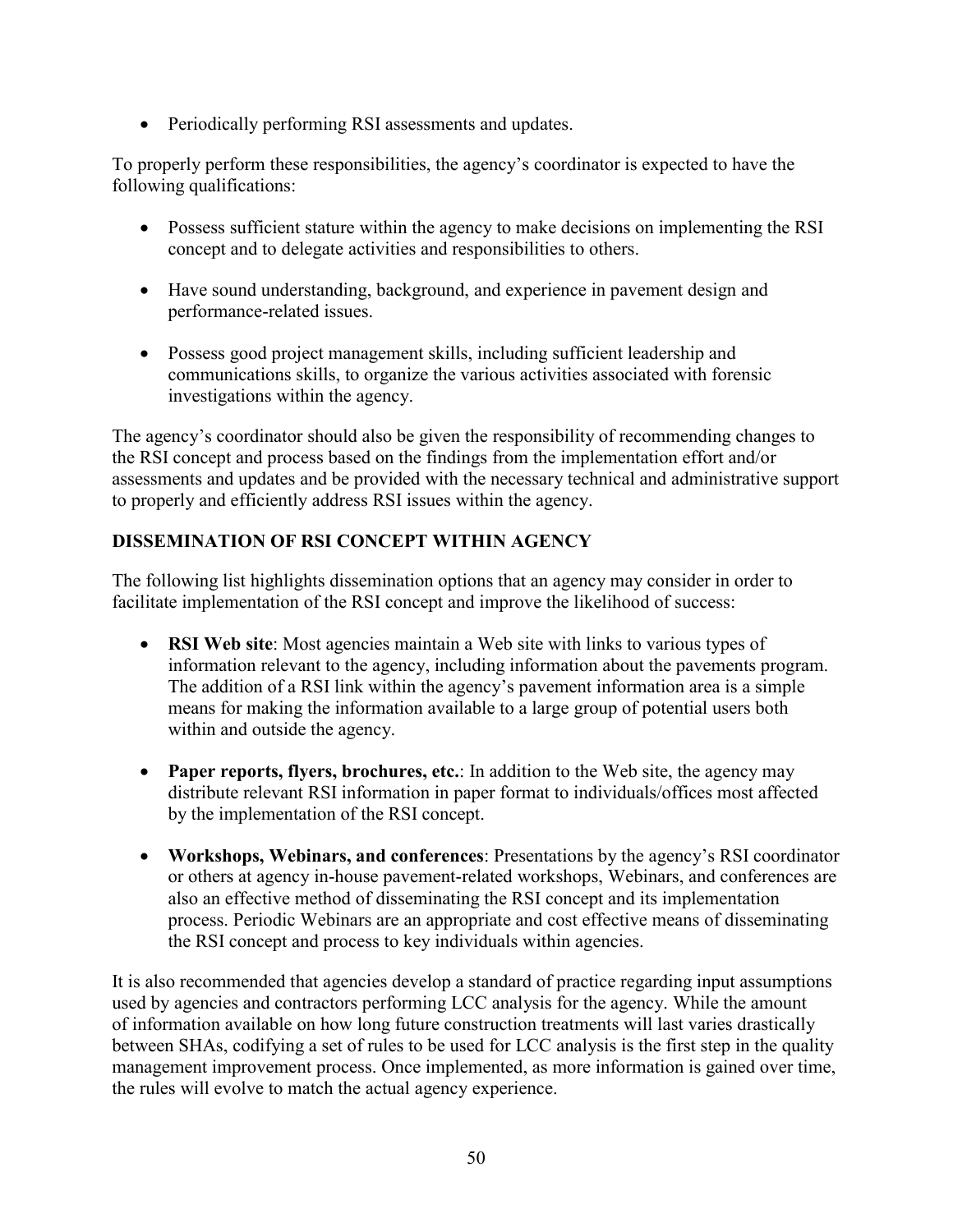- Periodically performing RSI assessments and updates.

To properly perform these responsibilities, the agency's coordinator is expected to have the following qualifications:

- Possess sufficient stature within the agency to make decisions on implementing the RSI concept and to delegate activities and responsibilities to others.
- Have sound understanding, background, and experience in pavement design and performance-related issues.
- Possess good project management skills, including sufficient leadership and communications skills, to organize the various activities associated with forensic investigations within the agency.

The agency's coordinator should also be given the responsibility of recommending changes to the RSI concept and process based on the findings from the implementation effort and/or assessments and updates and be provided with the necessary technical and administrative support to properly and efficiently address RSI issues within the agency.

## DISSEMINATION OF RSI CONCEPT WITHIN AGENCY

The following list highlights dissemination options that an agency may consider in order to facilitate implementation of the RSI concept and improve the likelihood of success:

- **RSI Web site**: Most agencies maintain a Web site with links to various types of information relevant to the agency, including information about the pavements program. The addition of a RSI link within the agency's pavement information area is a simple means for making the information available to a large group of potential users both within and outside the agency.
- **Paper reports, flyers, brochures, etc.**: In addition to the Web site, the agency may distribute relevant RSI information in paper format to individuals/offices most affected by the implementation of the RSI concept.
- **Workshops, Webinars, and conferences**: Presentations by the agency's RSI coordinator or others at agency in-house pavement-related workshops, Webinars, and conferences are also an effective method of disseminating the RSI concept and its implementation process. Periodic Webinars are an appropriate and cost effective means of disseminating the RSI concept and process to key individuals within agencies.

It is also recommended that agencies develop a standard of practice regarding input assumptions used by agencies and contractors performing LCC analysis for the agency. While the amount of information available on how long future construction treatments will last varies drastically between SHAs, codifying a set of rules to be used for LCC analysis is the first step in the quality management improvement process. Once implemented, as more information is gained over time, the rules will evolve to match the actual agency experience.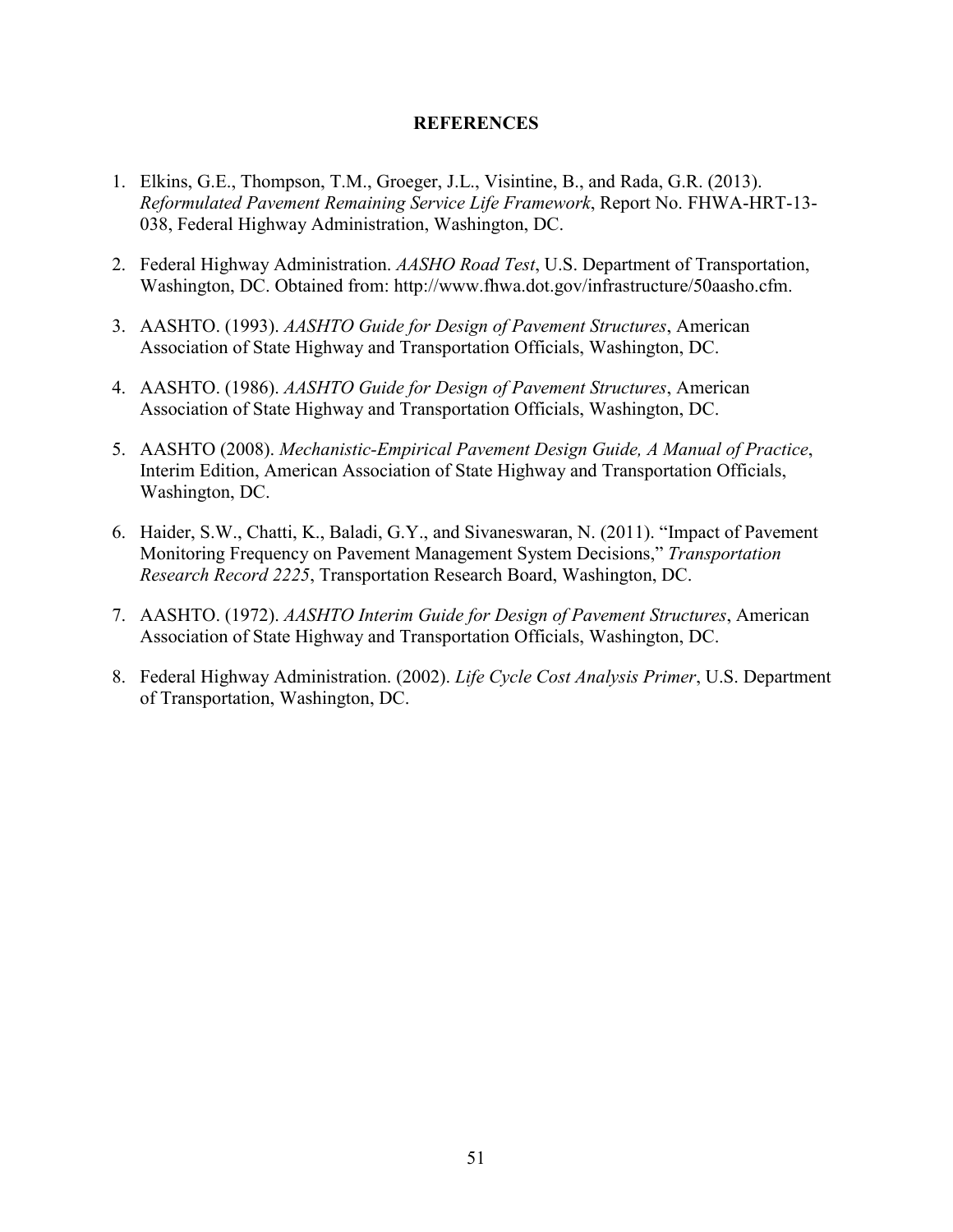# REFERENCES

1. Elkins, G.E., Thompson, T.M., Groeger, J.L., Visintine, B., and Rada, G.R. (2013). *Reformulated Pavement Remaining Service Life Framework*, Report No. FHWA-HRT-13-038, Federal Highway Administration, Washington, DC.

2. Federal Highway Administration. *AASHO Road Test*, U.S. Department of Transportation, Washington, DC. Obtained from: http://www.fhwa.dot.gov/infrastructure/50aasho.cfm.

3. AASHTO. (1993). *AASHTO Guide for Design of Pavement Structures*, American Association of State Highway and Transportation Officials, Washington, DC.

4. AASHTO. (1986). *AASHTO Guide for Design of Pavement Structures*, American Association of State Highway and Transportation Officials, Washington, DC.

5. AASHTO (2008). *Mechanistic-Empirical Pavement Design Guide, A Manual of Practice*, Interim Edition, American Association of State Highway and Transportation Officials, Washington, DC.

6. Haider, S.W., Chatti, K., Baladi, G.Y., and Sivaneswaran, N. (2011). "Impact of Pavement Monitoring Frequency on Pavement Management System Decisions," *Transportation Research Record 2225*, Transportation Research Board, Washington, DC.

7. AASHTO. (1972). *AASHTO Interim Guide for Design of Pavement Structures*, American Association of State Highway and Transportation Officials, Washington, DC.

8. Federal Highway Administration. (2002). *Life Cycle Cost Analysis Primer*, U.S. Department of Transportation, Washington, DC.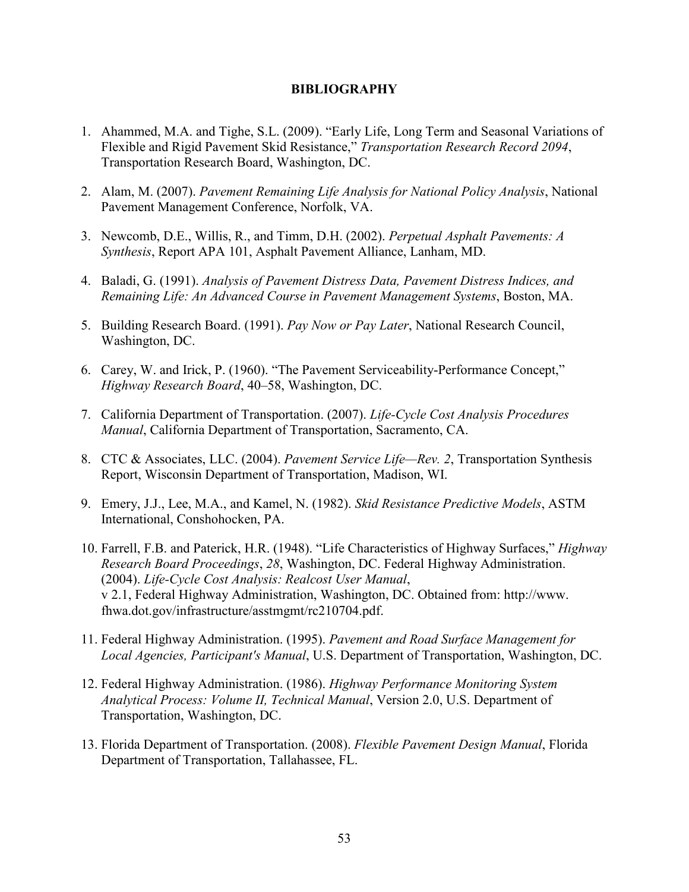# BIBLIOGRAPHY

1. Ahammed, M.A. and Tighe, S.L. (2009). "Early Life, Long Term and Seasonal Variations of Flexible and Rigid Pavement Skid Resistance," *Transportation Research Record 2094*, Transportation Research Board, Washington, DC.

2. Alam, M. (2007). *Pavement Remaining Life Analysis for National Policy Analysis*, National Pavement Management Conference, Norfolk, VA.

3. Newcomb, D.E., Willis, R., and Timm, D.H. (2002). *Perpetual Asphalt Pavements: A Synthesis*, Report APA 101, Asphalt Pavement Alliance, Lanham, MD.

4. Baladi, G. (1991). *Analysis of Pavement Distress Data, Pavement Distress Indices, and Remaining Life: An Advanced Course in Pavement Management Systems*, Boston, MA.

5. Building Research Board. (1991). *Pay Now or Pay Later*, National Research Council, Washington, DC.

6. Carey, W. and Irick, P. (1960). "The Pavement Serviceability-Performance Concept," *Highway Research Board*, 40–58, Washington, DC.

7. California Department of Transportation. (2007). *Life-Cycle Cost Analysis Procedures Manual*, California Department of Transportation, Sacramento, CA.

8. CTC & Associates, LLC. (2004). *Pavement Service Life—Rev. 2*, Transportation Synthesis Report, Wisconsin Department of Transportation, Madison, WI.

9. Emery, J.J., Lee, M.A., and Kamel, N. (1982). *Skid Resistance Predictive Models*, ASTM International, Conshohocken, PA.

10. Farrell, F.B. and Paterick, H.R. (1948). "Life Characteristics of Highway Surfaces," *Highway Research Board Proceedings*, *28*, Washington, DC. Federal Highway Administration. (2004). *Life-Cycle Cost Analysis: Realcost User Manual*, v 2.1, Federal Highway Administration, Washington, DC. Obtained from: http://www.fhwa.dot.gov/infrastructure/asstmgmt/rc210704.pdf.

11. Federal Highway Administration. (1995). *Pavement and Road Surface Management for Local Agencies, Participant's Manual*, U.S. Department of Transportation, Washington, DC.

12. Federal Highway Administration. (1986). *Highway Performance Monitoring System Analytical Process: Volume II, Technical Manual*, Version 2.0, U.S. Department of Transportation, Washington, DC.

13. Florida Department of Transportation. (2008). *Flexible Pavement Design Manual*, Florida Department of Transportation, Tallahassee, FL.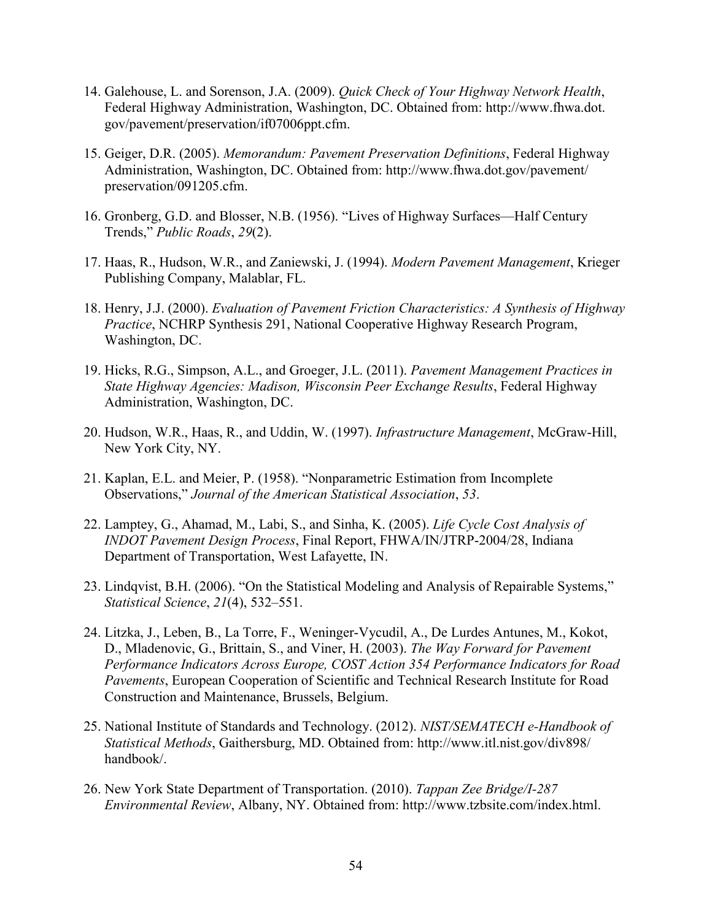14. Galehouse, L. and Sorenson, J.A. (2009). *Quick Check of Your Highway Network Health*, Federal Highway Administration, Washington, DC. Obtained from: http://www.fhwa.dot.gov/pavement/preservation/if07006ppt.cfm.

15. Geiger, D.R. (2005). *Memorandum: Pavement Preservation Definitions*, Federal Highway Administration, Washington, DC. Obtained from: http://www.fhwa.dot.gov/pavement/preservation/091205.cfm.

16. Gronberg, G.D. and Blosser, N.B. (1956). "Lives of Highway Surfaces—Half Century Trends," *Public Roads*, *29*(2).

17. Haas, R., Hudson, W.R., and Zaniewski, J. (1994). *Modern Pavement Management*, Krieger Publishing Company, Malablar, FL.

18. Henry, J.J. (2000). *Evaluation of Pavement Friction Characteristics: A Synthesis of Highway Practice*, NCHRP Synthesis 291, National Cooperative Highway Research Program, Washington, DC.

19. Hicks, R.G., Simpson, A.L., and Groeger, J.L. (2011). *Pavement Management Practices in State Highway Agencies: Madison, Wisconsin Peer Exchange Results*, Federal Highway Administration, Washington, DC.

20. Hudson, W.R., Haas, R., and Uddin, W. (1997). *Infrastructure Management*, McGraw-Hill, New York City, NY.

21. Kaplan, E.L. and Meier, P. (1958). "Nonparametric Estimation from Incomplete Observations," *Journal of the American Statistical Association*, *53*.

22. Lamptey, G., Ahamad, M., Labi, S., and Sinha, K. (2005). *Life Cycle Cost Analysis of INDOT Pavement Design Process*, Final Report, FHWA/IN/JTRP-2004/28, Indiana Department of Transportation, West Lafayette, IN.

23. Lindqvist, B.H. (2006). "On the Statistical Modeling and Analysis of Repairable Systems," *Statistical Science*, *21*(4), 532–551.

24. Litzka, J., Leben, B., La Torre, F., Weninger-Vycudil, A., De Lurdes Antunes, M., Kokot, D., Mladenovic, G., Brittain, S., and Viner, H. (2003). *The Way Forward for Pavement Performance Indicators Across Europe, COST Action 354 Performance Indicators for Road Pavements*, European Cooperation of Scientific and Technical Research Institute for Road Construction and Maintenance, Brussels, Belgium.

25. National Institute of Standards and Technology. (2012). *NIST/SEMATECH e-Handbook of Statistical Methods*, Gaithersburg, MD. Obtained from: http://www.itl.nist.gov/div898/handbook/.

26. New York State Department of Transportation. (2010). *Tappan Zee Bridge/I-287 Environmental Review*, Albany, NY. Obtained from: http://www.tzbsite.com/index.html.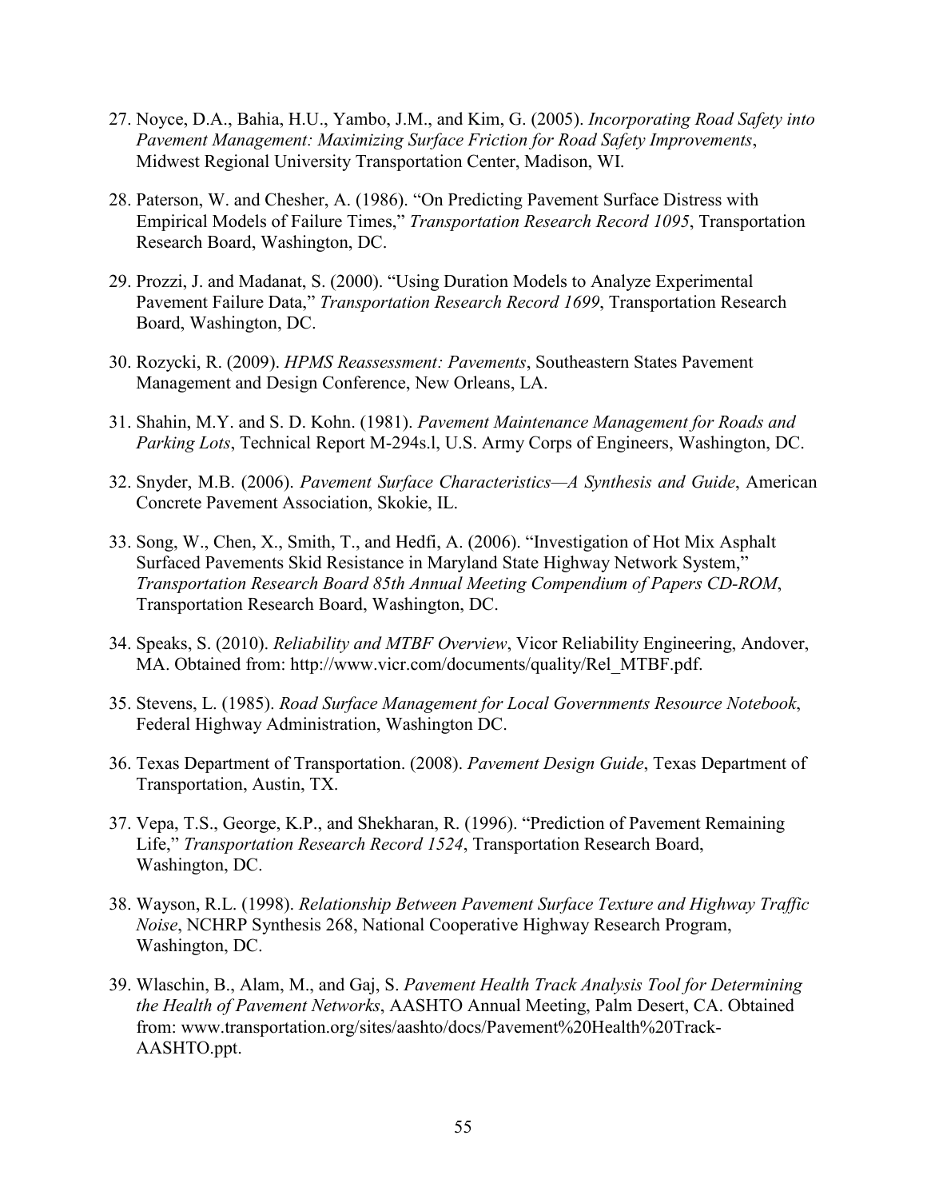27. Noyce, D.A., Bahia, H.U., Yambo, J.M., and Kim, G. (2005). *Incorporating Road Safety into Pavement Management: Maximizing Surface Friction for Road Safety Improvements*, Midwest Regional University Transportation Center, Madison, WI.

28. Paterson, W. and Chesher, A. (1986). "On Predicting Pavement Surface Distress with Empirical Models of Failure Times," *Transportation Research Record 1095*, Transportation Research Board, Washington, DC.

29. Prozzi, J. and Madanat, S. (2000). "Using Duration Models to Analyze Experimental Pavement Failure Data," *Transportation Research Record 1699*, Transportation Research Board, Washington, DC.

30. Rozycki, R. (2009). *HPMS Reassessment: Pavements*, Southeastern States Pavement Management and Design Conference, New Orleans, LA.

31. Shahin, M.Y. and S. D. Kohn. (1981). *Pavement Maintenance Management for Roads and Parking Lots*, Technical Report M-294s.l, U.S. Army Corps of Engineers, Washington, DC.

32. Snyder, M.B. (2006). *Pavement Surface Characteristics—A Synthesis and Guide*, American Concrete Pavement Association, Skokie, IL.

33. Song, W., Chen, X., Smith, T., and Hedfi, A. (2006). "Investigation of Hot Mix Asphalt Surfaced Pavements Skid Resistance in Maryland State Highway Network System," *Transportation Research Board 85th Annual Meeting Compendium of Papers CD-ROM*, Transportation Research Board, Washington, DC.

34. Speaks, S. (2010). *Reliability and MTBF Overview*, Vicor Reliability Engineering, Andover, MA. Obtained from: http://www.vicr.com/documents/quality/Rel_MTBF.pdf.

35. Stevens, L. (1985). *Road Surface Management for Local Governments Resource Notebook*, Federal Highway Administration, Washington DC.

36. Texas Department of Transportation. (2008). *Pavement Design Guide*, Texas Department of Transportation, Austin, TX.

37. Vepa, T.S., George, K.P., and Shekharan, R. (1996). "Prediction of Pavement Remaining Life," *Transportation Research Record 1524*, Transportation Research Board, Washington, DC.

38. Wayson, R.L. (1998). *Relationship Between Pavement Surface Texture and Highway Traffic Noise*, NCHRP Synthesis 268, National Cooperative Highway Research Program, Washington, DC.

39. Wlaschin, B., Alam, M., and Gaj, S. *Pavement Health Track Analysis Tool for Determining the Health of Pavement Networks*, AASHTO Annual Meeting, Palm Desert, CA. Obtained from: www.transportation.org/sites/aashto/docs/Pavement%20Health%20Track-AASHTO.ppt.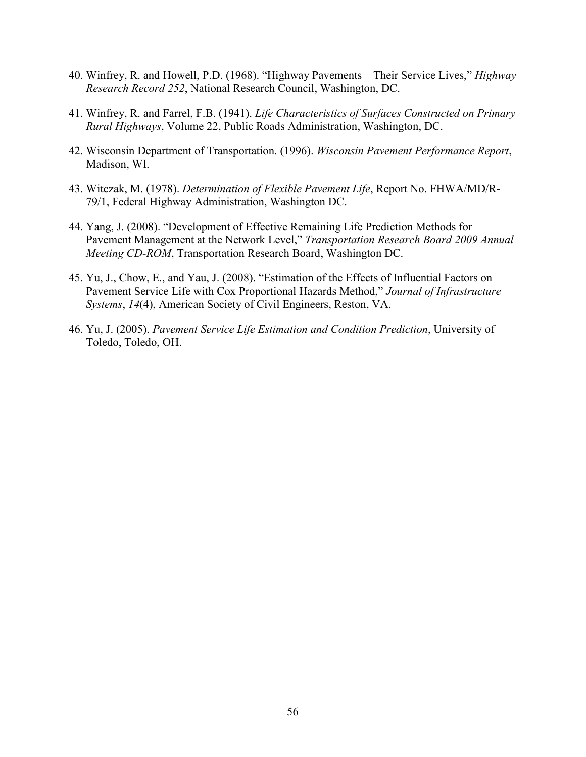40. Winfrey, R. and Howell, P.D. (1968). "Highway Pavements—Their Service Lives," *Highway Research Record 252*, National Research Council, Washington, DC.

41. Winfrey, R. and Farrel, F.B. (1941). *Life Characteristics of Surfaces Constructed on Primary Rural Highways*, Volume 22, Public Roads Administration, Washington, DC.

42. Wisconsin Department of Transportation. (1996). *Wisconsin Pavement Performance Report*, Madison, WI.

43. Witczak, M. (1978). *Determination of Flexible Pavement Life*, Report No. FHWA/MD/R-79/1, Federal Highway Administration, Washington DC.

44. Yang, J. (2008). "Development of Effective Remaining Life Prediction Methods for Pavement Management at the Network Level," *Transportation Research Board 2009 Annual Meeting CD-ROM*, Transportation Research Board, Washington DC.

45. Yu, J., Chow, E., and Yau, J. (2008). "Estimation of the Effects of Influential Factors on Pavement Service Life with Cox Proportional Hazards Method," *Journal of Infrastructure Systems*, *14*(4), American Society of Civil Engineers, Reston, VA.

46. Yu, J. (2005). *Pavement Service Life Estimation and Condition Prediction*, University of Toledo, Toledo, OH.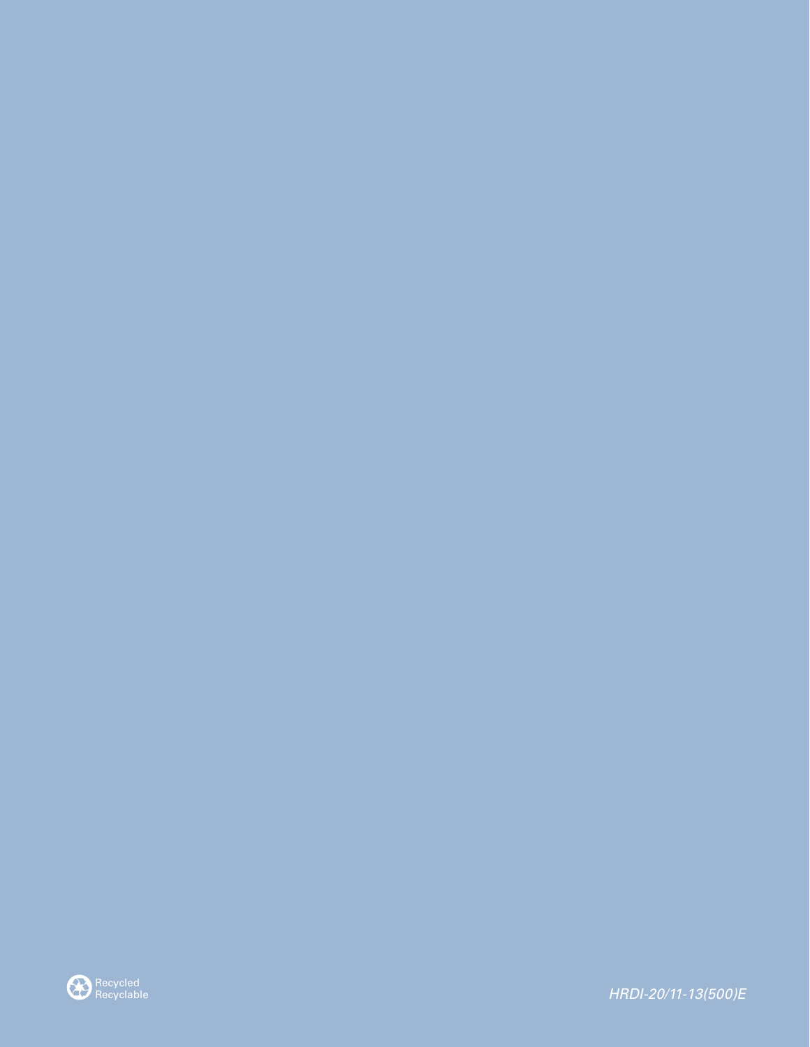Recycled
Recyclable

*HRDI-20/11-13(500)E*